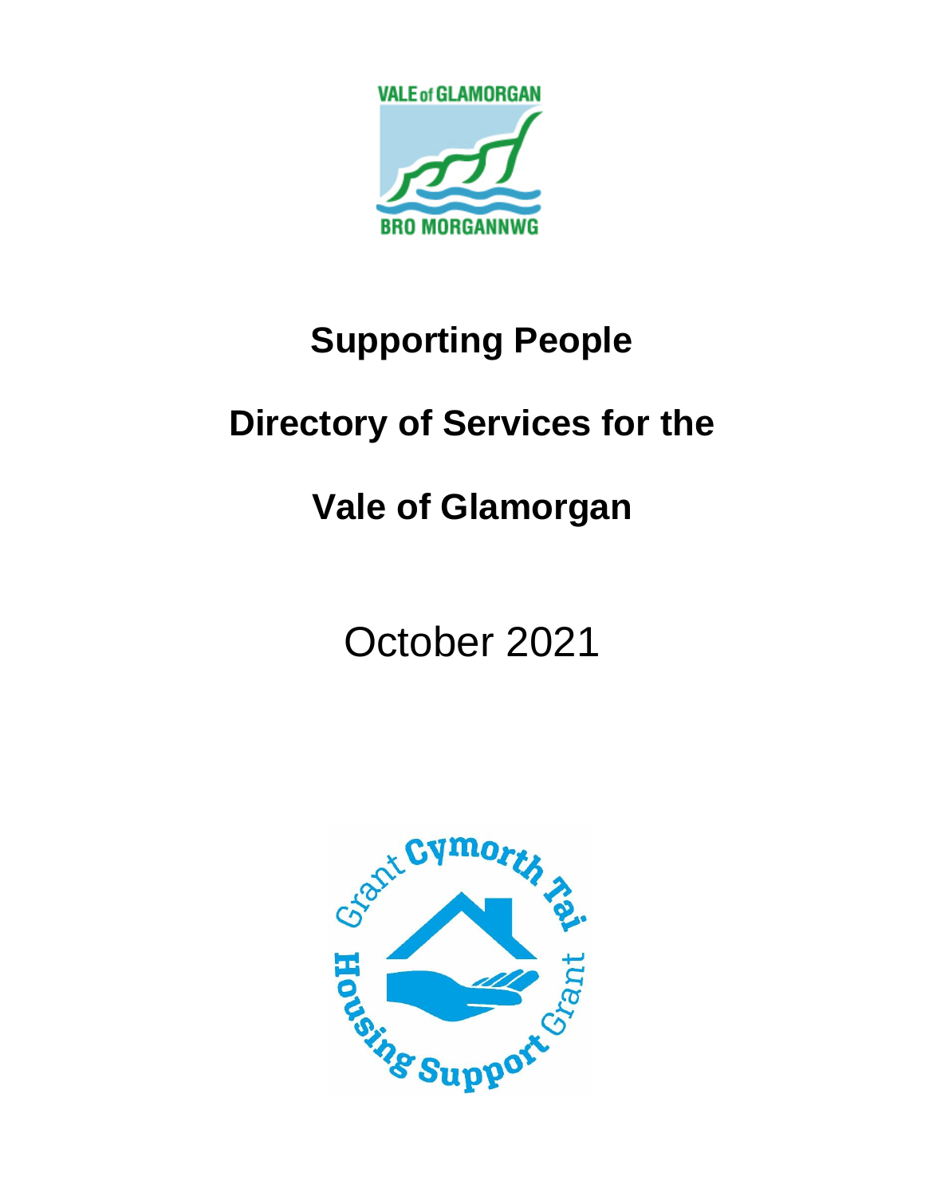# Supporting People

# Directory of Services for the

# Vale of Glamorgan

October 2021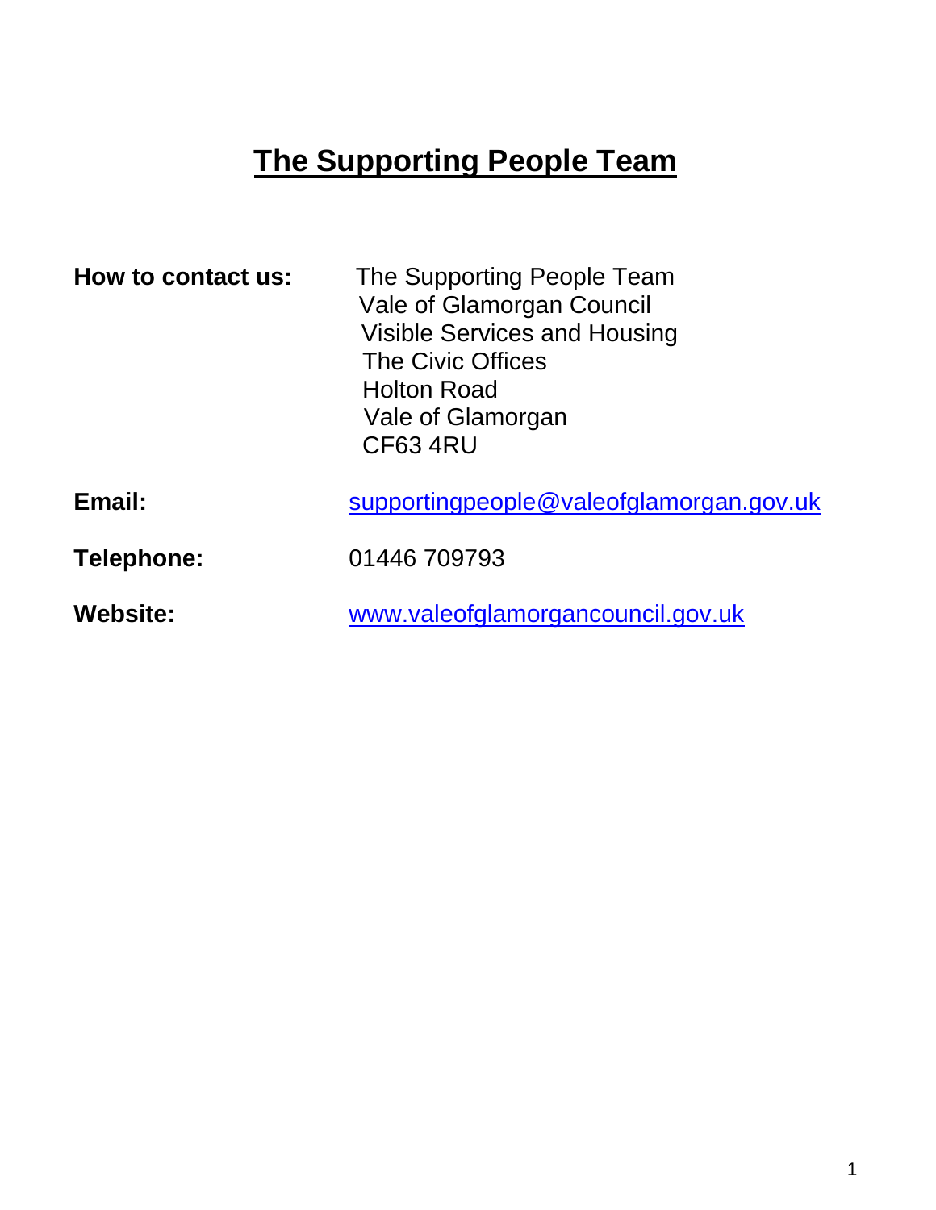# The Supporting People Team

**How to contact us:**

The Supporting People Team
Vale of Glamorgan Council
Visible Services and Housing
The Civic Offices
Holton Road
Vale of Glamorgan
CF63 4RU

**Email:** supportingpeople@valeofglamorgan.gov.uk

**Telephone:** 01446 709793

**Website:** www.valeofglamorgancouncil.gov.uk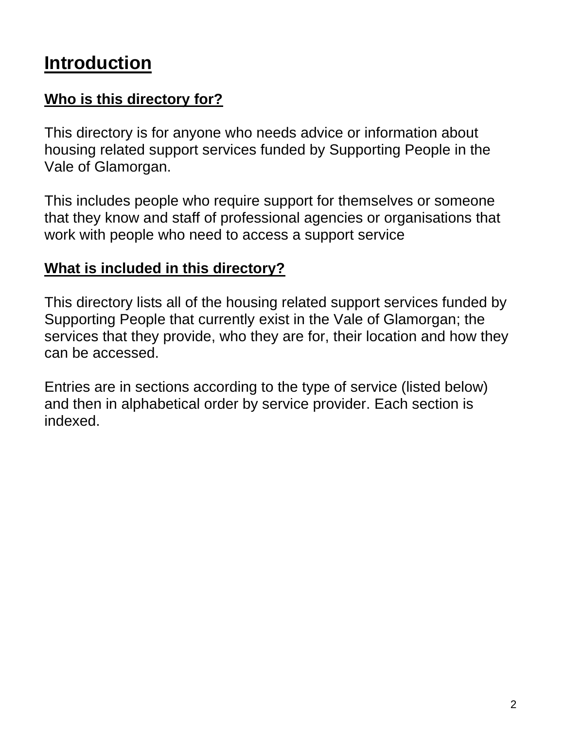# Introduction

## Who is this directory for?

This directory is for anyone who needs advice or information about housing related support services funded by Supporting People in the Vale of Glamorgan.

This includes people who require support for themselves or someone that they know and staff of professional agencies or organisations that work with people who need to access a support service

## What is included in this directory?

This directory lists all of the housing related support services funded by Supporting People that currently exist in the Vale of Glamorgan; the services that they provide, who they are for, their location and how they can be accessed.

Entries are in sections according to the type of service (listed below) and then in alphabetical order by service provider. Each section is indexed.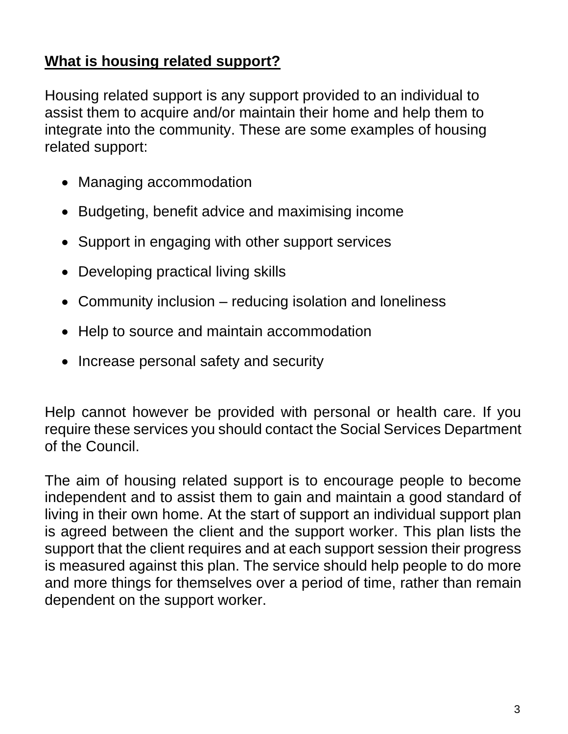## **What is housing related support?**

Housing related support is any support provided to an individual to assist them to acquire and/or maintain their home and help them to integrate into the community. These are some examples of housing related support:

- Managing accommodation
- Budgeting, benefit advice and maximising income
- Support in engaging with other support services
- Developing practical living skills
- Community inclusion – reducing isolation and loneliness
- Help to source and maintain accommodation
- Increase personal safety and security

Help cannot however be provided with personal or health care. If you require these services you should contact the Social Services Department of the Council.

The aim of housing related support is to encourage people to become independent and to assist them to gain and maintain a good standard of living in their own home. At the start of support an individual support plan is agreed between the client and the support worker. This plan lists the support that the client requires and at each support session their progress is measured against this plan. The service should help people to do more and more things for themselves over a period of time, rather than remain dependent on the support worker.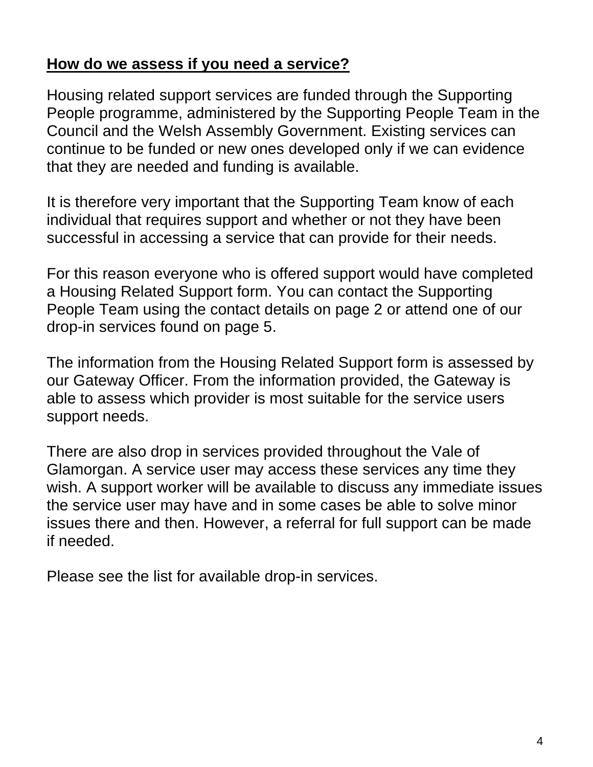## **How do we assess if you need a service?**

Housing related support services are funded through the Supporting People programme, administered by the Supporting People Team in the Council and the Welsh Assembly Government. Existing services can continue to be funded or new ones developed only if we can evidence that they are needed and funding is available.

It is therefore very important that the Supporting Team know of each individual that requires support and whether or not they have been successful in accessing a service that can provide for their needs.

For this reason everyone who is offered support would have completed a Housing Related Support form. You can contact the Supporting People Team using the contact details on page 2 or attend one of our drop-in services found on page 5.

The information from the Housing Related Support form is assessed by our Gateway Officer. From the information provided, the Gateway is able to assess which provider is most suitable for the service users support needs.

There are also drop in services provided throughout the Vale of Glamorgan. A service user may access these services any time they wish. A support worker will be available to discuss any immediate issues the service user may have and in some cases be able to solve minor issues there and then. However, a referral for full support can be made if needed.

Please see the list for available drop-in services.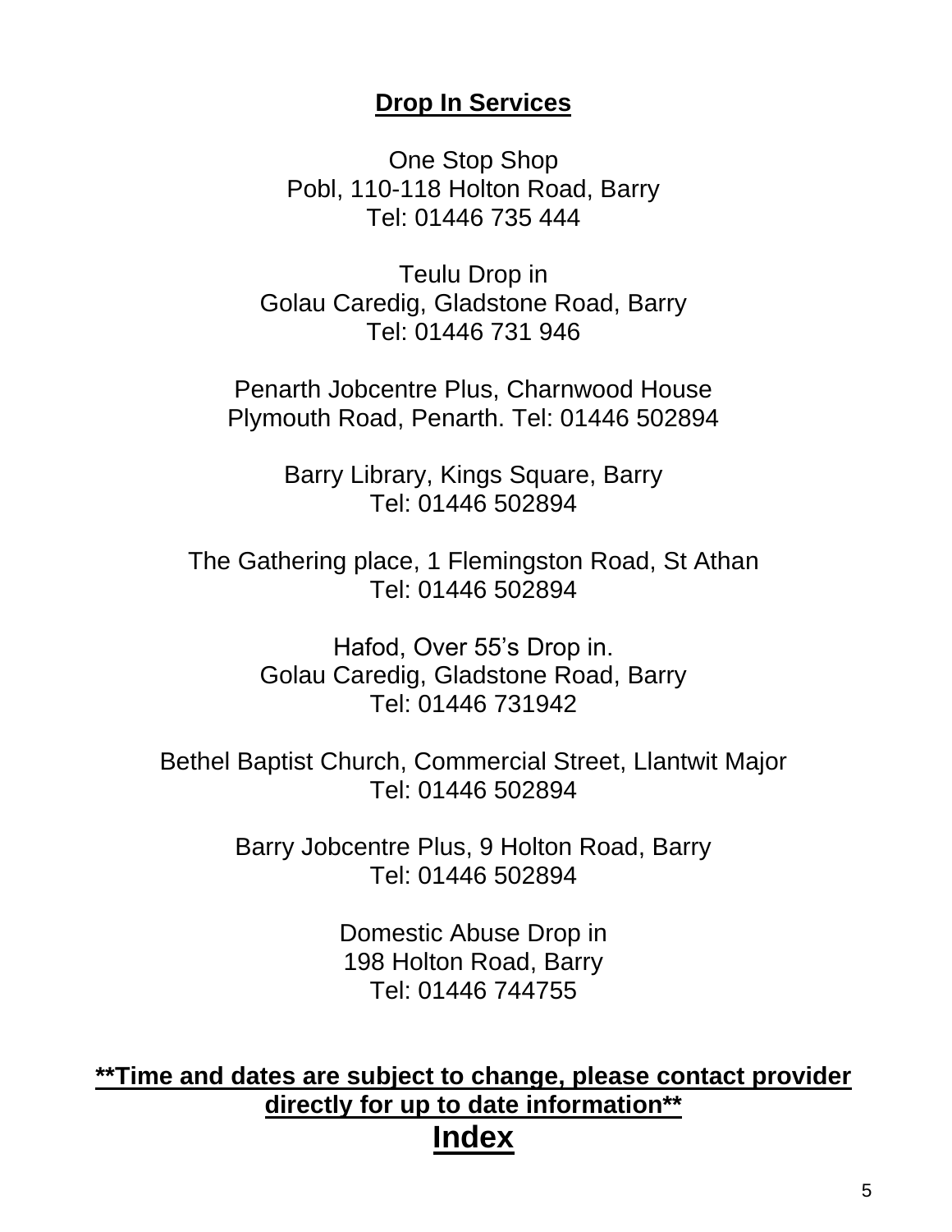## Drop In Services

One Stop Shop
Pobl, 110-118 Holton Road, Barry
Tel: 01446 735 444

Teulu Drop in
Golau Caredig, Gladstone Road, Barry
Tel: 01446 731 946

Penarth Jobcentre Plus, Charnwood House
Plymouth Road, Penarth. Tel: 01446 502894

Barry Library, Kings Square, Barry
Tel: 01446 502894

The Gathering place, 1 Flemingston Road, St Athan
Tel: 01446 502894

Hafod, Over 55's Drop in.
Golau Caredig, Gladstone Road, Barry
Tel: 01446 731942

Bethel Baptist Church, Commercial Street, Llantwit Major
Tel: 01446 502894

Barry Jobcentre Plus, 9 Holton Road, Barry
Tel: 01446 502894

Domestic Abuse Drop in
198 Holton Road, Barry
Tel: 01446 744755

****Time and dates are subject to change, please contact provider directly for up to date information****

**Index**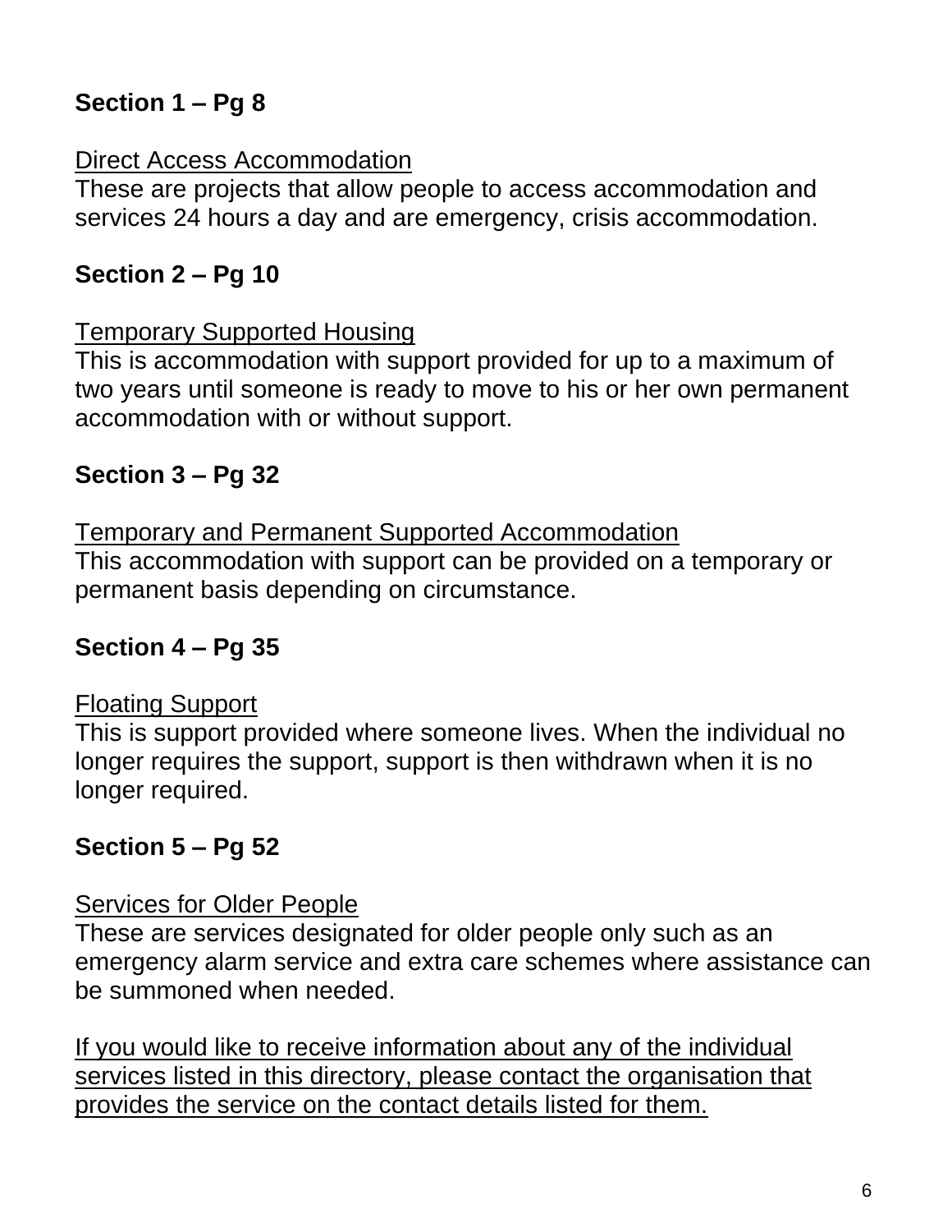**Section 1 – Pg 8**

Direct Access Accommodation
These are projects that allow people to access accommodation and services 24 hours a day and are emergency, crisis accommodation.

**Section 2 – Pg 10**

Temporary Supported Housing
This is accommodation with support provided for up to a maximum of two years until someone is ready to move to his or her own permanent accommodation with or without support.

**Section 3 – Pg 32**

Temporary and Permanent Supported Accommodation
This accommodation with support can be provided on a temporary or permanent basis depending on circumstance.

**Section 4 – Pg 35**

Floating Support
This is support provided where someone lives. When the individual no longer requires the support, support is then withdrawn when it is no longer required.

**Section 5 – Pg 52**

Services for Older People
These are services designated for older people only such as an emergency alarm service and extra care schemes where assistance can be summoned when needed.

If you would like to receive information about any of the individual services listed in this directory, please contact the organisation that provides the service on the contact details listed for them.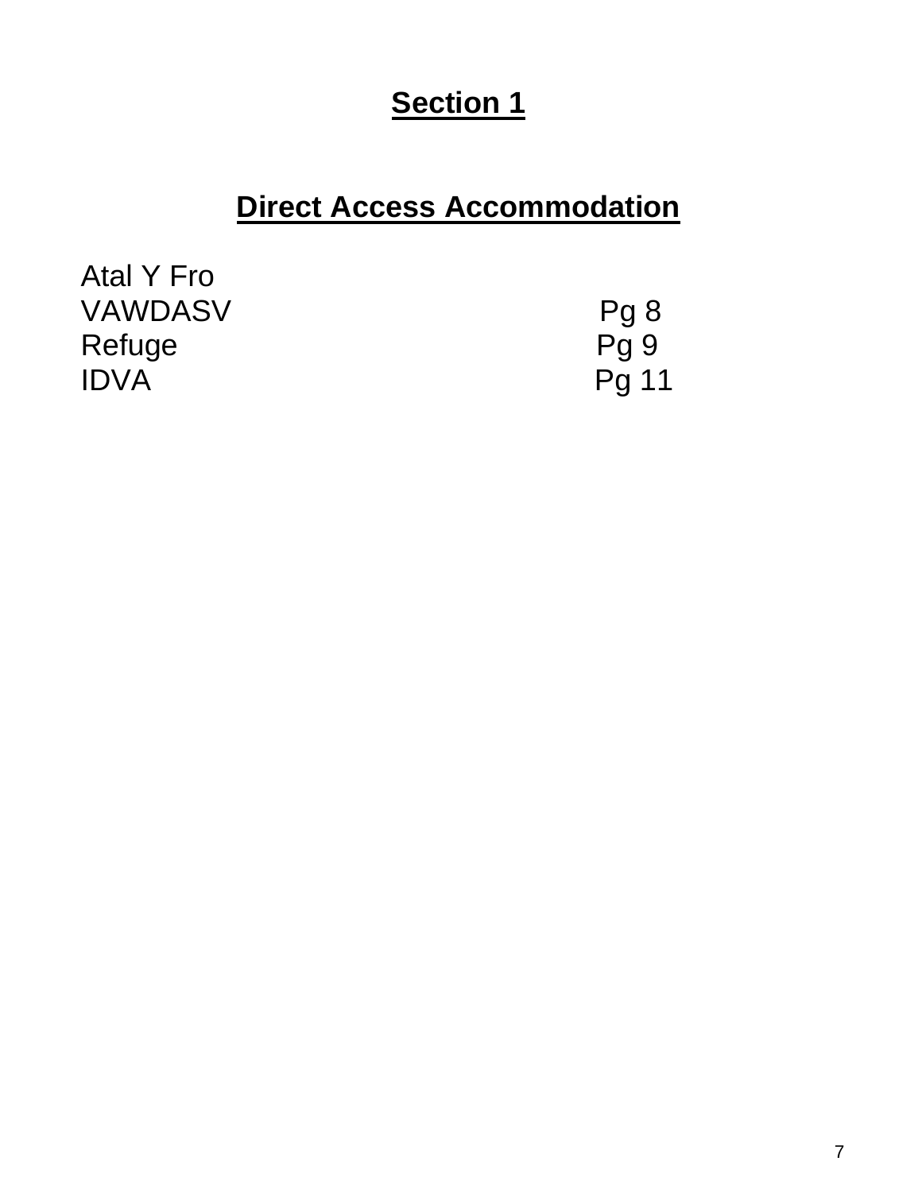# Section 1

## Direct Access Accommodation

Atal Y Fro
VAWDASV Pg 8
Refuge Pg 9
IDVA Pg 11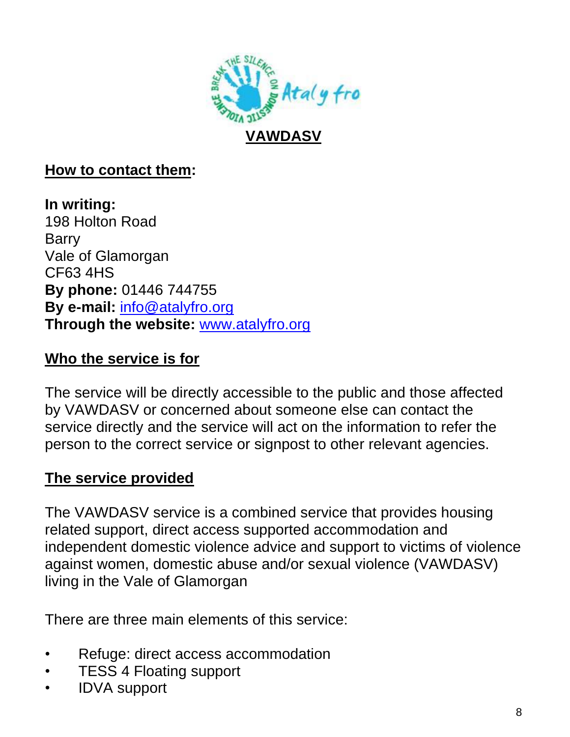## VAWDASV

**How to contact them:**

**In writing:**
198 Holton Road
Barry
Vale of Glamorgan
CF63 4HS
**By phone:** 01446 744755
**By e-mail:** info@atalyfro.org
**Through the website:** www.atalyfro.org

**Who the service is for**

The service will be directly accessible to the public and those affected by VAWDASV or concerned about someone else can contact the service directly and the service will act on the information to refer the person to the correct service or signpost to other relevant agencies.

**The service provided**

The VAWDASV service is a combined service that provides housing related support, direct access supported accommodation and independent domestic violence advice and support to victims of violence against women, domestic abuse and/or sexual violence (VAWDASV) living in the Vale of Glamorgan

There are three main elements of this service:

- Refuge: direct access accommodation
- TESS 4 Floating support
- IDVA support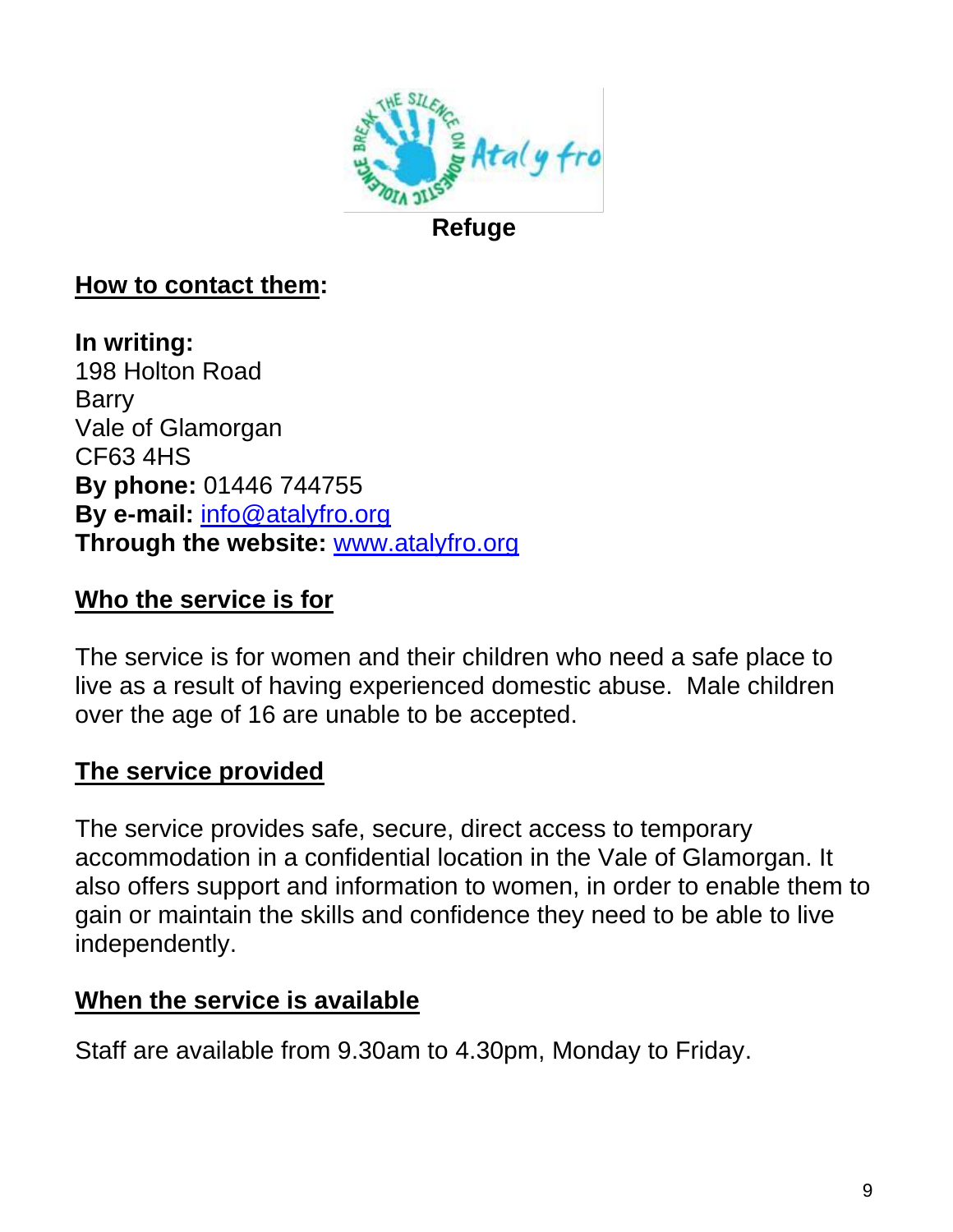# Refuge

## How to contact them:

**In writing:**
198 Holton Road
Barry
Vale of Glamorgan
CF63 4HS
**By phone:** 01446 744755
**By e-mail:** info@atalyfro.org
**Through the website:** www.atalyfro.org

## Who the service is for

The service is for women and their children who need a safe place to live as a result of having experienced domestic abuse. Male children over the age of 16 are unable to be accepted.

## The service provided

The service provides safe, secure, direct access to temporary accommodation in a confidential location in the Vale of Glamorgan. It also offers support and information to women, in order to enable them to gain or maintain the skills and confidence they need to be able to live independently.

## When the service is available

Staff are available from 9.30am to 4.30pm, Monday to Friday.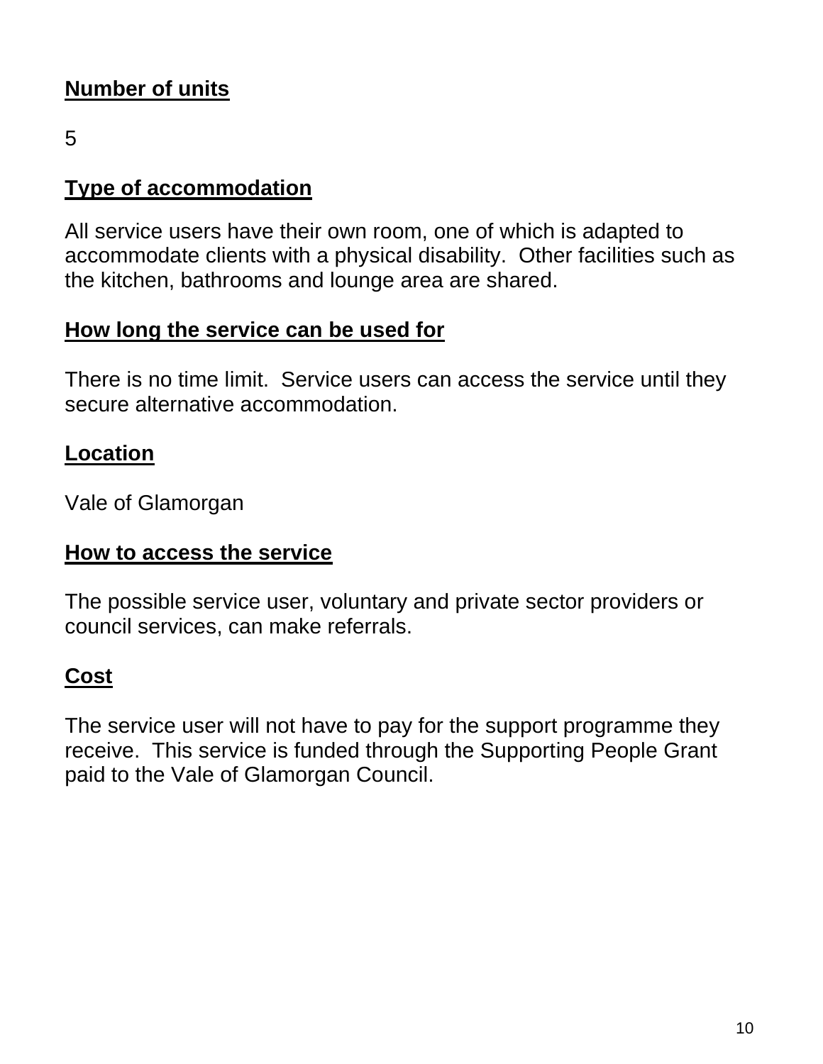**Number of units**

5

**Type of accommodation**

All service users have their own room, one of which is adapted to accommodate clients with a physical disability. Other facilities such as the kitchen, bathrooms and lounge area are shared.

**How long the service can be used for**

There is no time limit. Service users can access the service until they secure alternative accommodation.

**Location**

Vale of Glamorgan

**How to access the service**

The possible service user, voluntary and private sector providers or council services, can make referrals.

**Cost**

The service user will not have to pay for the support programme they receive. This service is funded through the Supporting People Grant paid to the Vale of Glamorgan Council.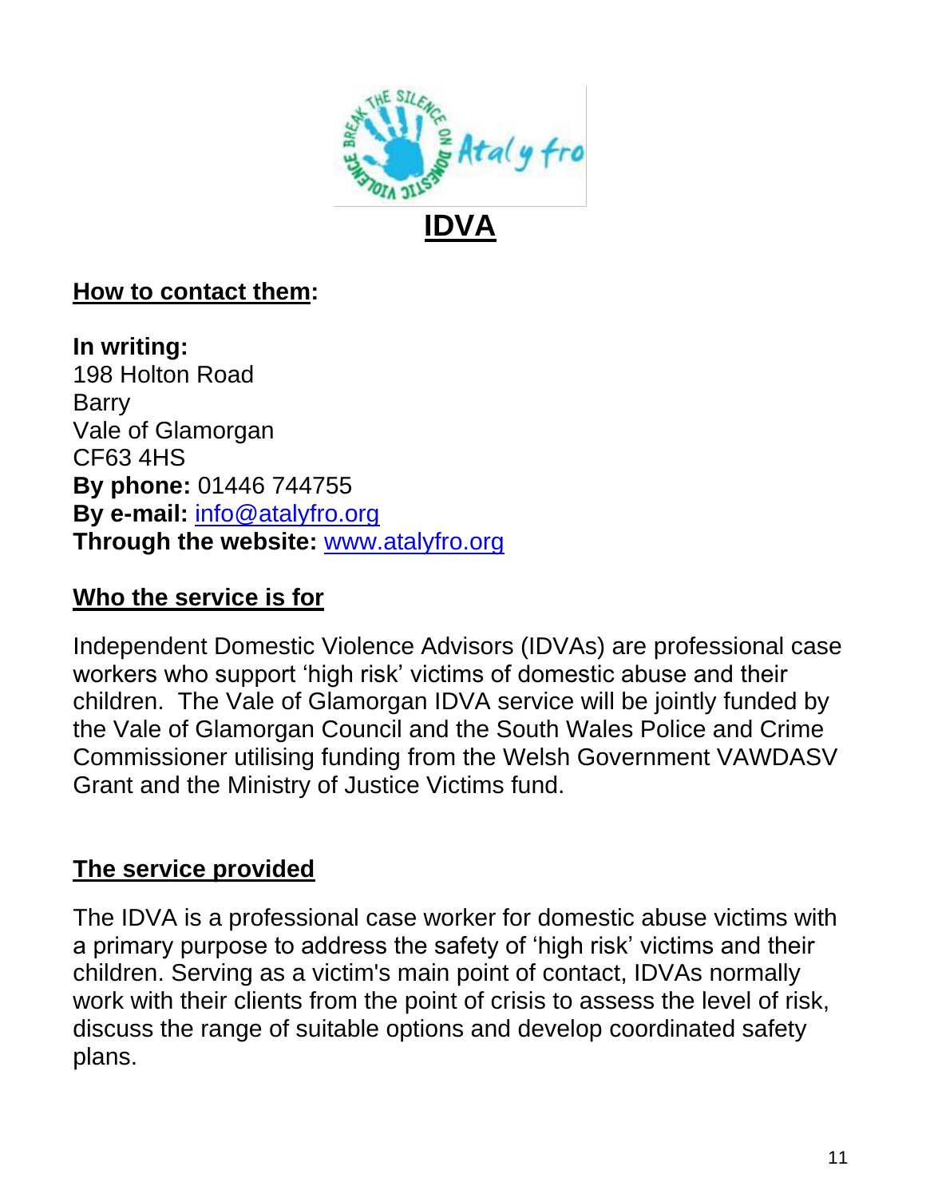# IDVA

**How to contact them:**

**In writing:**
198 Holton Road
Barry
Vale of Glamorgan
CF63 4HS
**By phone:** 01446 744755
**By e-mail:** info@atalyfro.org
**Through the website:** www.atalyfro.org

## Who the service is for

Independent Domestic Violence Advisors (IDVAs) are professional case workers who support 'high risk' victims of domestic abuse and their children. The Vale of Glamorgan IDVA service will be jointly funded by the Vale of Glamorgan Council and the South Wales Police and Crime Commissioner utilising funding from the Welsh Government VAWDASV Grant and the Ministry of Justice Victims fund.

## The service provided

The IDVA is a professional case worker for domestic abuse victims with a primary purpose to address the safety of 'high risk' victims and their children. Serving as a victim's main point of contact, IDVAs normally work with their clients from the point of crisis to assess the level of risk, discuss the range of suitable options and develop coordinated safety plans.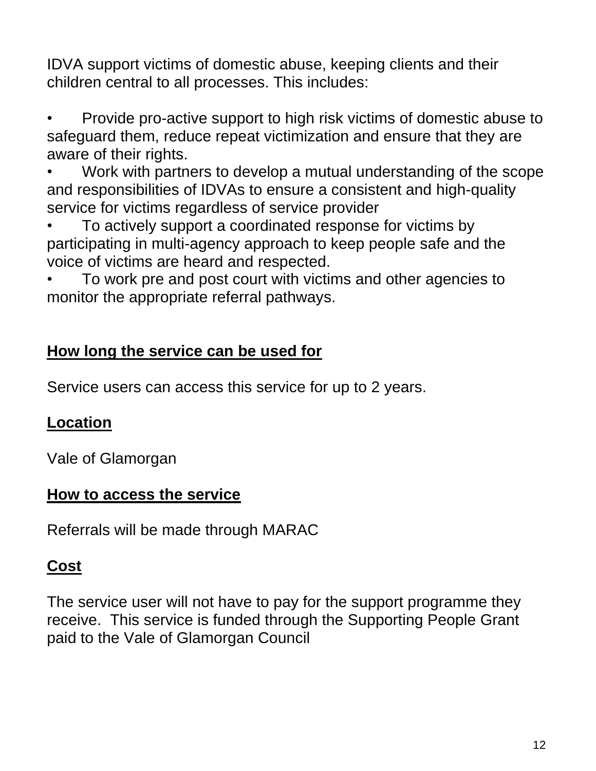IDVA support victims of domestic abuse, keeping clients and their children central to all processes. This includes:

- Provide pro-active support to high risk victims of domestic abuse to safeguard them, reduce repeat victimization and ensure that they are aware of their rights.
- Work with partners to develop a mutual understanding of the scope and responsibilities of IDVAs to ensure a consistent and high-quality service for victims regardless of service provider
- To actively support a coordinated response for victims by participating in multi-agency approach to keep people safe and the voice of victims are heard and respected.
- To work pre and post court with victims and other agencies to monitor the appropriate referral pathways.

## How long the service can be used for

Service users can access this service for up to 2 years.

## Location

Vale of Glamorgan

## How to access the service

Referrals will be made through MARAC

## Cost

The service user will not have to pay for the support programme they receive. This service is funded through the Supporting People Grant paid to the Vale of Glamorgan Council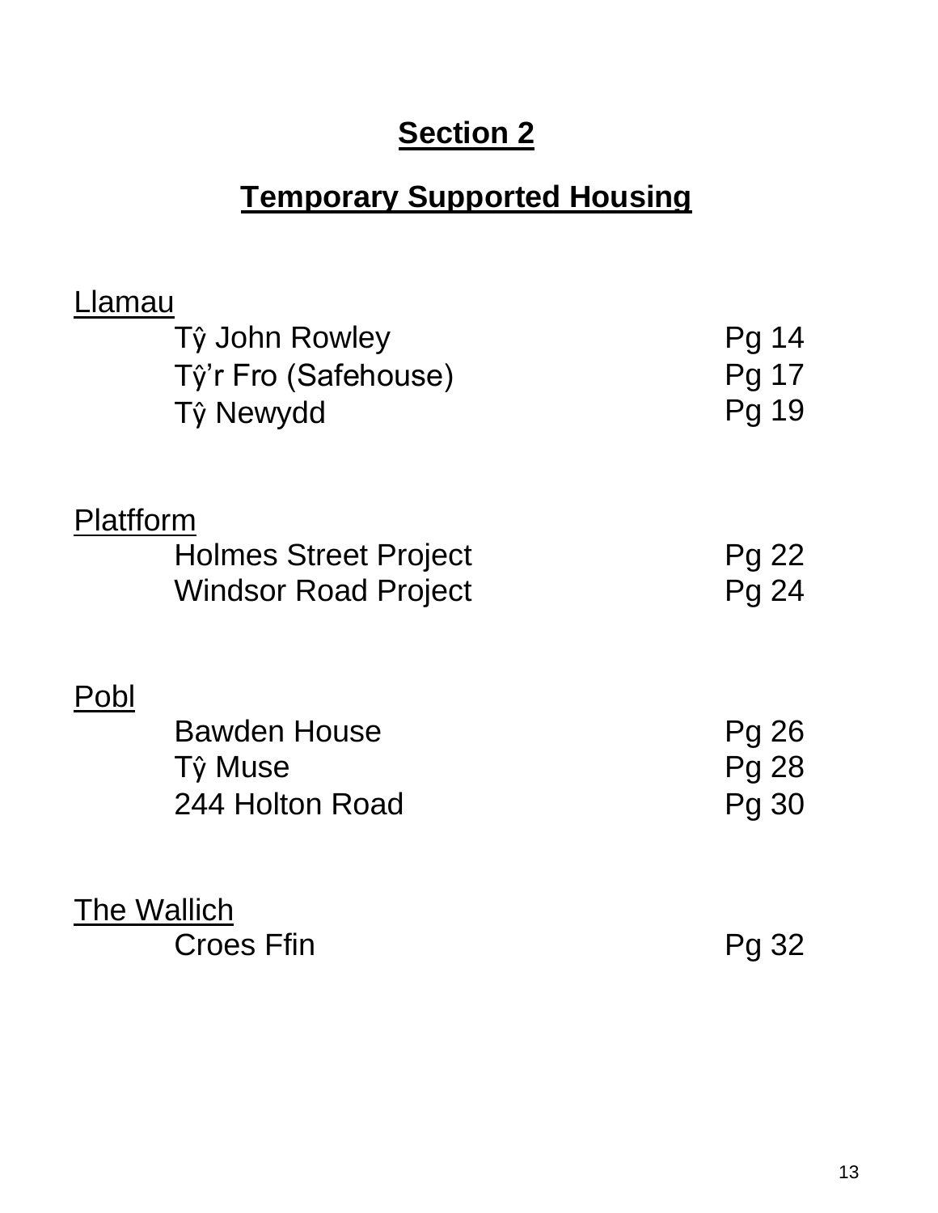# Section 2

## Temporary Supported Housing

Llamau

| | |
|---|---|
| Tŷ John Rowley | Pg 14 |
| Tŷ'r Fro (Safehouse) | Pg 17 |
| Tŷ Newydd | Pg 19 |

Platfform

| | |
|---|---|
| Holmes Street Project | Pg 22 |
| Windsor Road Project | Pg 24 |

Pobl

| | |
|---|---|
| Bawden House | Pg 26 |
| Tŷ Muse | Pg 28 |
| 244 Holton Road | Pg 30 |

The Wallich

| | |
|---|---|
| Croes Ffin | Pg 32 |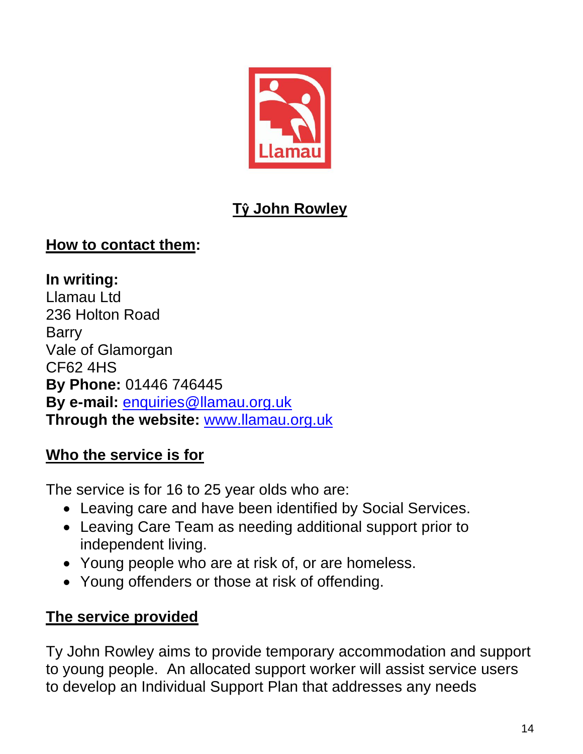## Tŷ John Rowley

**How to contact them:**

**In writing:**
Llamau Ltd
236 Holton Road
Barry
Vale of Glamorgan
CF62 4HS
**By Phone:** 01446 746445
**By e-mail:** enquiries@llamau.org.uk
**Through the website:** www.llamau.org.uk

**Who the service is for**

The service is for 16 to 25 year olds who are:

- Leaving care and have been identified by Social Services.
- Leaving Care Team as needing additional support prior to independent living.
- Young people who are at risk of, or are homeless.
- Young offenders or those at risk of offending.

**The service provided**

Ty John Rowley aims to provide temporary accommodation and support to young people. An allocated support worker will assist service users to develop an Individual Support Plan that addresses any needs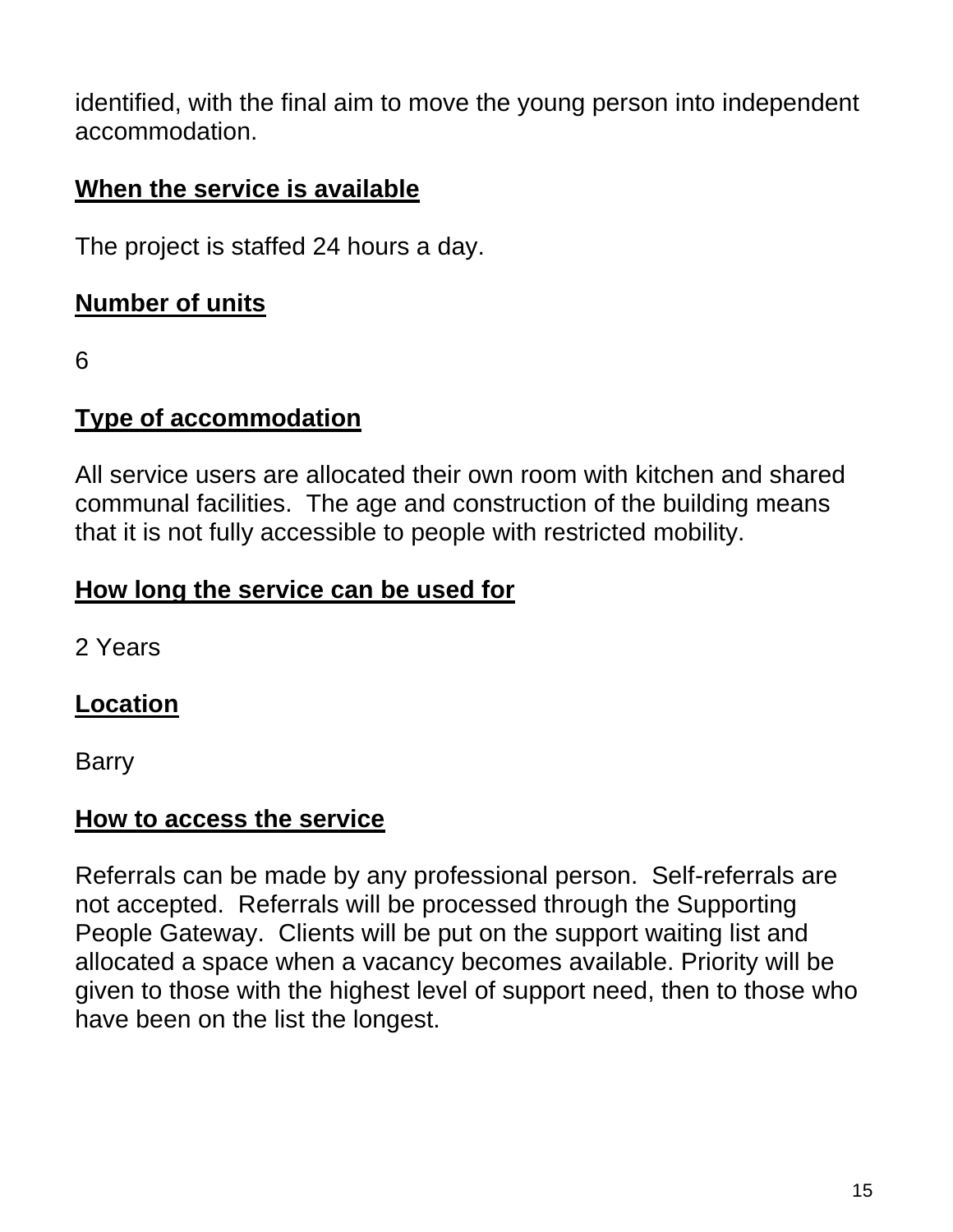identified, with the final aim to move the young person into independent accommodation.

**When the service is available**

The project is staffed 24 hours a day.

**Number of units**

6

**Type of accommodation**

All service users are allocated their own room with kitchen and shared communal facilities. The age and construction of the building means that it is not fully accessible to people with restricted mobility.

**How long the service can be used for**

2 Years

**Location**

Barry

**How to access the service**

Referrals can be made by any professional person. Self-referrals are not accepted. Referrals will be processed through the Supporting People Gateway. Clients will be put on the support waiting list and allocated a space when a vacancy becomes available. Priority will be given to those with the highest level of support need, then to those who have been on the list the longest.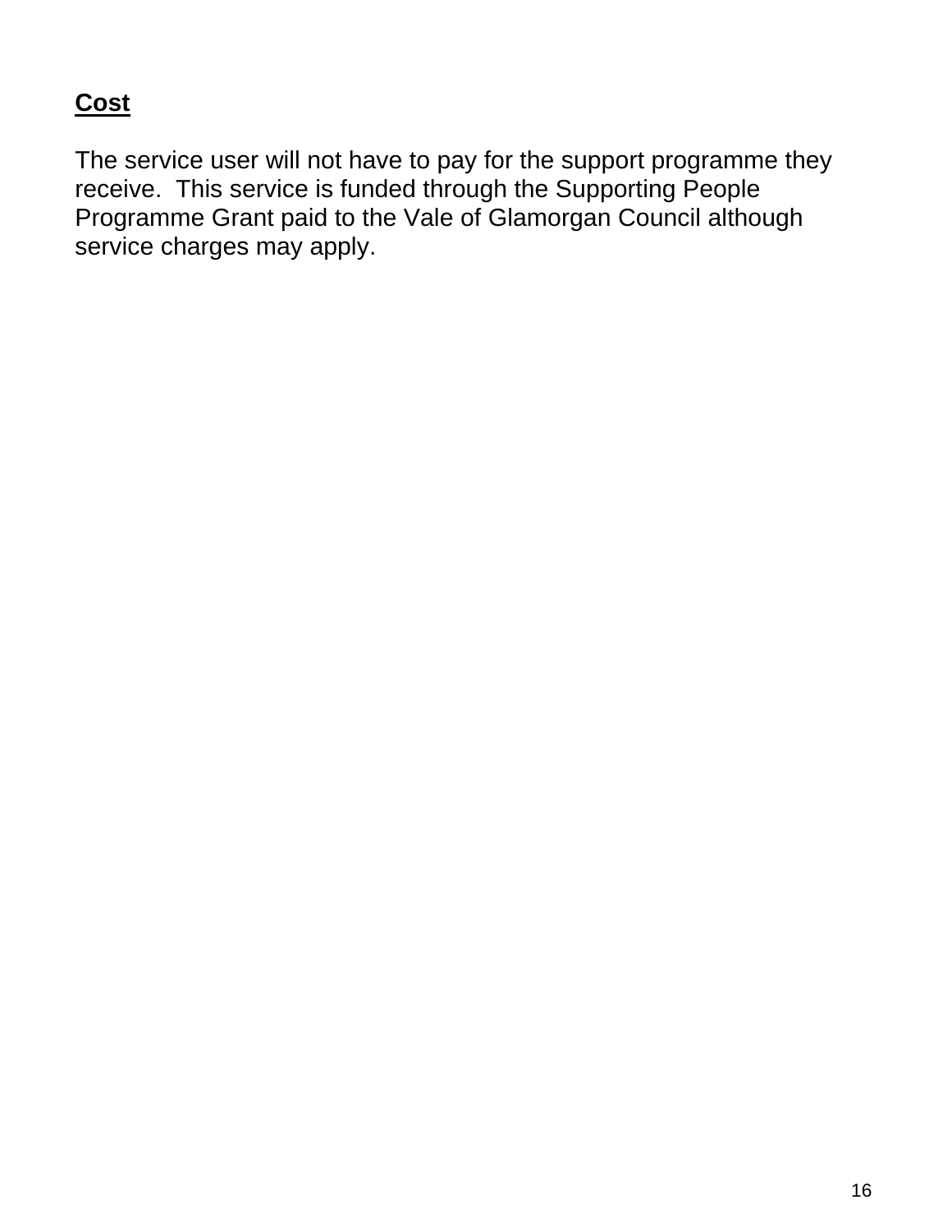**Cost**

The service user will not have to pay for the support programme they receive. This service is funded through the Supporting People Programme Grant paid to the Vale of Glamorgan Council although service charges may apply.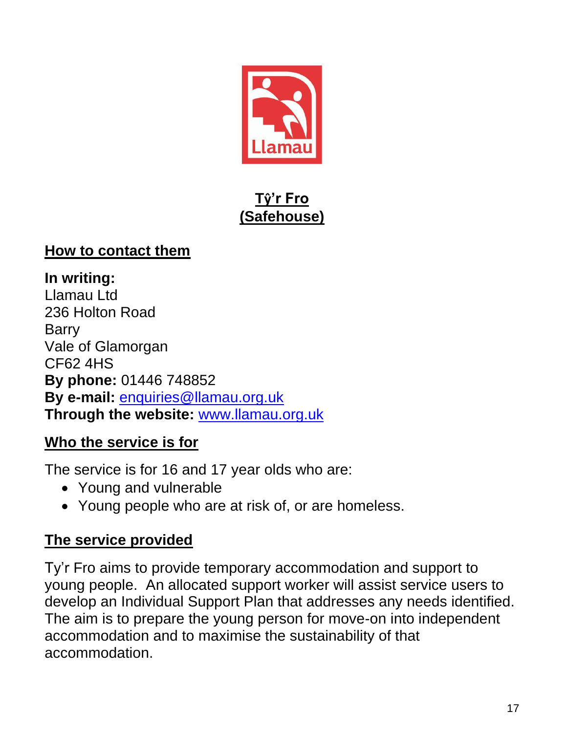## Tŷ'r Fro
## (Safehouse)

### How to contact them

**In writing:**
Llamau Ltd
236 Holton Road
Barry
Vale of Glamorgan
CF62 4HS
**By phone:** 01446 748852
**By e-mail:** enquiries@llamau.org.uk
**Through the website:** www.llamau.org.uk

### Who the service is for

The service is for 16 and 17 year olds who are:

- Young and vulnerable
- Young people who are at risk of, or are homeless.

### The service provided

Ty'r Fro aims to provide temporary accommodation and support to young people. An allocated support worker will assist service users to develop an Individual Support Plan that addresses any needs identified. The aim is to prepare the young person for move-on into independent accommodation and to maximise the sustainability of that accommodation.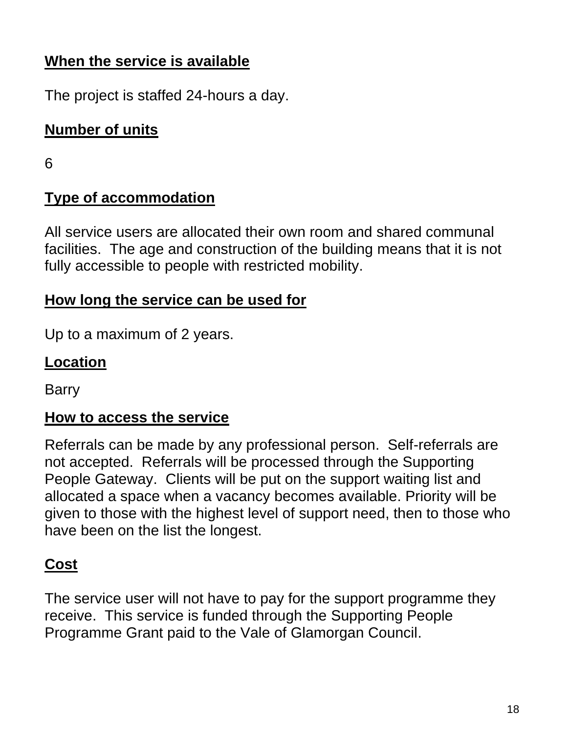**When the service is available**

The project is staffed 24-hours a day.

**Number of units**

6

**Type of accommodation**

All service users are allocated their own room and shared communal facilities.  The age and construction of the building means that it is not fully accessible to people with restricted mobility.

**How long the service can be used for**

Up to a maximum of 2 years.

**Location**

Barry

**How to access the service**

Referrals can be made by any professional person.  Self-referrals are not accepted.  Referrals will be processed through the Supporting People Gateway.  Clients will be put on the support waiting list and allocated a space when a vacancy becomes available. Priority will be given to those with the highest level of support need, then to those who have been on the list the longest.

**Cost**

The service user will not have to pay for the support programme they receive.  This service is funded through the Supporting People Programme Grant paid to the Vale of Glamorgan Council.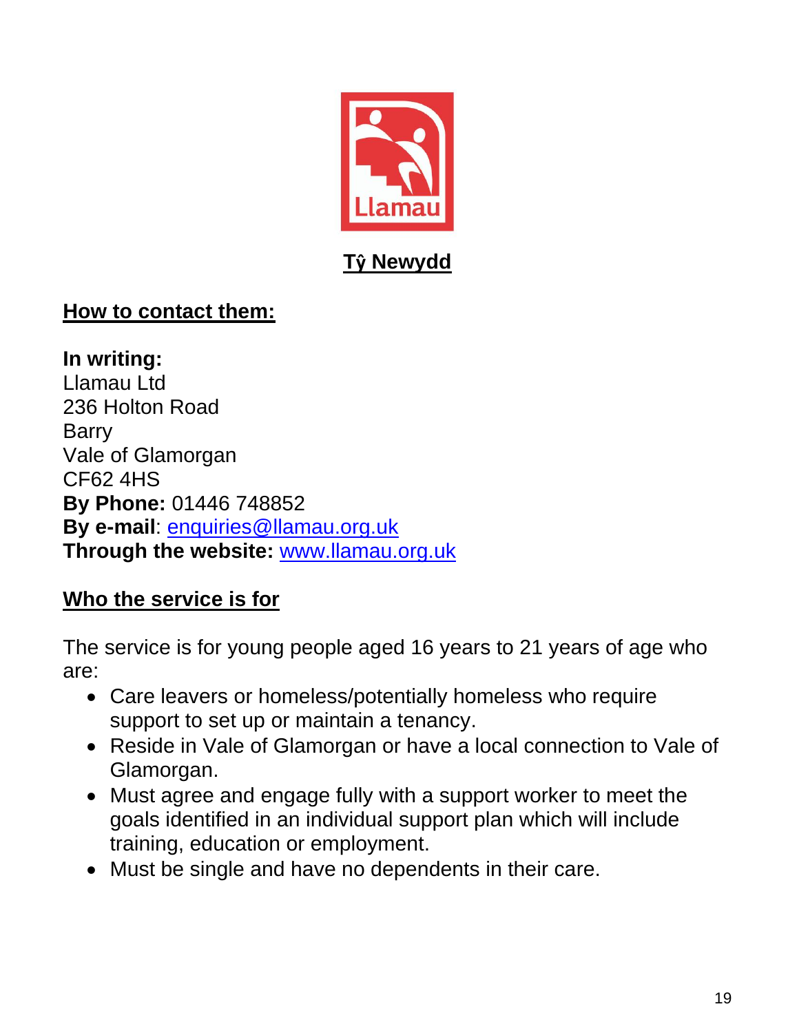Llamau

## Tŷ Newydd

### How to contact them:

**In writing:**
Llamau Ltd
236 Holton Road
Barry
Vale of Glamorgan
CF62 4HS
**By Phone:** 01446 748852
**By e-mail**: enquiries@llamau.org.uk
**Through the website:** www.llamau.org.uk

### Who the service is for

The service is for young people aged 16 years to 21 years of age who are:

- Care leavers or homeless/potentially homeless who require support to set up or maintain a tenancy.
- Reside in Vale of Glamorgan or have a local connection to Vale of Glamorgan.
- Must agree and engage fully with a support worker to meet the goals identified in an individual support plan which will include training, education or employment.
- Must be single and have no dependents in their care.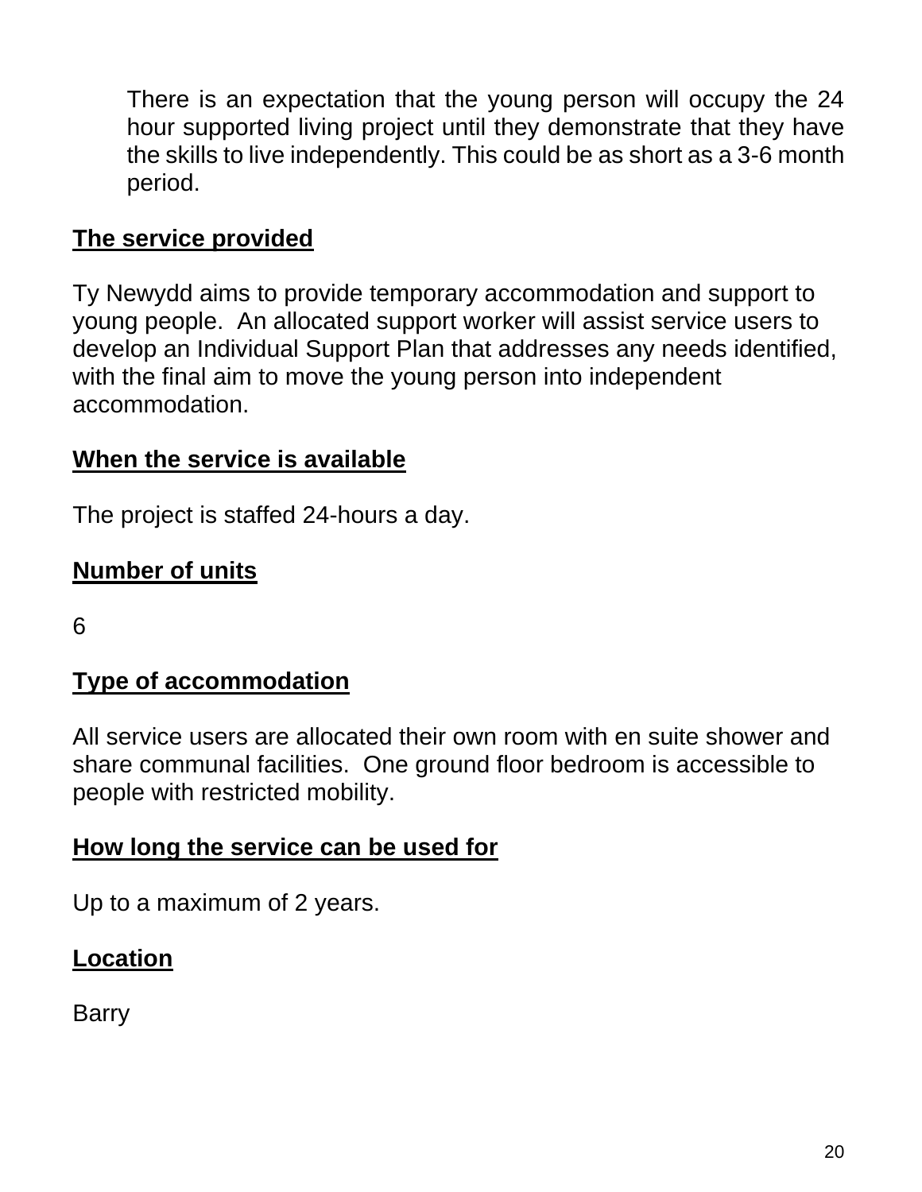There is an expectation that the young person will occupy the 24 hour supported living project until they demonstrate that they have the skills to live independently. This could be as short as a 3-6 month period.

**The service provided**

Ty Newydd aims to provide temporary accommodation and support to young people. An allocated support worker will assist service users to develop an Individual Support Plan that addresses any needs identified, with the final aim to move the young person into independent accommodation.

**When the service is available**

The project is staffed 24-hours a day.

**Number of units**

6

**Type of accommodation**

All service users are allocated their own room with en suite shower and share communal facilities. One ground floor bedroom is accessible to people with restricted mobility.

**How long the service can be used for**

Up to a maximum of 2 years.

**Location**

Barry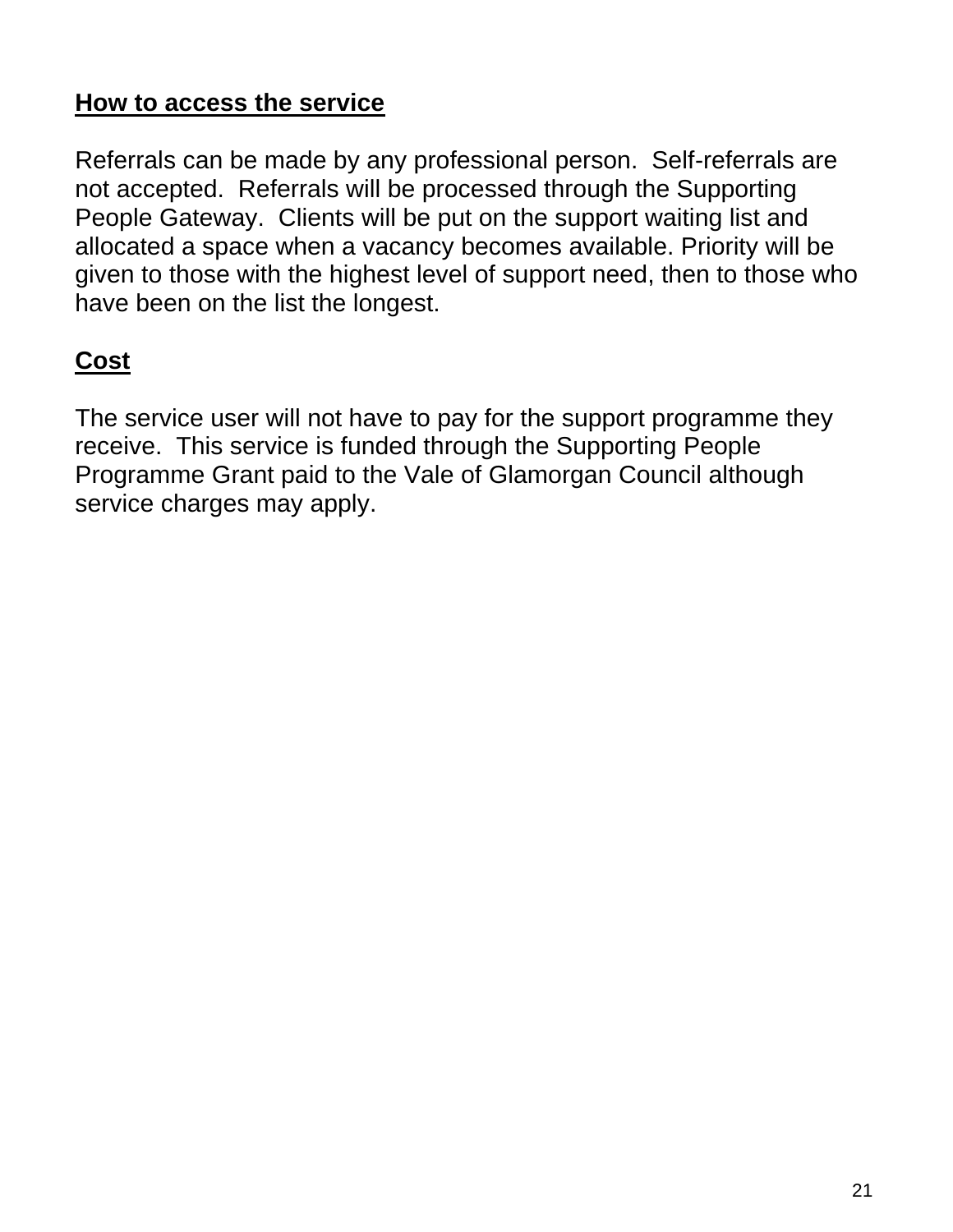**How to access the service**

Referrals can be made by any professional person.  Self-referrals are not accepted.  Referrals will be processed through the Supporting People Gateway.  Clients will be put on the support waiting list and allocated a space when a vacancy becomes available. Priority will be given to those with the highest level of support need, then to those who have been on the list the longest.

**Cost**

The service user will not have to pay for the support programme they receive.  This service is funded through the Supporting People Programme Grant paid to the Vale of Glamorgan Council although service charges may apply.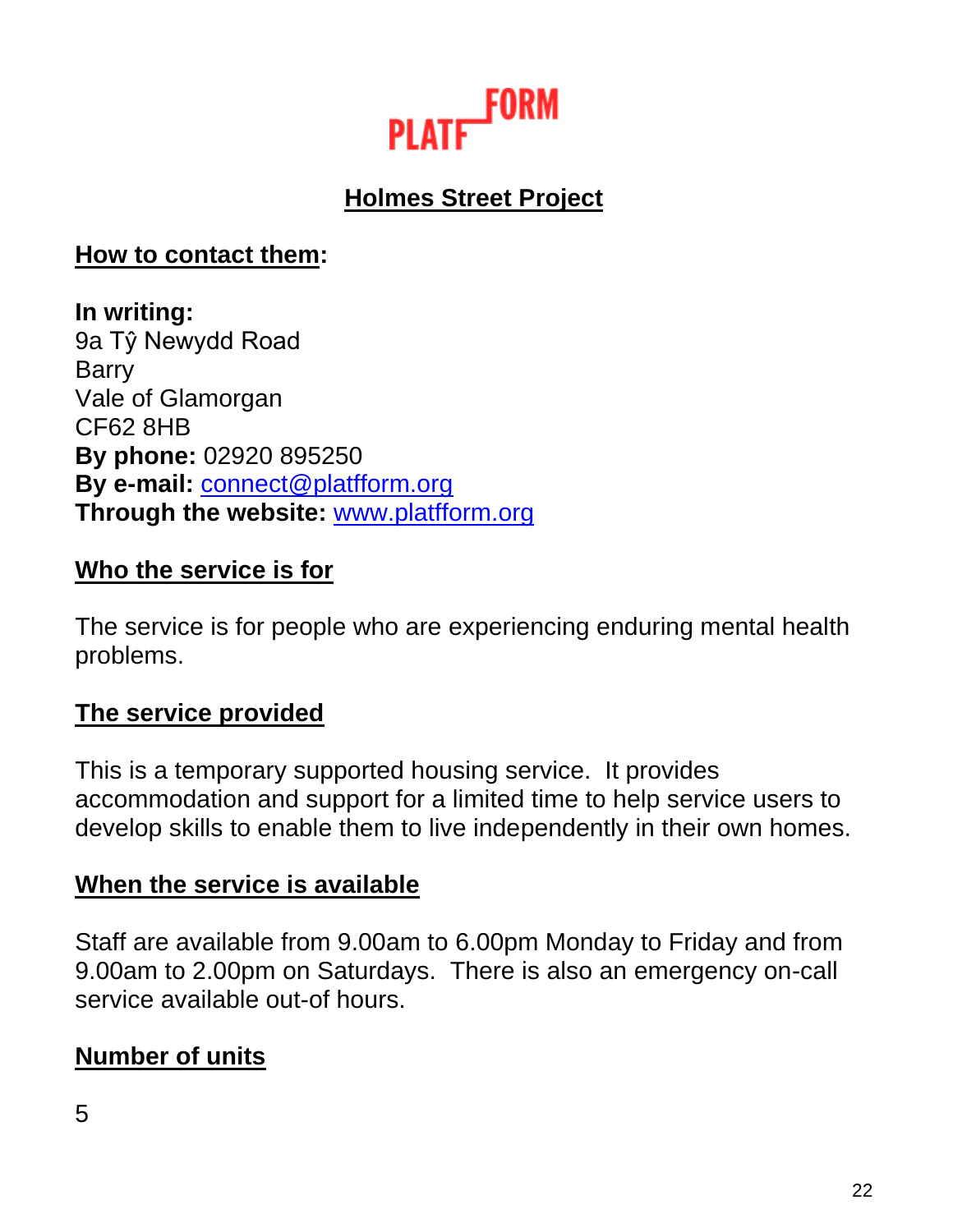# Holmes Street Project

## How to contact them:

**In writing:**
9a Tŷ Newydd Road
Barry
Vale of Glamorgan
CF62 8HB
**By phone:** 02920 895250
**By e-mail:** connect@platfform.org
**Through the website:** www.platfform.org

## Who the service is for

The service is for people who are experiencing enduring mental health problems.

## The service provided

This is a temporary supported housing service. It provides accommodation and support for a limited time to help service users to develop skills to enable them to live independently in their own homes.

## When the service is available

Staff are available from 9.00am to 6.00pm Monday to Friday and from 9.00am to 2.00pm on Saturdays. There is also an emergency on-call service available out-of hours.

## Number of units

5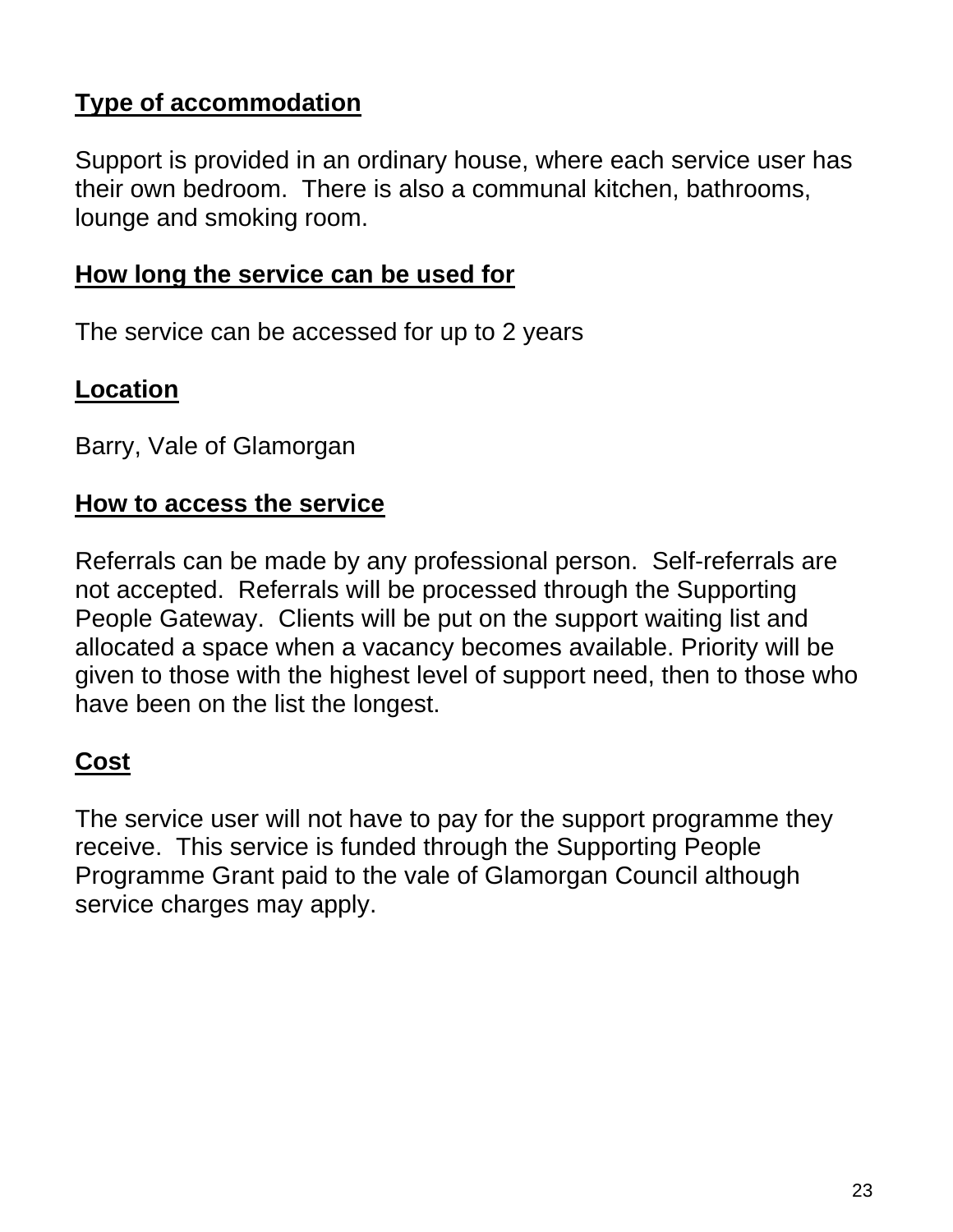**Type of accommodation**

Support is provided in an ordinary house, where each service user has their own bedroom. There is also a communal kitchen, bathrooms, lounge and smoking room.

**How long the service can be used for**

The service can be accessed for up to 2 years

**Location**

Barry, Vale of Glamorgan

**How to access the service**

Referrals can be made by any professional person. Self-referrals are not accepted. Referrals will be processed through the Supporting People Gateway. Clients will be put on the support waiting list and allocated a space when a vacancy becomes available. Priority will be given to those with the highest level of support need, then to those who have been on the list the longest.

**Cost**

The service user will not have to pay for the support programme they receive. This service is funded through the Supporting People Programme Grant paid to the vale of Glamorgan Council although service charges may apply.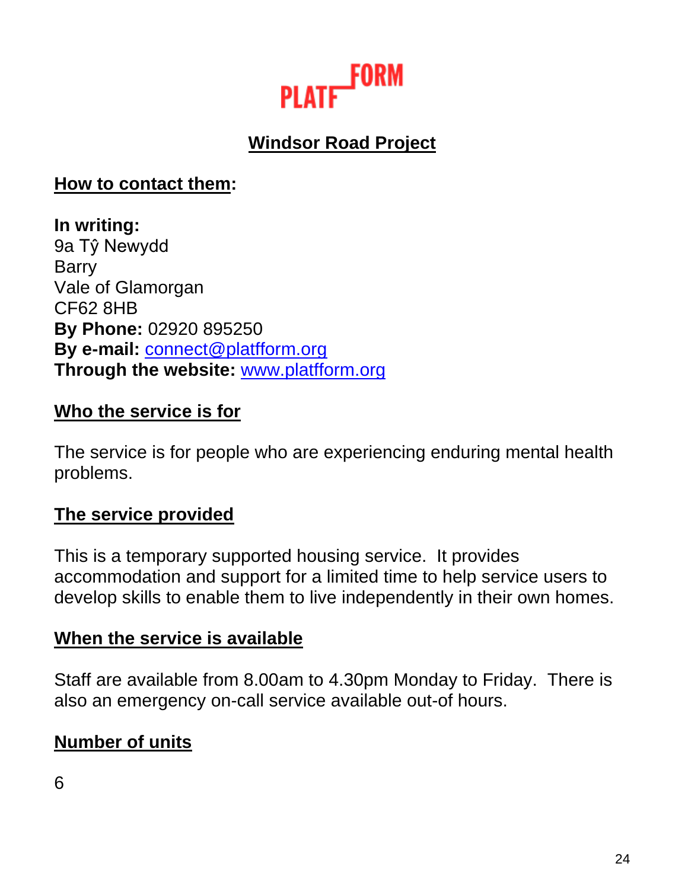PLATFFORM

## Windsor Road Project

**How to contact them:**

**In writing:**
9a Tŷ Newydd
Barry
Vale of Glamorgan
CF62 8HB
**By Phone:** 02920 895250
**By e-mail:** connect@platfform.org
**Through the website:** www.platfform.org

**Who the service is for**

The service is for people who are experiencing enduring mental health problems.

**The service provided**

This is a temporary supported housing service. It provides accommodation and support for a limited time to help service users to develop skills to enable them to live independently in their own homes.

**When the service is available**

Staff are available from 8.00am to 4.30pm Monday to Friday. There is also an emergency on-call service available out-of hours.

**Number of units**

6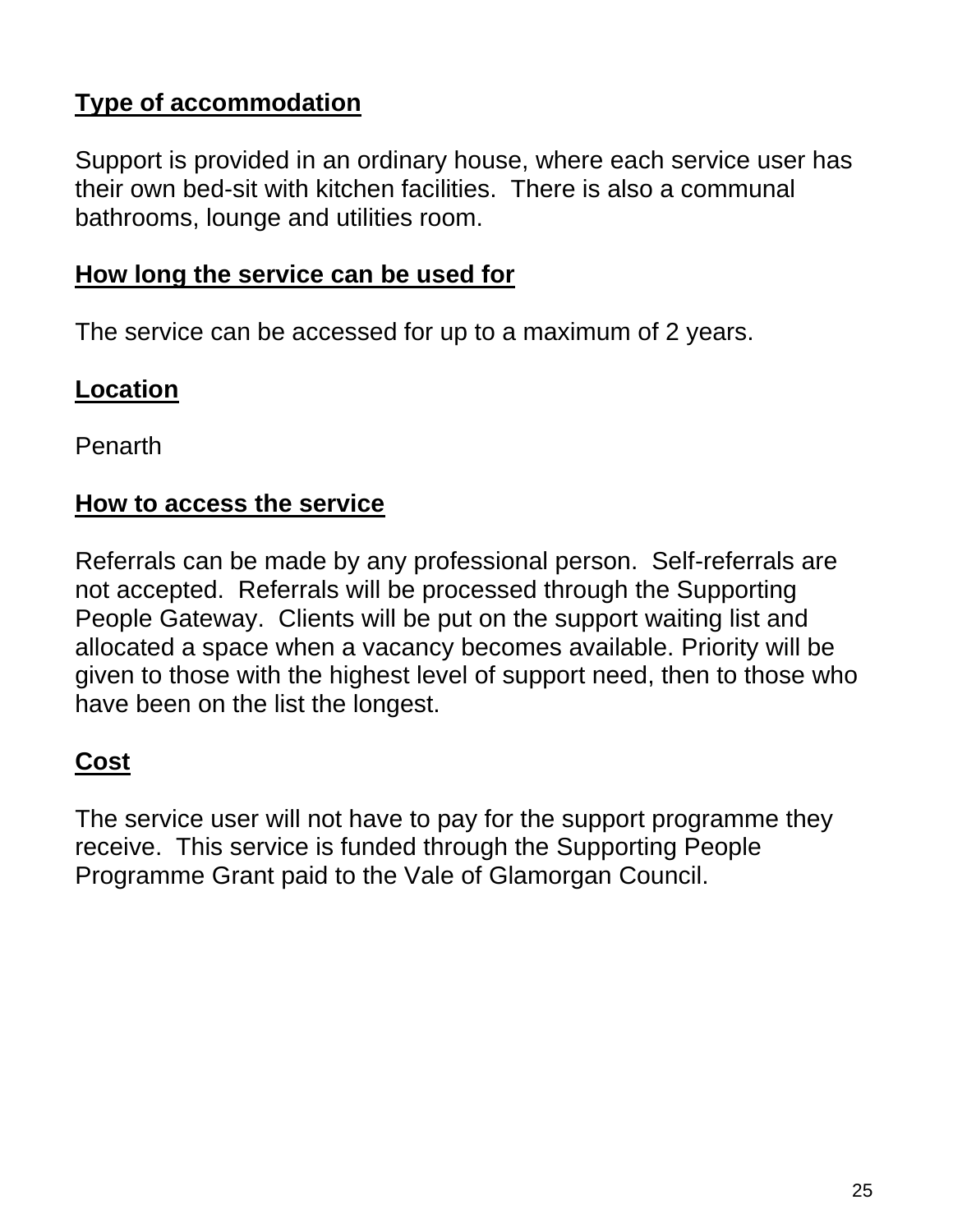**Type of accommodation**

Support is provided in an ordinary house, where each service user has their own bed-sit with kitchen facilities.  There is also a communal bathrooms, lounge and utilities room.

**How long the service can be used for**

The service can be accessed for up to a maximum of 2 years.

**Location**

Penarth

**How to access the service**

Referrals can be made by any professional person.  Self-referrals are not accepted.  Referrals will be processed through the Supporting People Gateway.  Clients will be put on the support waiting list and allocated a space when a vacancy becomes available. Priority will be given to those with the highest level of support need, then to those who have been on the list the longest.

**Cost**

The service user will not have to pay for the support programme they receive.  This service is funded through the Supporting People Programme Grant paid to the Vale of Glamorgan Council.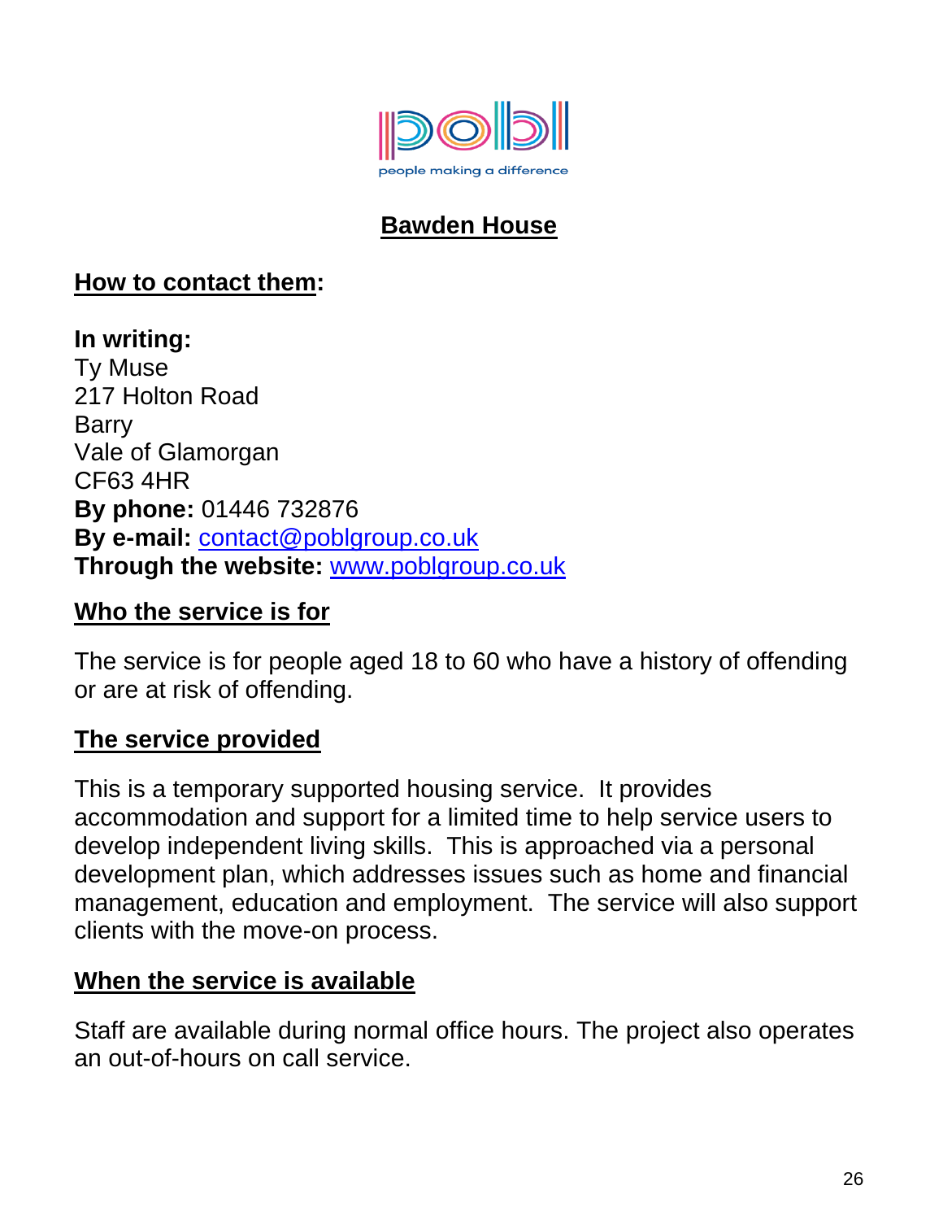# Bawden House

## How to contact them:

**In writing:**
Ty Muse
217 Holton Road
Barry
Vale of Glamorgan
CF63 4HR
**By phone:** 01446 732876
**By e-mail:** contact@poblgroup.co.uk
**Through the website:** www.poblgroup.co.uk

## Who the service is for

The service is for people aged 18 to 60 who have a history of offending or are at risk of offending.

## The service provided

This is a temporary supported housing service. It provides accommodation and support for a limited time to help service users to develop independent living skills. This is approached via a personal development plan, which addresses issues such as home and financial management, education and employment. The service will also support clients with the move-on process.

## When the service is available

Staff are available during normal office hours. The project also operates an out-of-hours on call service.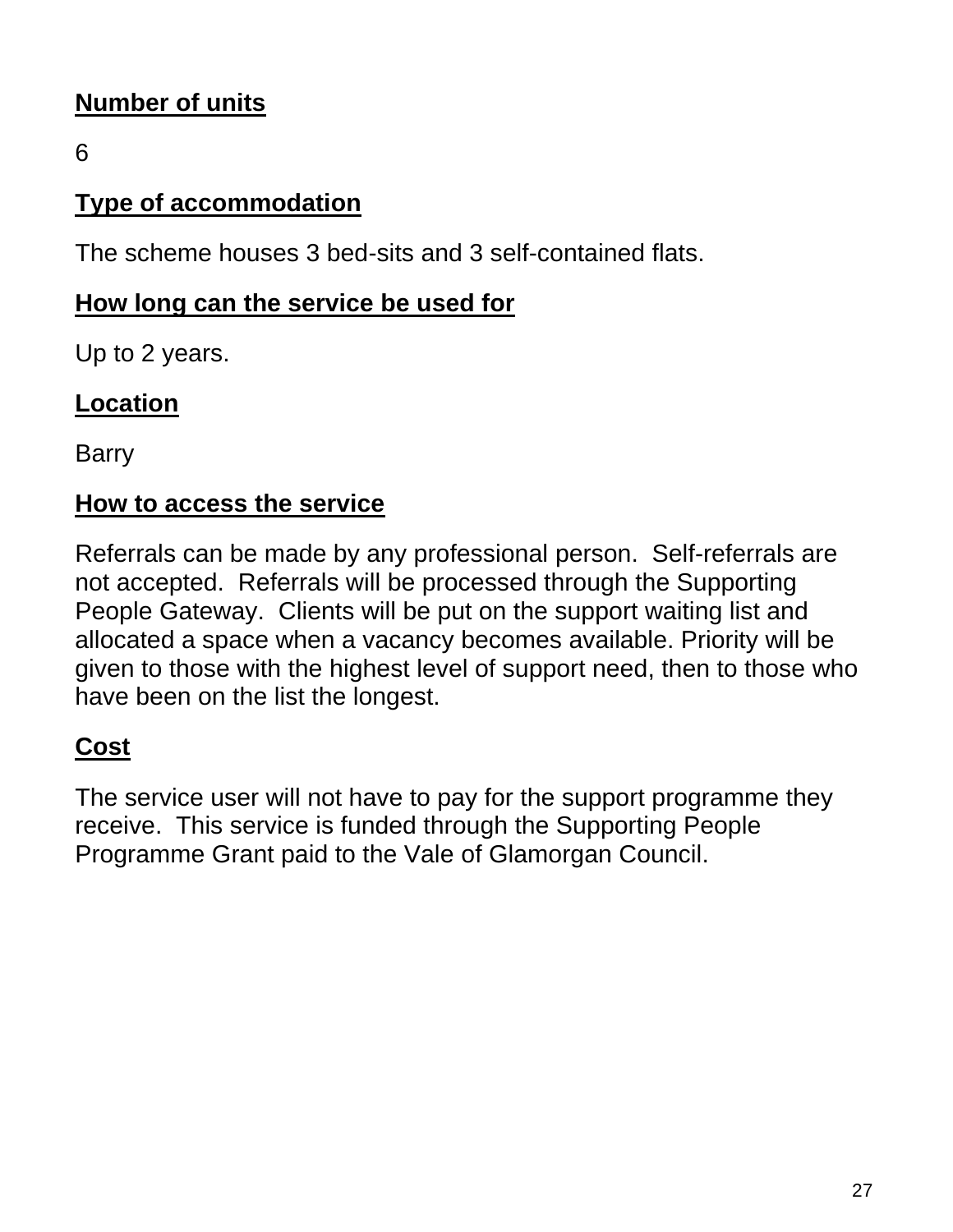**Number of units**

6

**Type of accommodation**

The scheme houses 3 bed-sits and 3 self-contained flats.

**How long can the service be used for**

Up to 2 years.

**Location**

Barry

**How to access the service**

Referrals can be made by any professional person. Self-referrals are not accepted. Referrals will be processed through the Supporting People Gateway. Clients will be put on the support waiting list and allocated a space when a vacancy becomes available. Priority will be given to those with the highest level of support need, then to those who have been on the list the longest.

**Cost**

The service user will not have to pay for the support programme they receive. This service is funded through the Supporting People Programme Grant paid to the Vale of Glamorgan Council.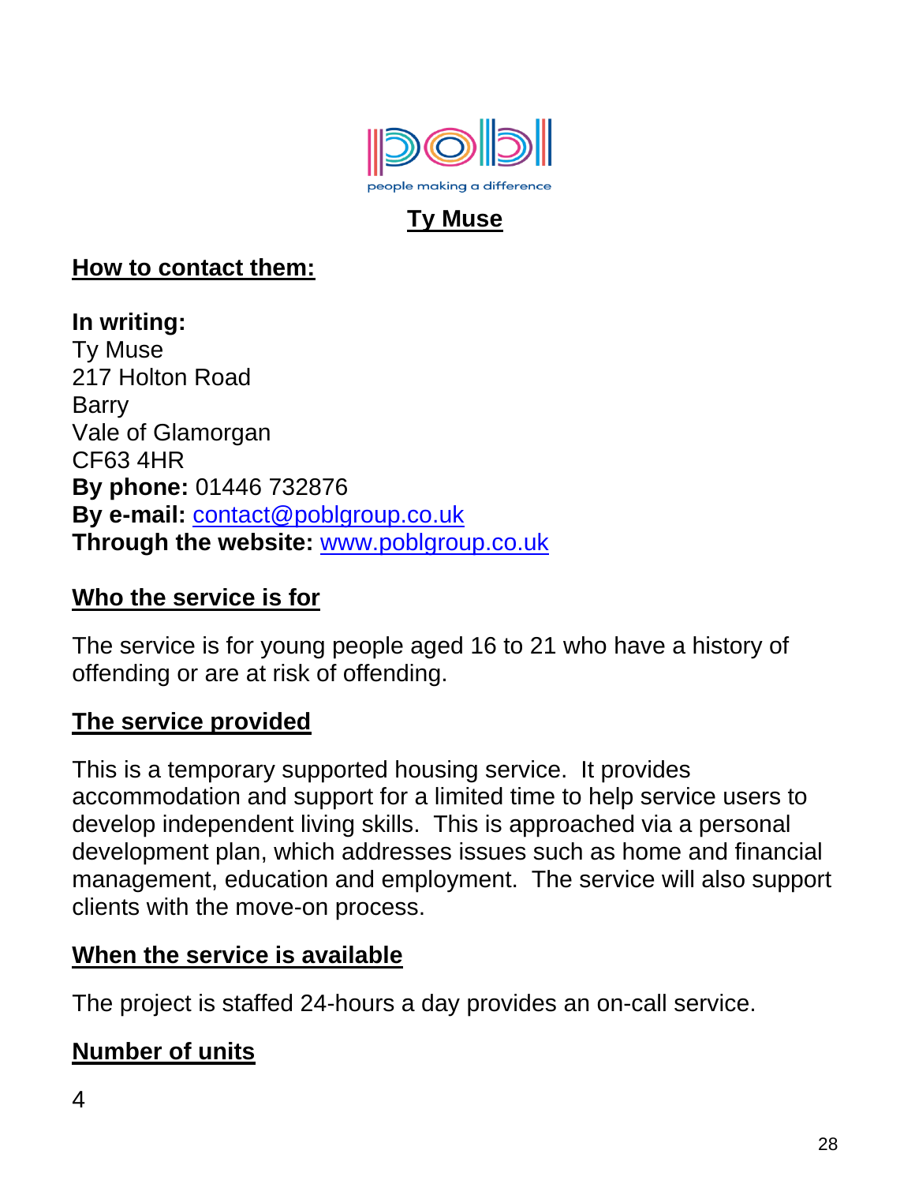pobl

people making a difference

# Ty Muse

## How to contact them:

**In writing:**
Ty Muse
217 Holton Road
Barry
Vale of Glamorgan
CF63 4HR
**By phone:** 01446 732876
**By e-mail:** contact@poblgroup.co.uk
**Through the website:** www.poblgroup.co.uk

## Who the service is for

The service is for young people aged 16 to 21 who have a history of offending or are at risk of offending.

## The service provided

This is a temporary supported housing service. It provides accommodation and support for a limited time to help service users to develop independent living skills. This is approached via a personal development plan, which addresses issues such as home and financial management, education and employment. The service will also support clients with the move-on process.

## When the service is available

The project is staffed 24-hours a day provides an on-call service.

## Number of units

4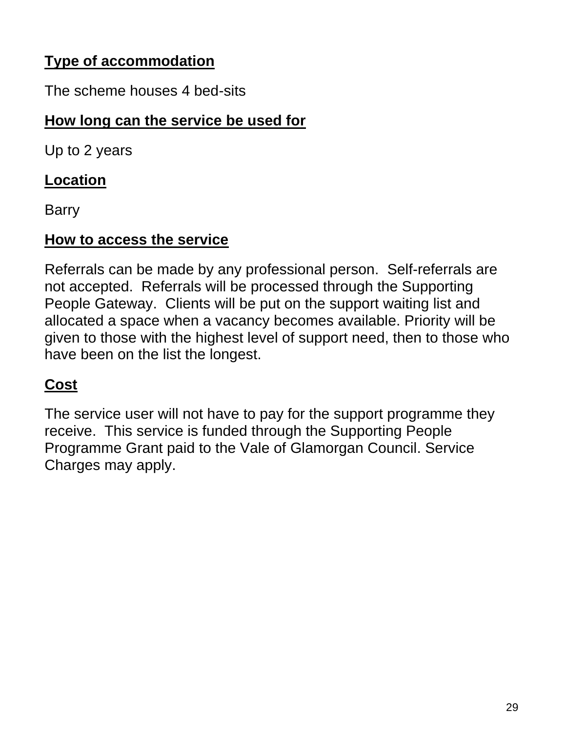**Type of accommodation**

The scheme houses 4 bed-sits

**How long can the service be used for**

Up to 2 years

**Location**

Barry

**How to access the service**

Referrals can be made by any professional person. Self-referrals are not accepted. Referrals will be processed through the Supporting People Gateway. Clients will be put on the support waiting list and allocated a space when a vacancy becomes available. Priority will be given to those with the highest level of support need, then to those who have been on the list the longest.

**Cost**

The service user will not have to pay for the support programme they receive. This service is funded through the Supporting People Programme Grant paid to the Vale of Glamorgan Council. Service Charges may apply.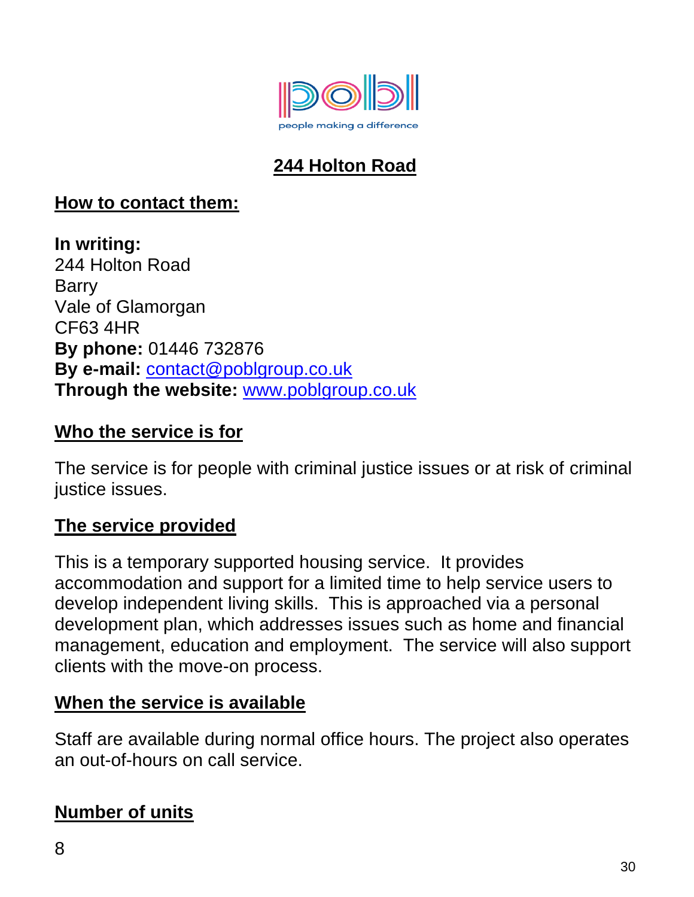## 244 Holton Road

### How to contact them:

**In writing:**
244 Holton Road
Barry
Vale of Glamorgan
CF63 4HR
**By phone:** 01446 732876
**By e-mail:** contact@poblgroup.co.uk
**Through the website:** www.poblgroup.co.uk

### Who the service is for

The service is for people with criminal justice issues or at risk of criminal justice issues.

### The service provided

This is a temporary supported housing service. It provides accommodation and support for a limited time to help service users to develop independent living skills. This is approached via a personal development plan, which addresses issues such as home and financial management, education and employment. The service will also support clients with the move-on process.

### When the service is available

Staff are available during normal office hours. The project also operates an out-of-hours on call service.

### Number of units

8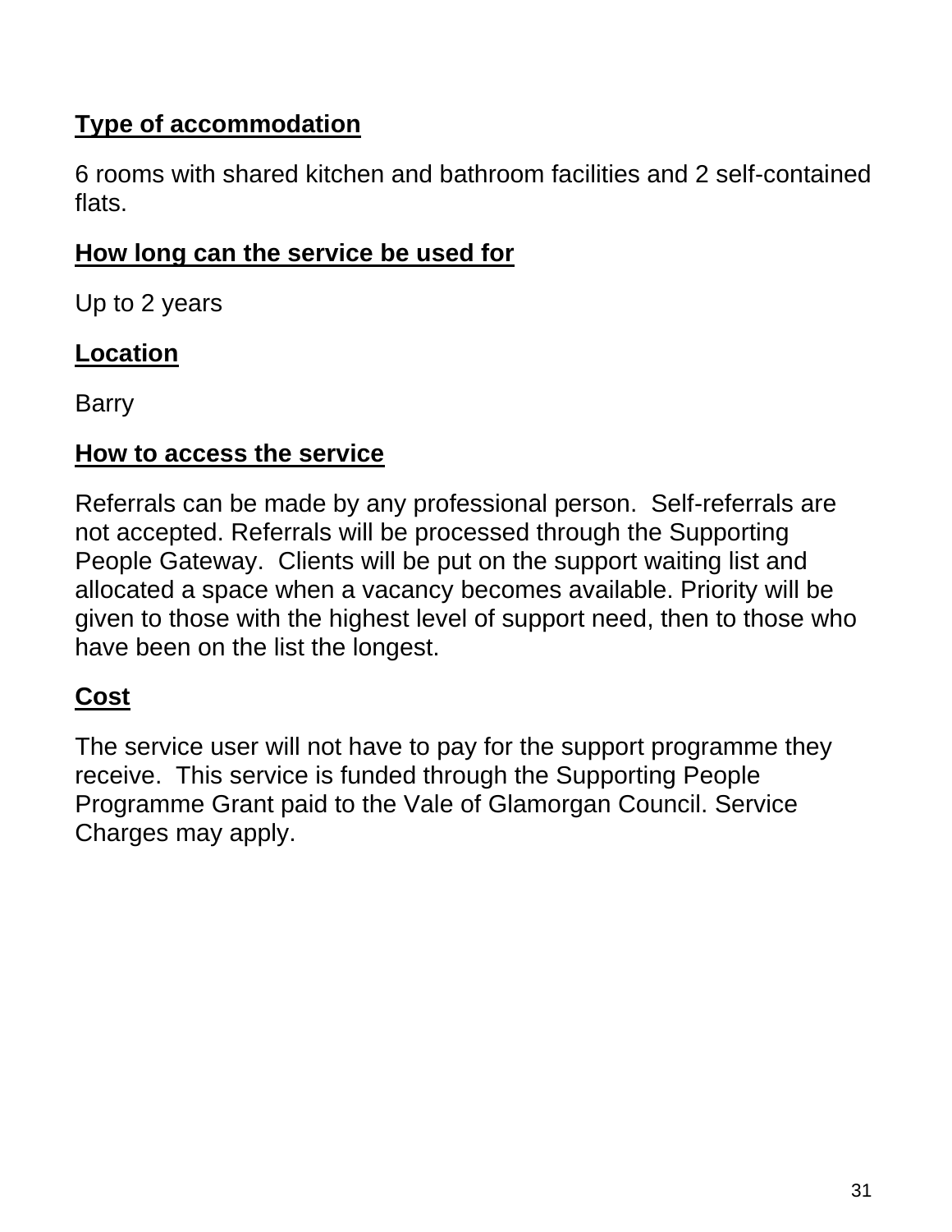**Type of accommodation**

6 rooms with shared kitchen and bathroom facilities and 2 self-contained flats.

**How long can the service be used for**

Up to 2 years

**Location**

Barry

**How to access the service**

Referrals can be made by any professional person. Self-referrals are not accepted. Referrals will be processed through the Supporting People Gateway. Clients will be put on the support waiting list and allocated a space when a vacancy becomes available. Priority will be given to those with the highest level of support need, then to those who have been on the list the longest.

**Cost**

The service user will not have to pay for the support programme they receive. This service is funded through the Supporting People Programme Grant paid to the Vale of Glamorgan Council. Service Charges may apply.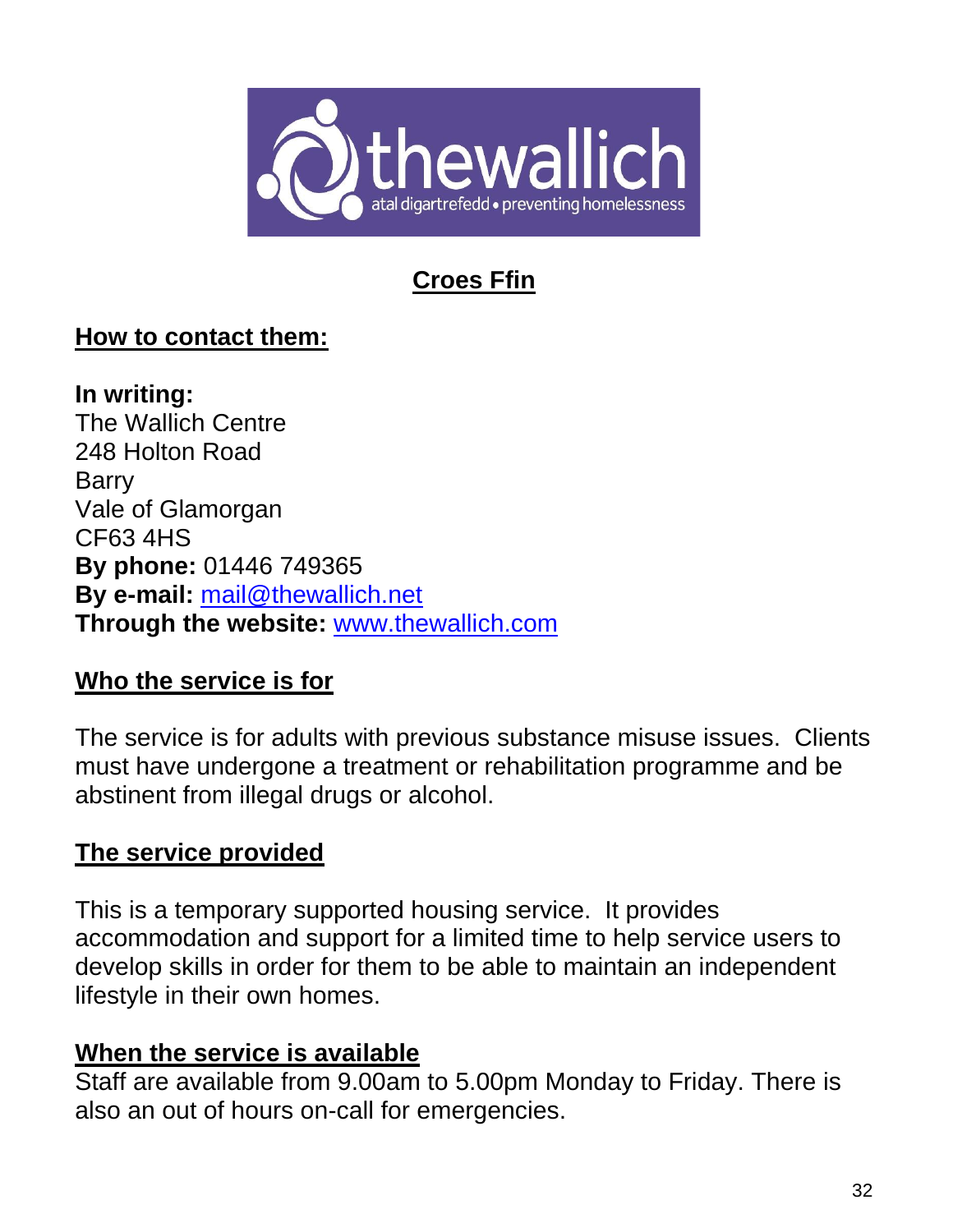# Croes Ffin

## How to contact them:

**In writing:**
The Wallich Centre
248 Holton Road
Barry
Vale of Glamorgan
CF63 4HS
**By phone:** 01446 749365
**By e-mail:** mail@thewallich.net
**Through the website:** www.thewallich.com

## Who the service is for

The service is for adults with previous substance misuse issues. Clients must have undergone a treatment or rehabilitation programme and be abstinent from illegal drugs or alcohol.

## The service provided

This is a temporary supported housing service. It provides accommodation and support for a limited time to help service users to develop skills in order for them to be able to maintain an independent lifestyle in their own homes.

## When the service is available

Staff are available from 9.00am to 5.00pm Monday to Friday. There is also an out of hours on-call for emergencies.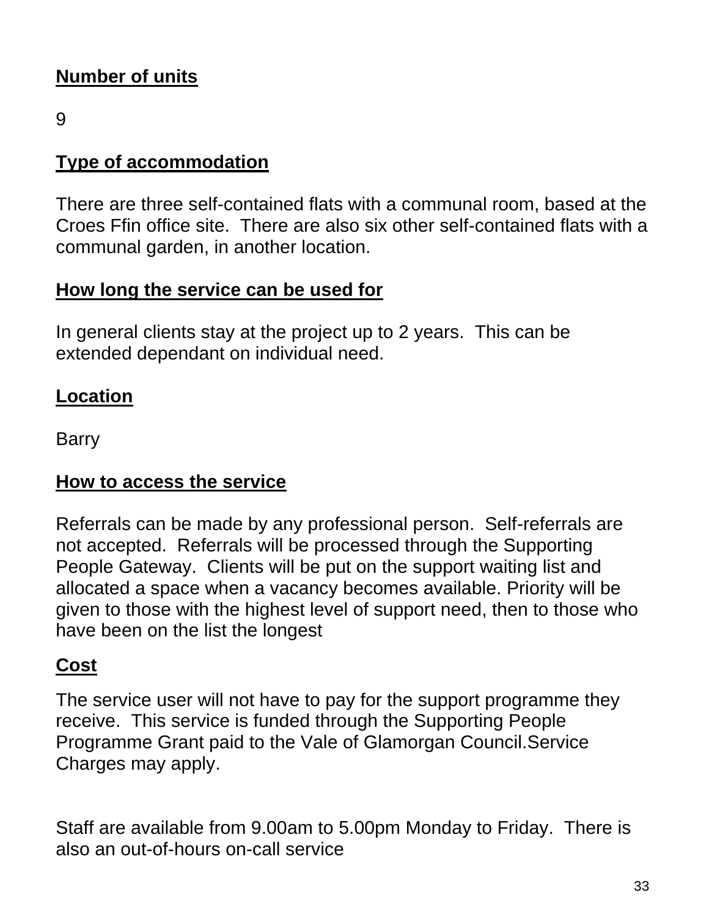**Number of units**

9

**Type of accommodation**

There are three self-contained flats with a communal room, based at the Croes Ffin office site. There are also six other self-contained flats with a communal garden, in another location.

**How long the service can be used for**

In general clients stay at the project up to 2 years. This can be extended dependant on individual need.

**Location**

Barry

**How to access the service**

Referrals can be made by any professional person. Self-referrals are not accepted. Referrals will be processed through the Supporting People Gateway. Clients will be put on the support waiting list and allocated a space when a vacancy becomes available. Priority will be given to those with the highest level of support need, then to those who have been on the list the longest

**Cost**

The service user will not have to pay for the support programme they receive. This service is funded through the Supporting People Programme Grant paid to the Vale of Glamorgan Council.Service Charges may apply.

Staff are available from 9.00am to 5.00pm Monday to Friday. There is also an out-of-hours on-call service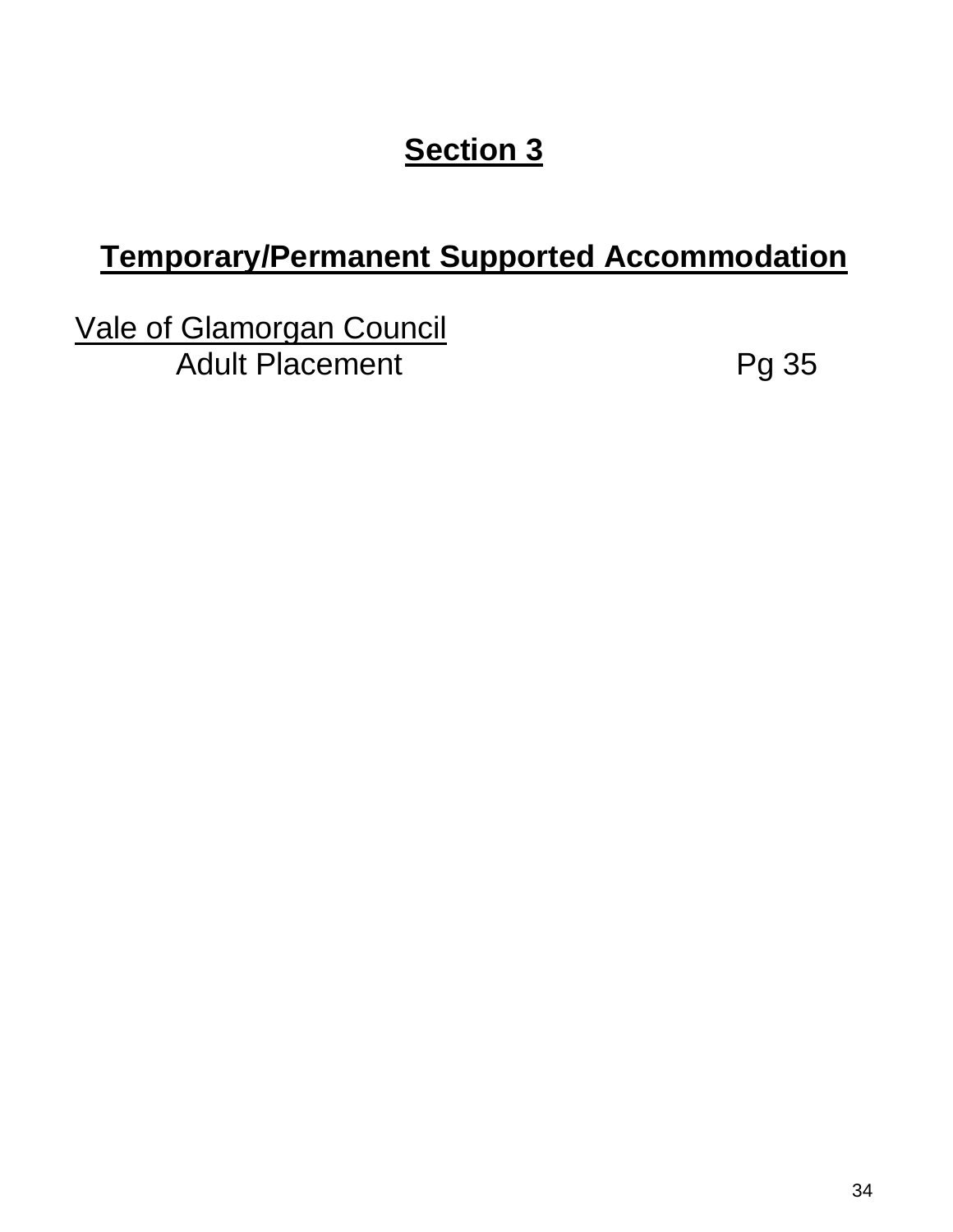# **Section 3**

## **Temporary/Permanent Supported Accommodation**

Vale of Glamorgan Council

Adult Placement Pg 35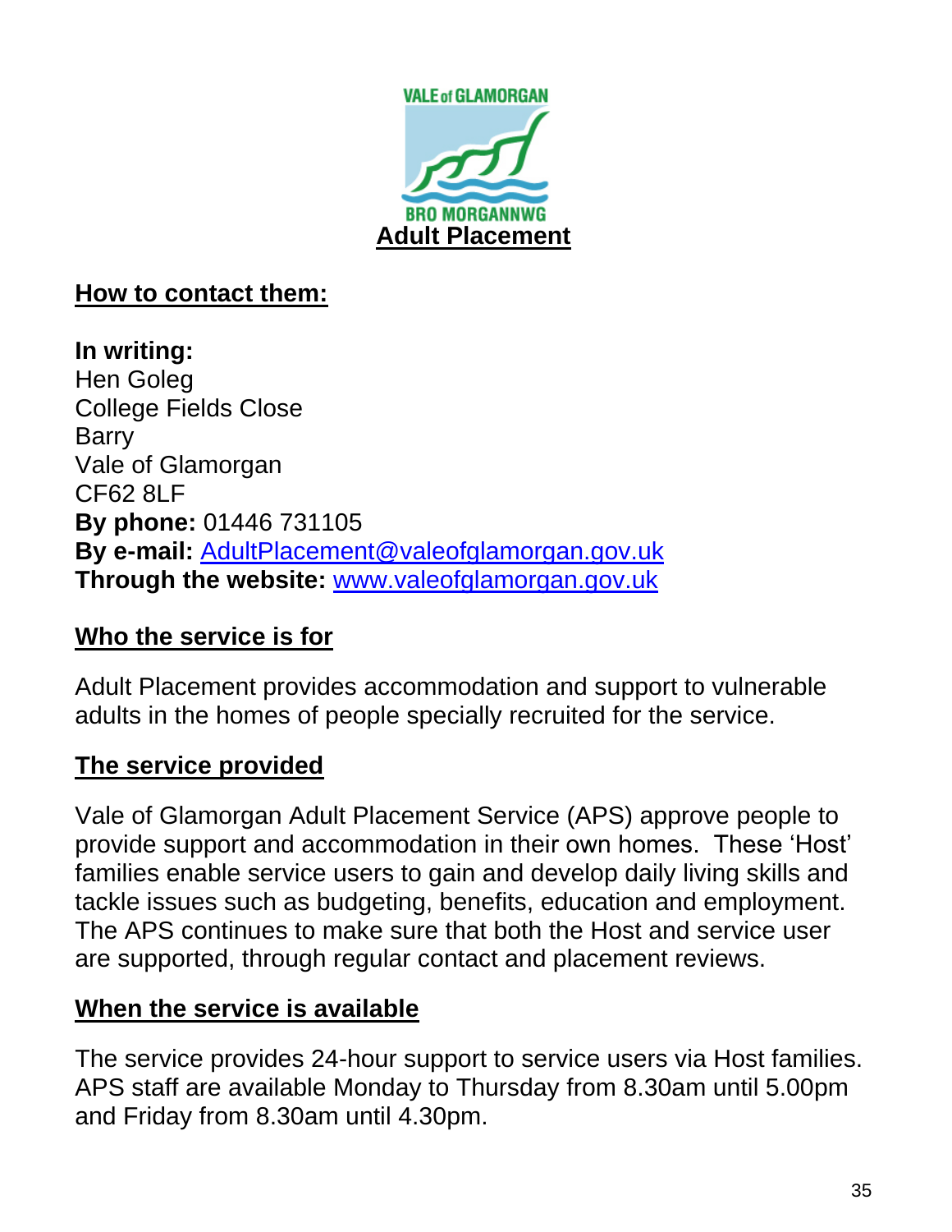# Adult Placement

## How to contact them:

**In writing:**
Hen Goleg
College Fields Close
Barry
Vale of Glamorgan
CF62 8LF
**By phone:** 01446 731105
**By e-mail:** AdultPlacement@valeofglamorgan.gov.uk
**Through the website:** www.valeofglamorgan.gov.uk

## Who the service is for

Adult Placement provides accommodation and support to vulnerable adults in the homes of people specially recruited for the service.

## The service provided

Vale of Glamorgan Adult Placement Service (APS) approve people to provide support and accommodation in their own homes. These 'Host' families enable service users to gain and develop daily living skills and tackle issues such as budgeting, benefits, education and employment. The APS continues to make sure that both the Host and service user are supported, through regular contact and placement reviews.

## When the service is available

The service provides 24-hour support to service users via Host families. APS staff are available Monday to Thursday from 8.30am until 5.00pm and Friday from 8.30am until 4.30pm.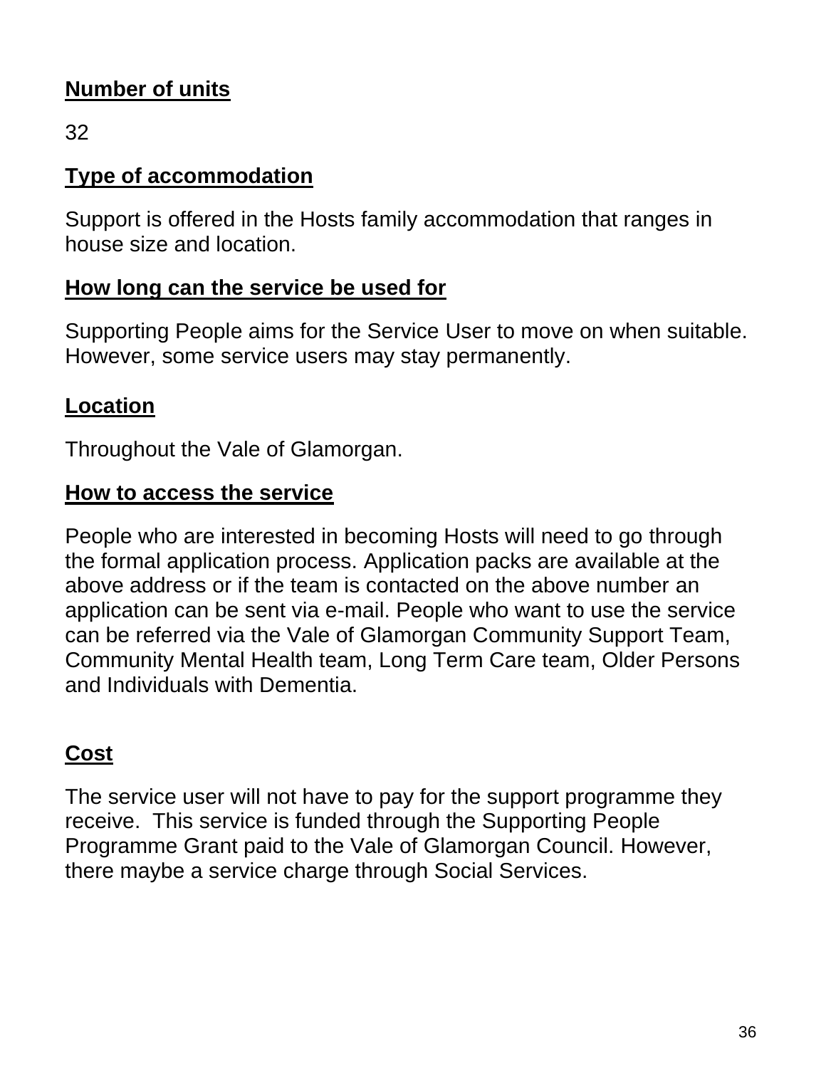**Number of units**

32

**Type of accommodation**

Support is offered in the Hosts family accommodation that ranges in house size and location.

**How long can the service be used for**

Supporting People aims for the Service User to move on when suitable. However, some service users may stay permanently.

**Location**

Throughout the Vale of Glamorgan.

**How to access the service**

People who are interested in becoming Hosts will need to go through the formal application process. Application packs are available at the above address or if the team is contacted on the above number an application can be sent via e-mail. People who want to use the service can be referred via the Vale of Glamorgan Community Support Team, Community Mental Health team, Long Term Care team, Older Persons and Individuals with Dementia.

**Cost**

The service user will not have to pay for the support programme they receive. This service is funded through the Supporting People Programme Grant paid to the Vale of Glamorgan Council. However, there maybe a service charge through Social Services.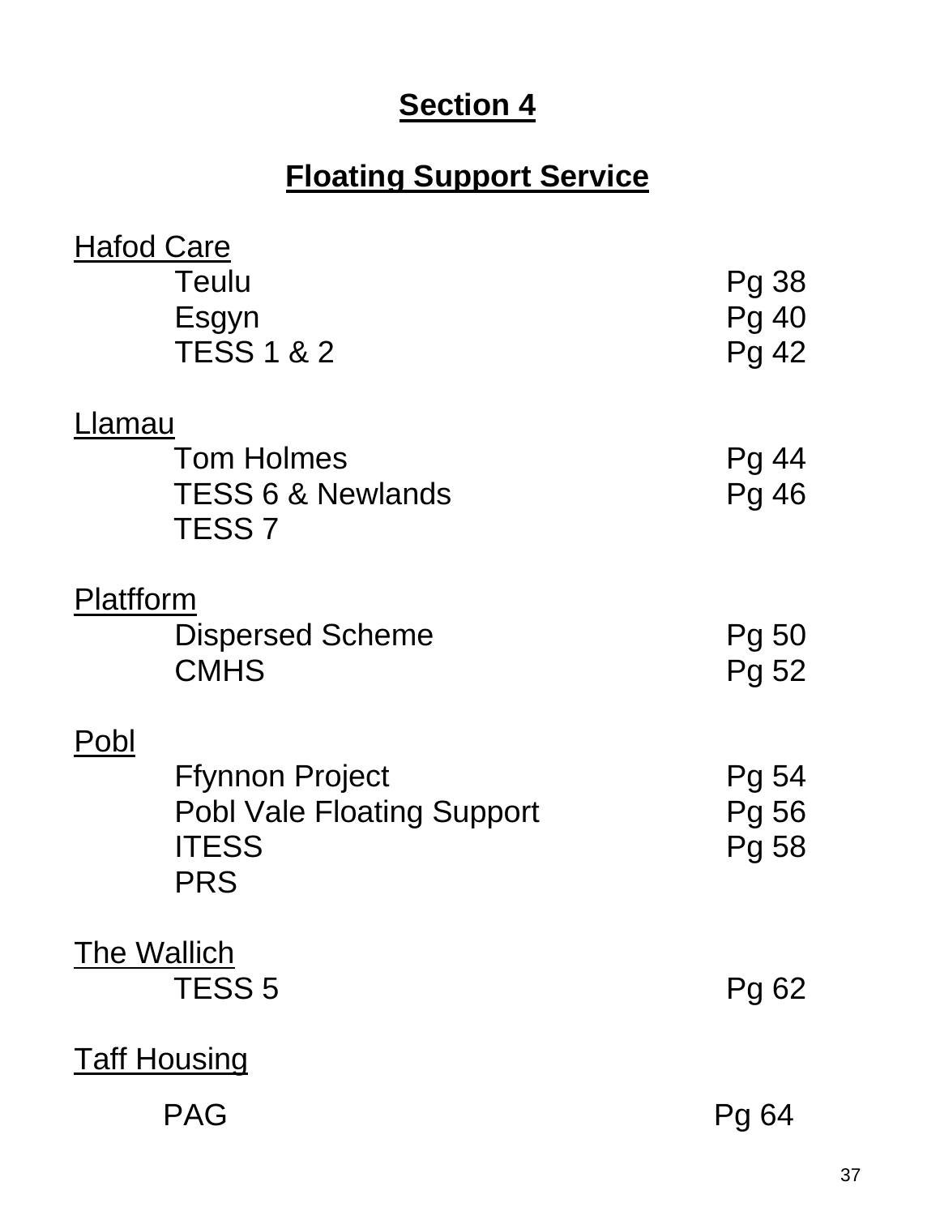# Section 4

## Floating Support Service

**Hafod Care**

| | |
|---|---|
| Teulu | Pg 38 |
| Esgyn | Pg 40 |
| TESS 1 & 2 | Pg 42 |

**Llamau**

| | |
|---|---|
| Tom Holmes | Pg 44 |
| TESS 6 & Newlands | Pg 46 |
| TESS 7 | |

**Platfform**

| | |
|---|---|
| Dispersed Scheme | Pg 50 |
| CMHS | Pg 52 |

**Pobl**

| | |
|---|---|
| Ffynnon Project | Pg 54 |
| Pobl Vale Floating Support | Pg 56 |
| ITESS | Pg 58 |
| PRS | |

**The Wallich**

| | |
|---|---|
| TESS 5 | Pg 62 |

**Taff Housing**

| | |
|---|---|
| PAG | Pg 64 |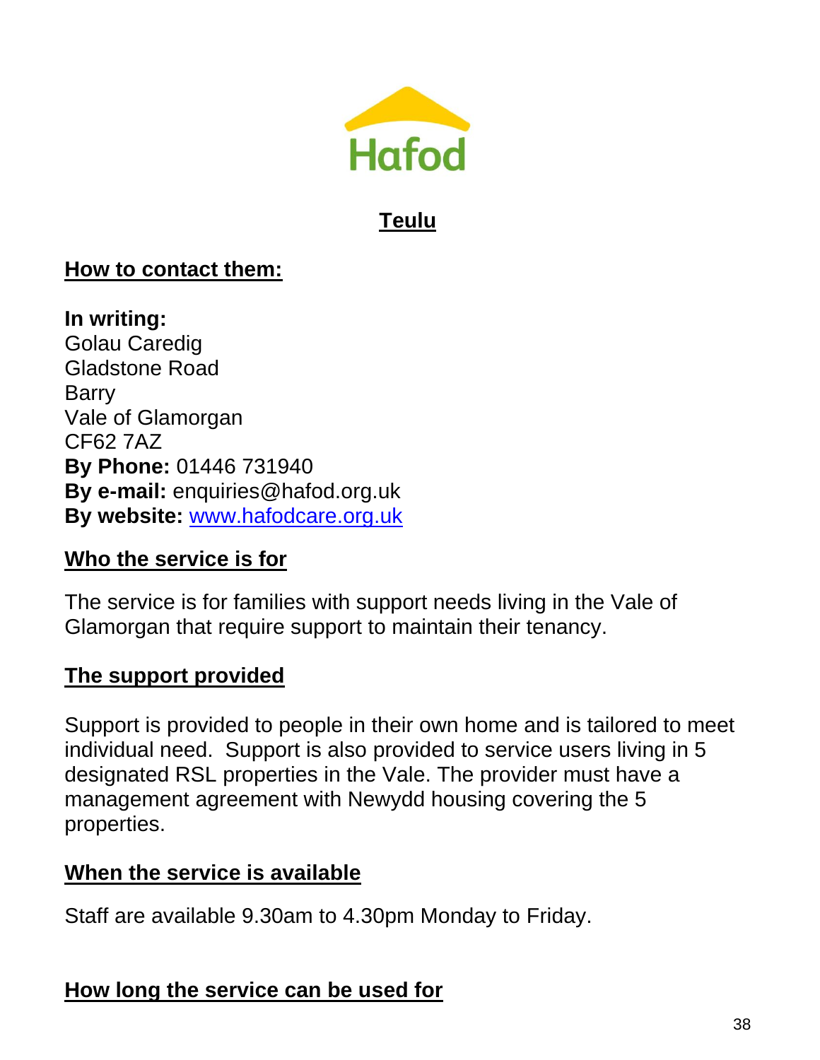Hafod

## Teulu

### How to contact them:

**In writing:**
Golau Caredig
Gladstone Road
Barry
Vale of Glamorgan
CF62 7AZ
**By Phone:** 01446 731940
**By e-mail:** enquiries@hafod.org.uk
**By website:** [www.hafodcare.org.uk](www.hafodcare.org.uk)

### Who the service is for

The service is for families with support needs living in the Vale of Glamorgan that require support to maintain their tenancy.

### The support provided

Support is provided to people in their own home and is tailored to meet individual need. Support is also provided to service users living in 5 designated RSL properties in the Vale. The provider must have a management agreement with Newydd housing covering the 5 properties.

### When the service is available

Staff are available 9.30am to 4.30pm Monday to Friday.

### How long the service can be used for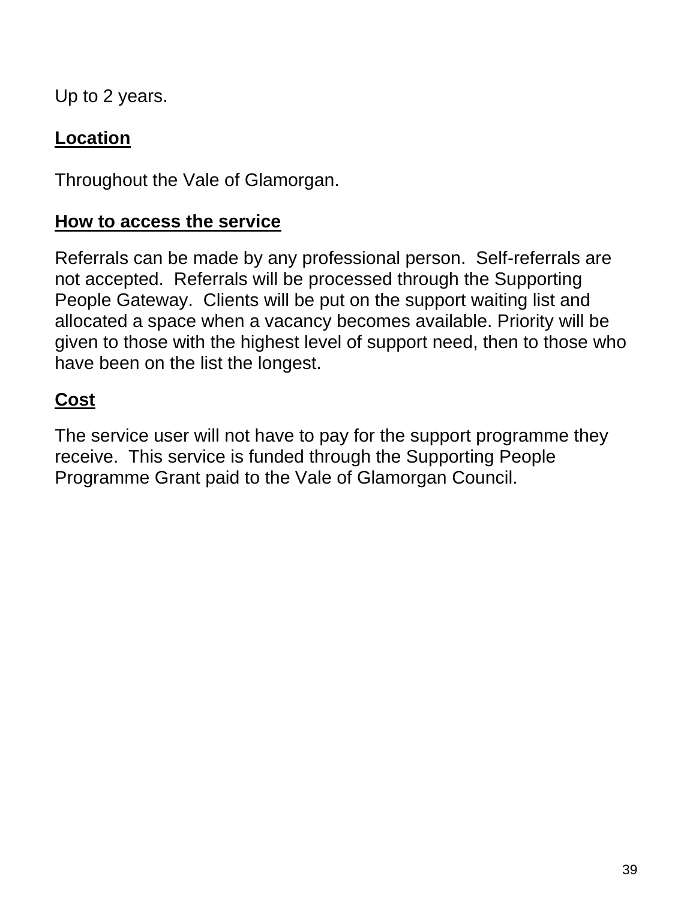Up to 2 years.

**Location**

Throughout the Vale of Glamorgan.

**How to access the service**

Referrals can be made by any professional person. Self-referrals are not accepted. Referrals will be processed through the Supporting People Gateway. Clients will be put on the support waiting list and allocated a space when a vacancy becomes available. Priority will be given to those with the highest level of support need, then to those who have been on the list the longest.

**Cost**

The service user will not have to pay for the support programme they receive. This service is funded through the Supporting People Programme Grant paid to the Vale of Glamorgan Council.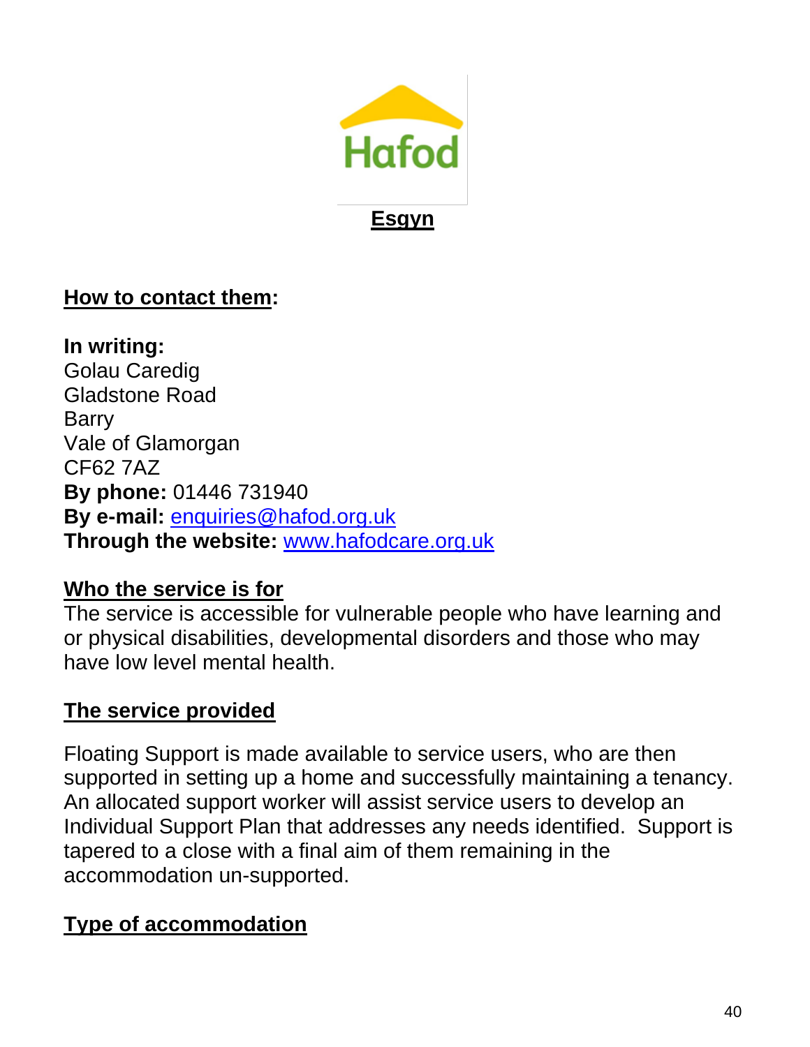Hafod

**Esgyn**

**How to contact them:**

**In writing:**
Golau Caredig
Gladstone Road
Barry
Vale of Glamorgan
CF62 7AZ
**By phone:** 01446 731940
**By e-mail:** enquiries@hafod.org.uk
**Through the website:** www.hafodcare.org.uk

**Who the service is for**

The service is accessible for vulnerable people who have learning and or physical disabilities, developmental disorders and those who may have low level mental health.

**The service provided**

Floating Support is made available to service users, who are then supported in setting up a home and successfully maintaining a tenancy. An allocated support worker will assist service users to develop an Individual Support Plan that addresses any needs identified. Support is tapered to a close with a final aim of them remaining in the accommodation un-supported.

**Type of accommodation**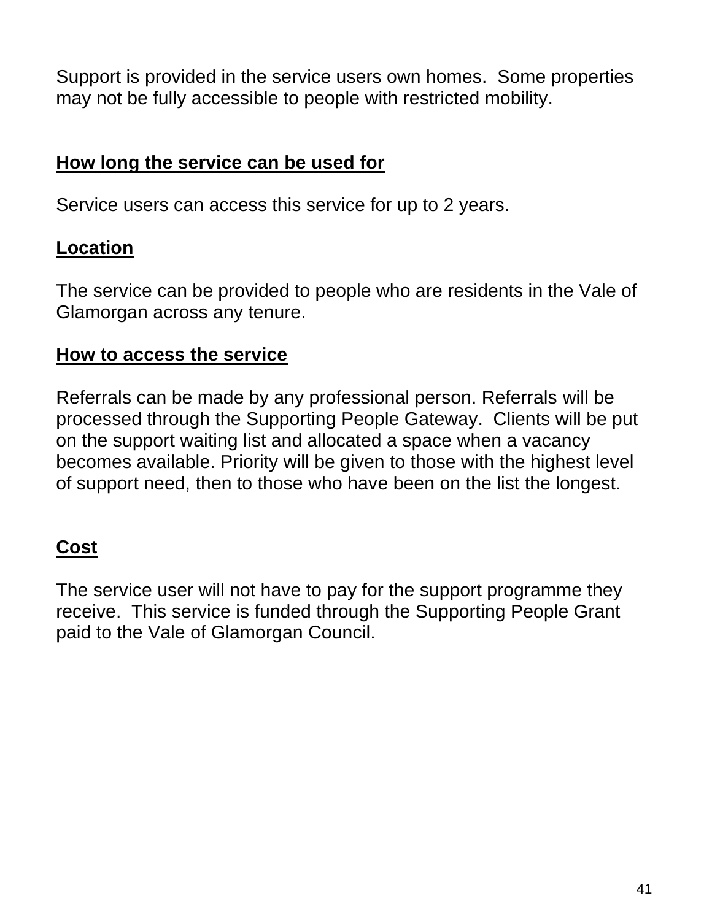Support is provided in the service users own homes.  Some properties may not be fully accessible to people with restricted mobility.

## How long the service can be used for

Service users can access this service for up to 2 years.

## Location

The service can be provided to people who are residents in the Vale of Glamorgan across any tenure.

## How to access the service

Referrals can be made by any professional person. Referrals will be processed through the Supporting People Gateway.  Clients will be put on the support waiting list and allocated a space when a vacancy becomes available. Priority will be given to those with the highest level of support need, then to those who have been on the list the longest.

## Cost

The service user will not have to pay for the support programme they receive.  This service is funded through the Supporting People Grant paid to the Vale of Glamorgan Council.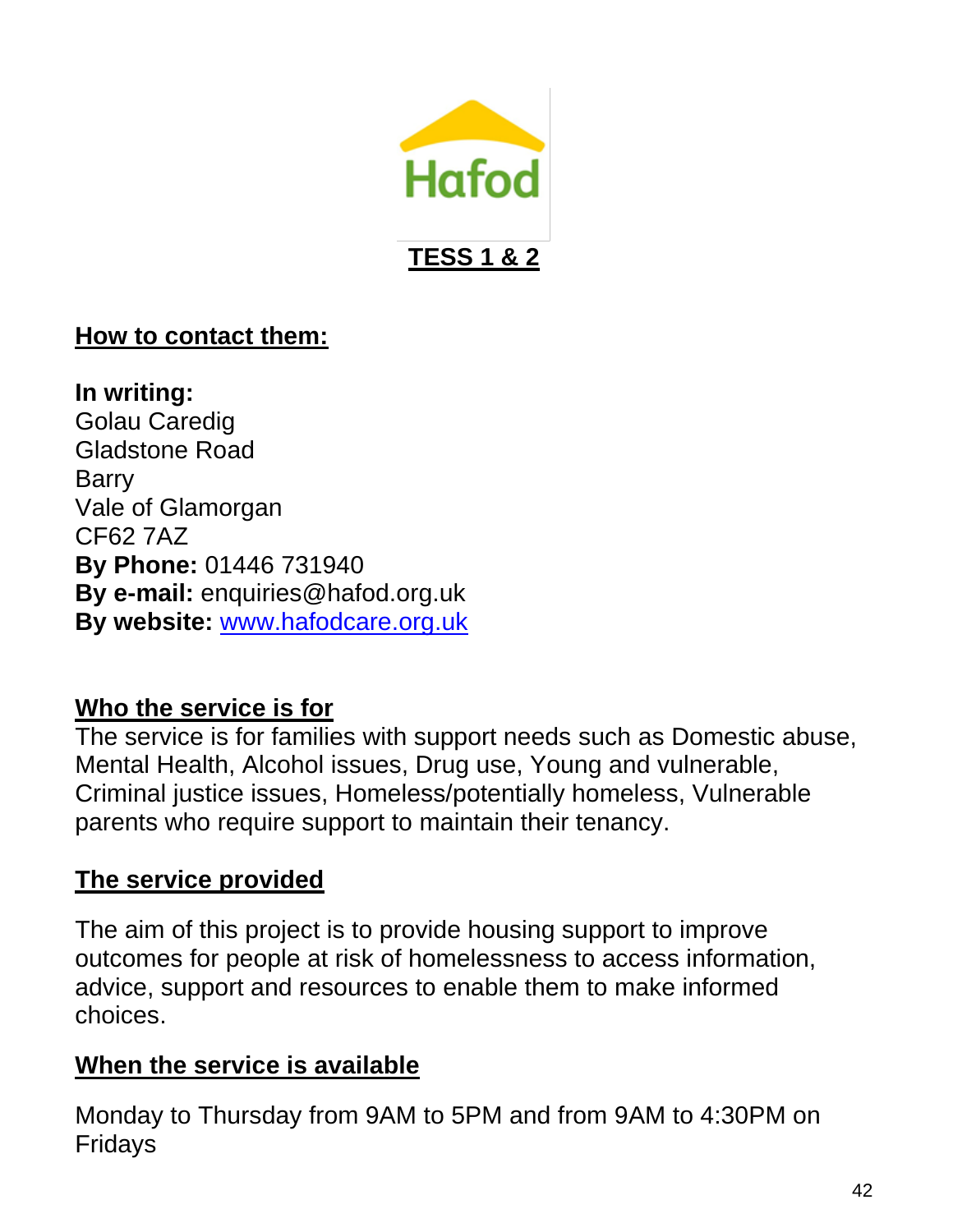Hafod

# TESS 1 & 2

## How to contact them:

**In writing:**
Golau Caredig
Gladstone Road
Barry
Vale of Glamorgan
CF62 7AZ
**By Phone:** 01446 731940
**By e-mail:** enquiries@hafod.org.uk
**By website:** [www.hafodcare.org.uk](http://www.hafodcare.org.uk)

## Who the service is for

The service is for families with support needs such as Domestic abuse, Mental Health, Alcohol issues, Drug use, Young and vulnerable, Criminal justice issues, Homeless/potentially homeless, Vulnerable parents who require support to maintain their tenancy.

## The service provided

The aim of this project is to provide housing support to improve outcomes for people at risk of homelessness to access information, advice, support and resources to enable them to make informed choices.

## When the service is available

Monday to Thursday from 9AM to 5PM and from 9AM to 4:30PM on Fridays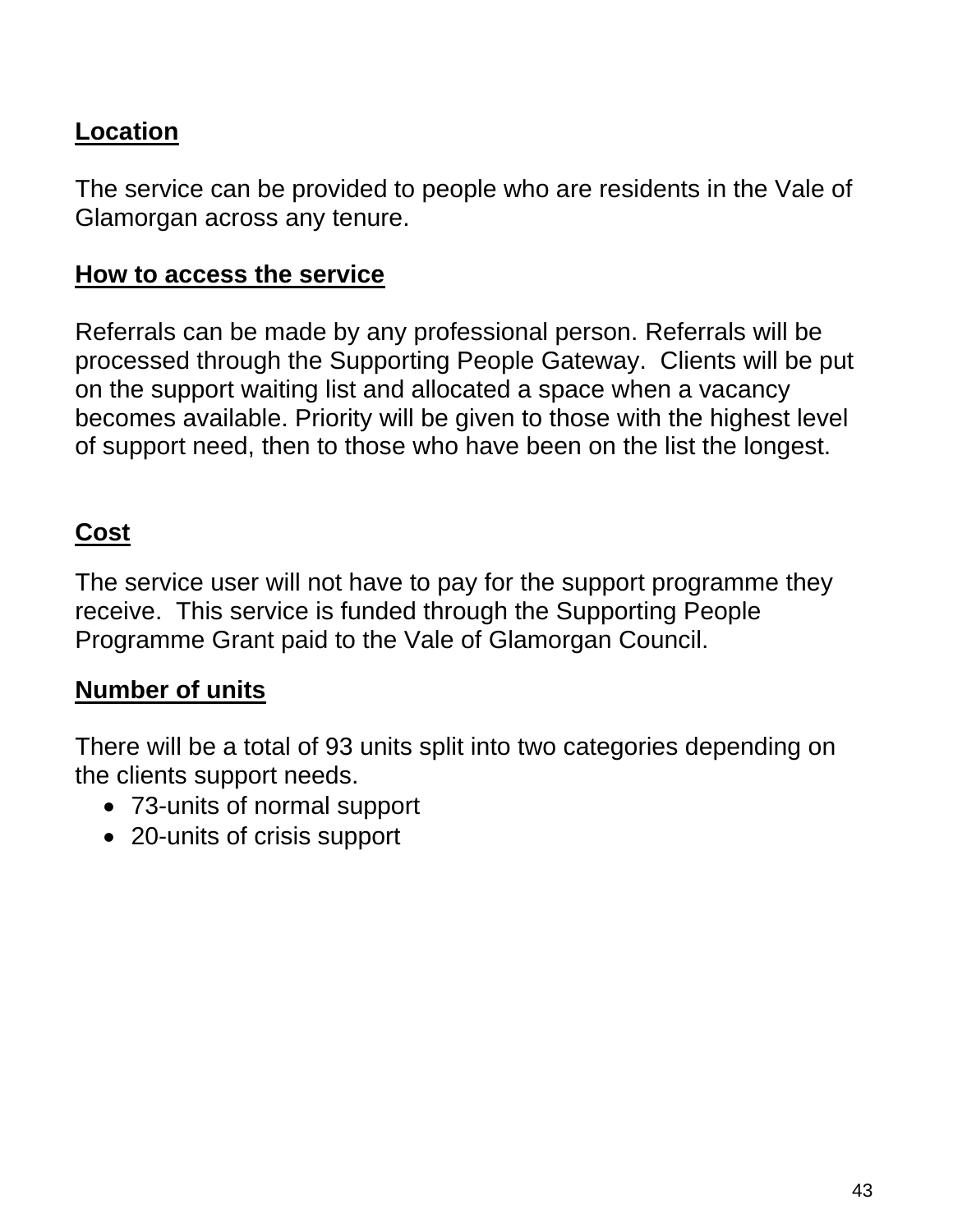## Location

The service can be provided to people who are residents in the Vale of Glamorgan across any tenure.

## How to access the service

Referrals can be made by any professional person. Referrals will be processed through the Supporting People Gateway. Clients will be put on the support waiting list and allocated a space when a vacancy becomes available. Priority will be given to those with the highest level of support need, then to those who have been on the list the longest.

## Cost

The service user will not have to pay for the support programme they receive. This service is funded through the Supporting People Programme Grant paid to the Vale of Glamorgan Council.

## Number of units

There will be a total of 93 units split into two categories depending on the clients support needs.

- 73-units of normal support
- 20-units of crisis support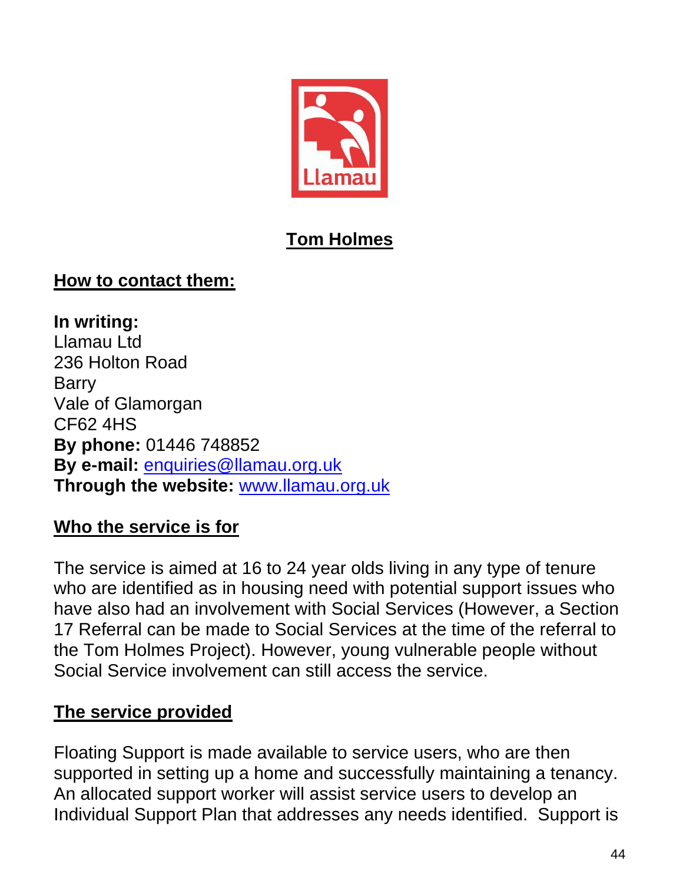## Tom Holmes

### How to contact them:

**In writing:**
Llamau Ltd
236 Holton Road
Barry
Vale of Glamorgan
CF62 4HS
**By phone:** 01446 748852
**By e-mail:** enquiries@llamau.org.uk
**Through the website:** www.llamau.org.uk

### Who the service is for

The service is aimed at 16 to 24 year olds living in any type of tenure who are identified as in housing need with potential support issues who have also had an involvement with Social Services (However, a Section 17 Referral can be made to Social Services at the time of the referral to the Tom Holmes Project). However, young vulnerable people without Social Service involvement can still access the service.

### The service provided

Floating Support is made available to service users, who are then supported in setting up a home and successfully maintaining a tenancy. An allocated support worker will assist service users to develop an Individual Support Plan that addresses any needs identified. Support is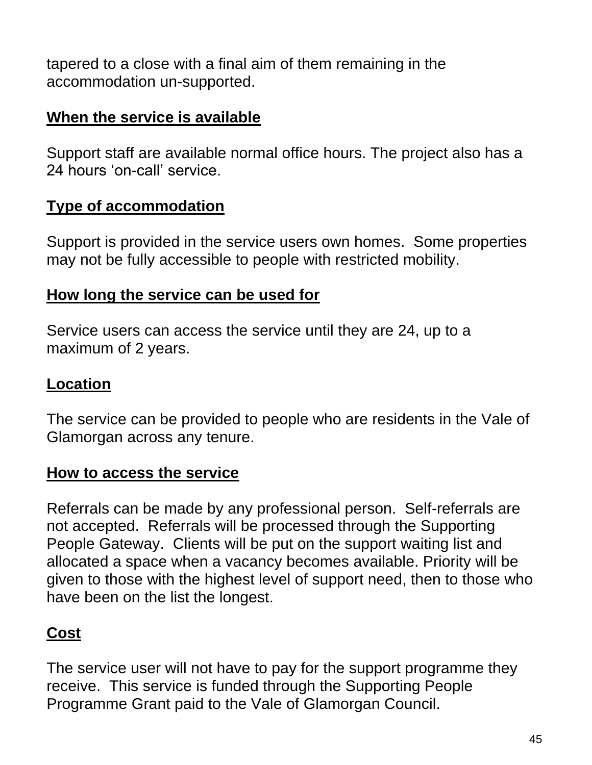tapered to a close with a final aim of them remaining in the accommodation un-supported.

**When the service is available**

Support staff are available normal office hours. The project also has a 24 hours 'on-call' service.

**Type of accommodation**

Support is provided in the service users own homes. Some properties may not be fully accessible to people with restricted mobility.

**How long the service can be used for**

Service users can access the service until they are 24, up to a maximum of 2 years.

**Location**

The service can be provided to people who are residents in the Vale of Glamorgan across any tenure.

**How to access the service**

Referrals can be made by any professional person. Self-referrals are not accepted. Referrals will be processed through the Supporting People Gateway. Clients will be put on the support waiting list and allocated a space when a vacancy becomes available. Priority will be given to those with the highest level of support need, then to those who have been on the list the longest.

**Cost**

The service user will not have to pay for the support programme they receive. This service is funded through the Supporting People Programme Grant paid to the Vale of Glamorgan Council.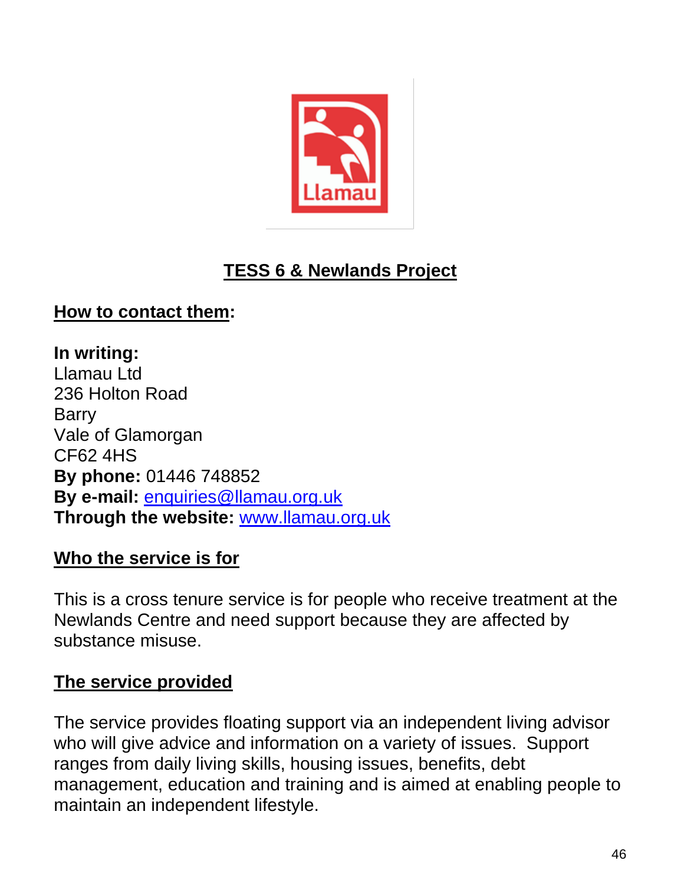## TESS 6 & Newlands Project

**How to contact them:**

**In writing:**
Llamau Ltd
236 Holton Road
Barry
Vale of Glamorgan
CF62 4HS
**By phone:** 01446 748852
**By e-mail:** enquiries@llamau.org.uk
**Through the website:** www.llamau.org.uk

**Who the service is for**

This is a cross tenure service is for people who receive treatment at the Newlands Centre and need support because they are affected by substance misuse.

**The service provided**

The service provides floating support via an independent living advisor who will give advice and information on a variety of issues. Support ranges from daily living skills, housing issues, benefits, debt management, education and training and is aimed at enabling people to maintain an independent lifestyle.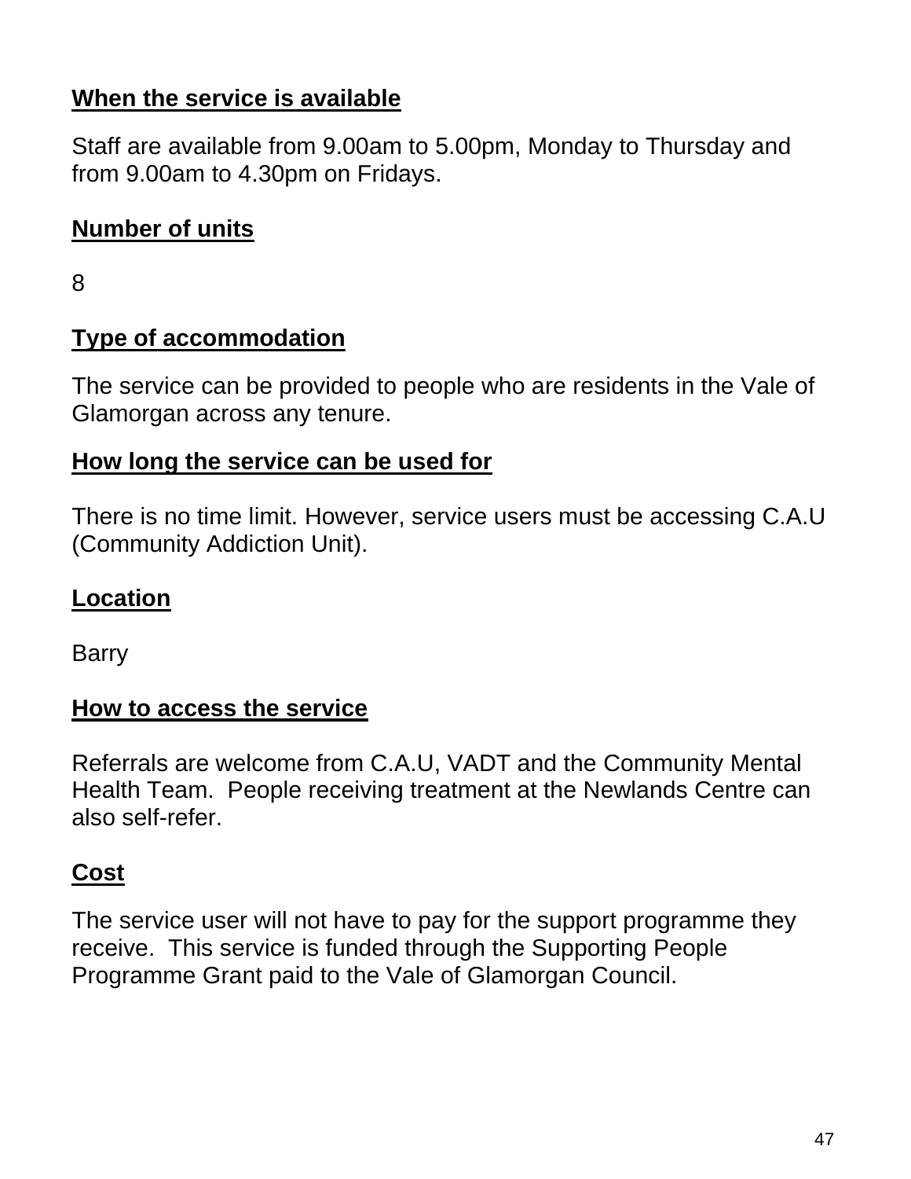**When the service is available**

Staff are available from 9.00am to 5.00pm, Monday to Thursday and from 9.00am to 4.30pm on Fridays.

**Number of units**

8

**Type of accommodation**

The service can be provided to people who are residents in the Vale of Glamorgan across any tenure.

**How long the service can be used for**

There is no time limit. However, service users must be accessing C.A.U (Community Addiction Unit).

**Location**

Barry

**How to access the service**

Referrals are welcome from C.A.U, VADT and the Community Mental Health Team. People receiving treatment at the Newlands Centre can also self-refer.

**Cost**

The service user will not have to pay for the support programme they receive. This service is funded through the Supporting People Programme Grant paid to the Vale of Glamorgan Council.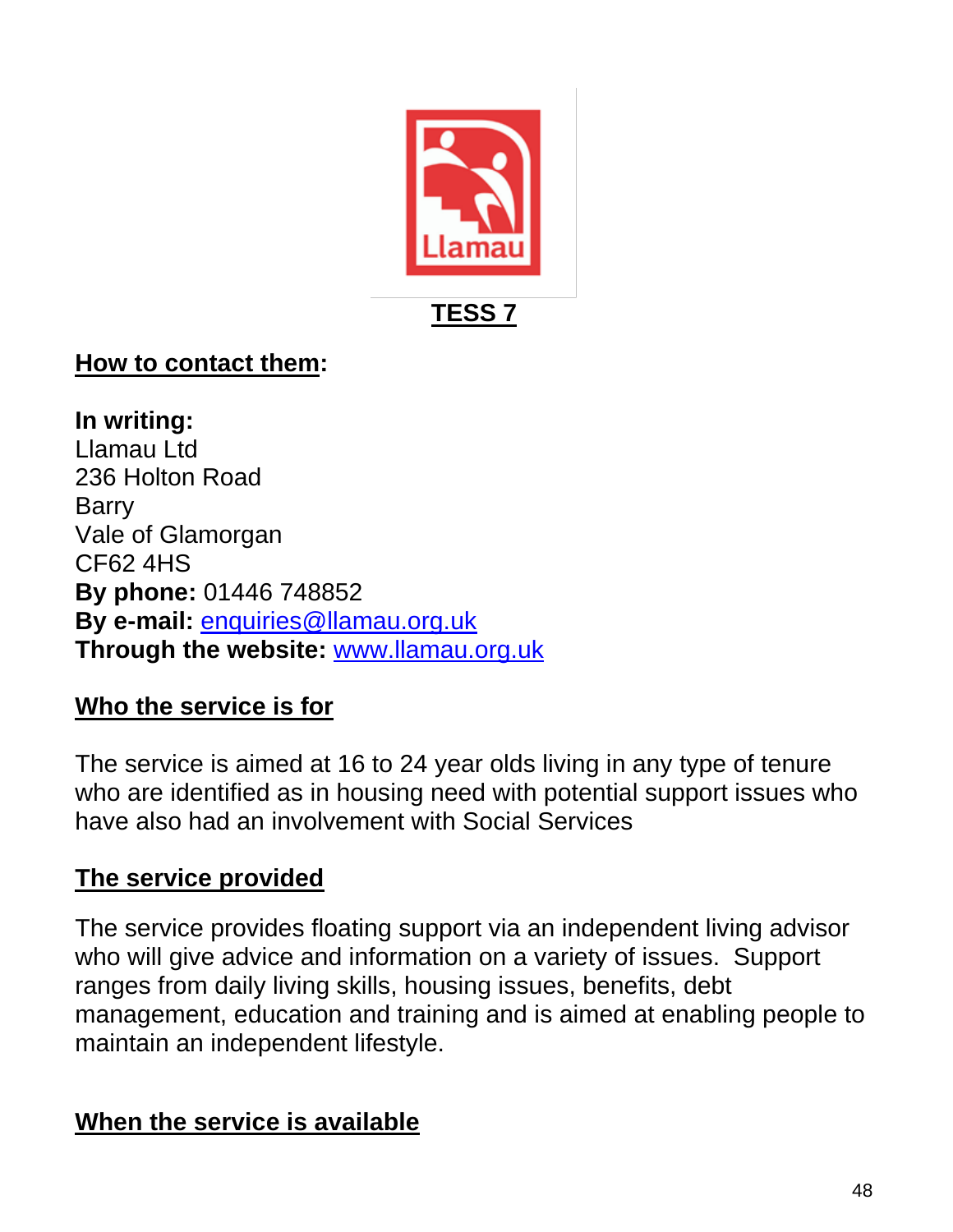## TESS 7

**How to contact them:**

**In writing:**
Llamau Ltd
236 Holton Road
Barry
Vale of Glamorgan
CF62 4HS
**By phone:** 01446 748852
**By e-mail:** enquiries@llamau.org.uk
**Through the website:** www.llamau.org.uk

**Who the service is for**

The service is aimed at 16 to 24 year olds living in any type of tenure who are identified as in housing need with potential support issues who have also had an involvement with Social Services

**The service provided**

The service provides floating support via an independent living advisor who will give advice and information on a variety of issues. Support ranges from daily living skills, housing issues, benefits, debt management, education and training and is aimed at enabling people to maintain an independent lifestyle.

**When the service is available**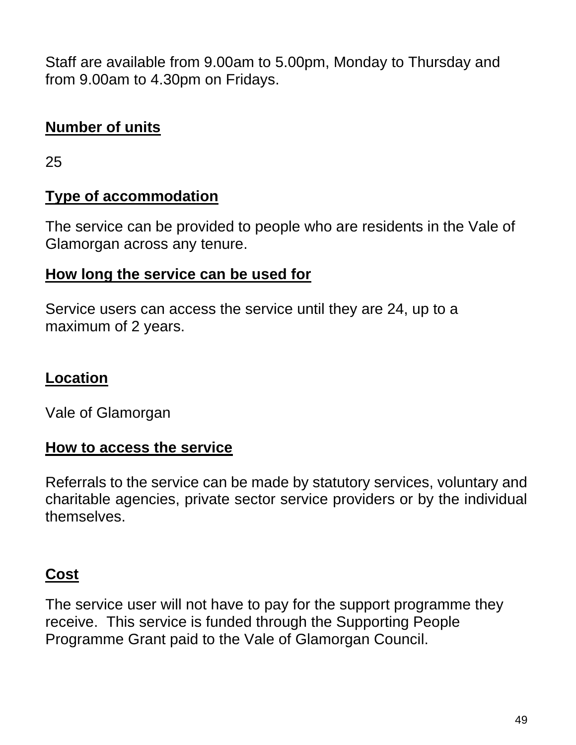Staff are available from 9.00am to 5.00pm, Monday to Thursday and from 9.00am to 4.30pm on Fridays.

**Number of units**

25

**Type of accommodation**

The service can be provided to people who are residents in the Vale of Glamorgan across any tenure.

**How long the service can be used for**

Service users can access the service until they are 24, up to a maximum of 2 years.

**Location**

Vale of Glamorgan

**How to access the service**

Referrals to the service can be made by statutory services, voluntary and charitable agencies, private sector service providers or by the individual themselves.

**Cost**

The service user will not have to pay for the support programme they receive. This service is funded through the Supporting People Programme Grant paid to the Vale of Glamorgan Council.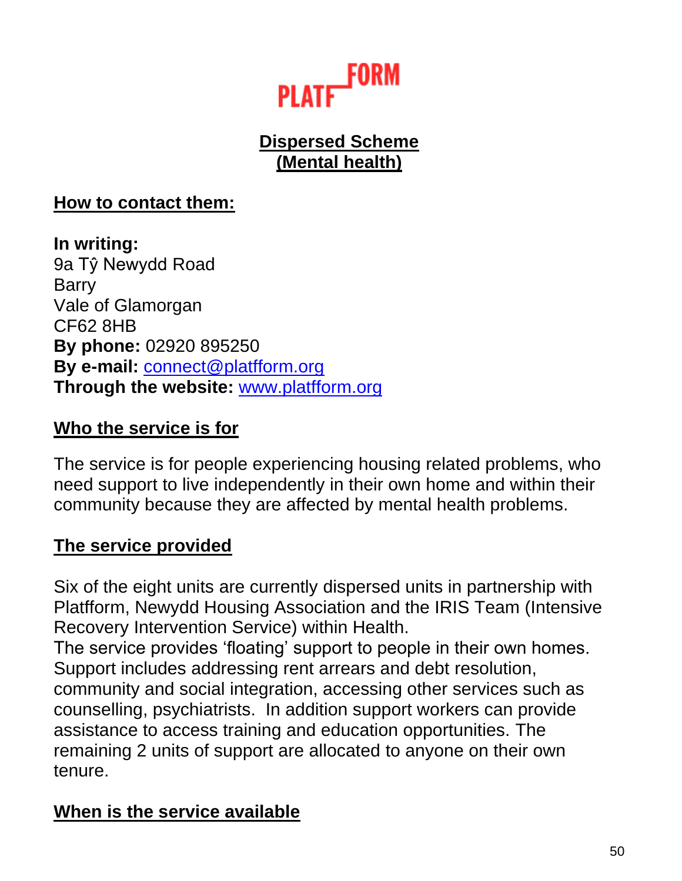PLATFFORM

## Dispersed Scheme
## (Mental health)

### How to contact them:

**In writing:**
9a Tŷ Newydd Road
Barry
Vale of Glamorgan
CF62 8HB
**By phone:** 02920 895250
**By e-mail:** connect@platfform.org
**Through the website:** www.platfform.org

### Who the service is for

The service is for people experiencing housing related problems, who need support to live independently in their own home and within their community because they are affected by mental health problems.

### The service provided

Six of the eight units are currently dispersed units in partnership with Platfform, Newydd Housing Association and the IRIS Team (Intensive Recovery Intervention Service) within Health.
The service provides 'floating' support to people in their own homes. Support includes addressing rent arrears and debt resolution, community and social integration, accessing other services such as counselling, psychiatrists. In addition support workers can provide assistance to access training and education opportunities. The remaining 2 units of support are allocated to anyone on their own tenure.

### When is the service available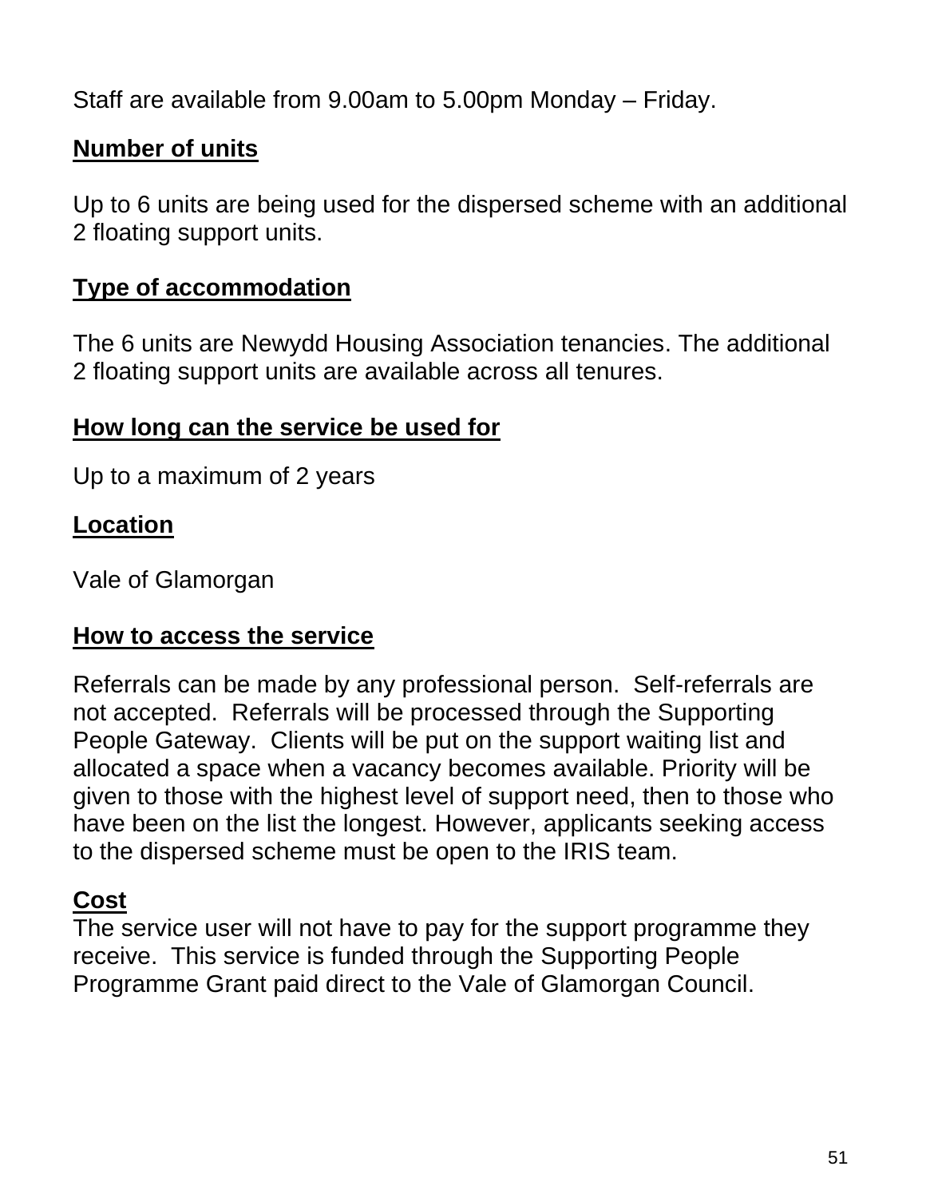Staff are available from 9.00am to 5.00pm Monday – Friday.

**Number of units**

Up to 6 units are being used for the dispersed scheme with an additional 2 floating support units.

**Type of accommodation**

The 6 units are Newydd Housing Association tenancies. The additional 2 floating support units are available across all tenures.

**How long can the service be used for**

Up to a maximum of 2 years

**Location**

Vale of Glamorgan

**How to access the service**

Referrals can be made by any professional person. Self-referrals are not accepted. Referrals will be processed through the Supporting People Gateway. Clients will be put on the support waiting list and allocated a space when a vacancy becomes available. Priority will be given to those with the highest level of support need, then to those who have been on the list the longest. However, applicants seeking access to the dispersed scheme must be open to the IRIS team.

**Cost**

The service user will not have to pay for the support programme they receive. This service is funded through the Supporting People Programme Grant paid direct to the Vale of Glamorgan Council.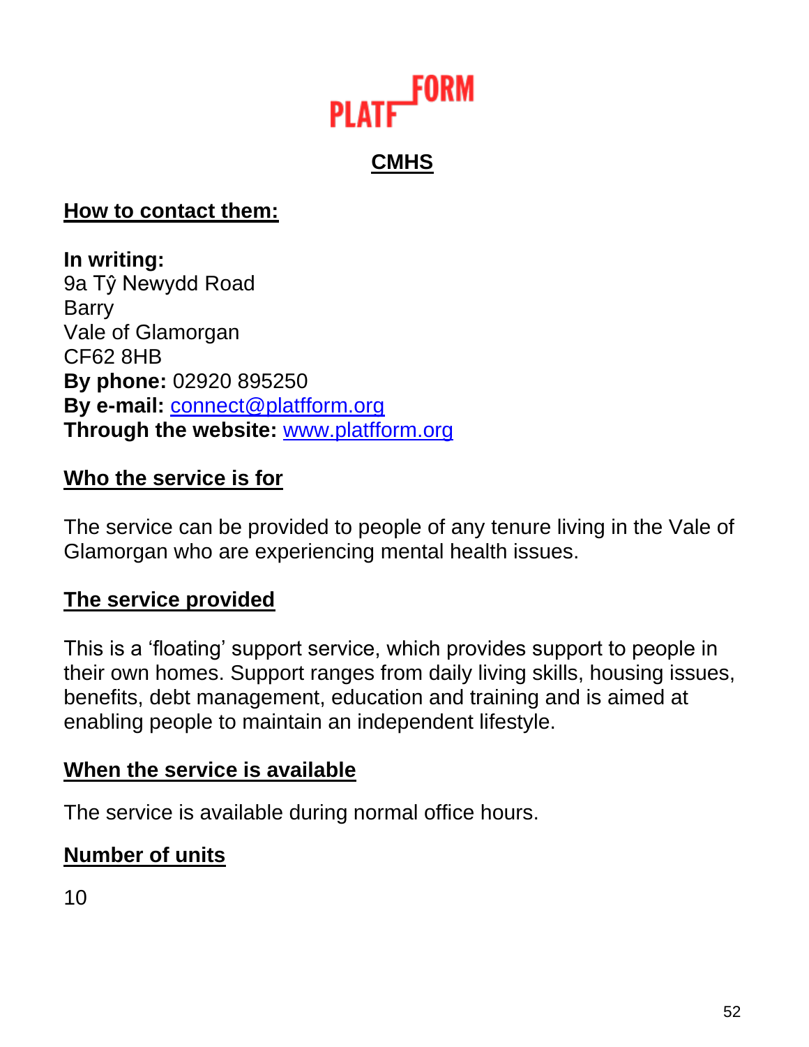# PLATFFORM

## CMHS

**How to contact them:**

**In writing:**
9a Tŷ Newydd Road
Barry
Vale of Glamorgan
CF62 8HB
**By phone:** 02920 895250
**By e-mail:** connect@platfform.org
**Through the website:** www.platfform.org

**Who the service is for**

The service can be provided to people of any tenure living in the Vale of Glamorgan who are experiencing mental health issues.

**The service provided**

This is a 'floating' support service, which provides support to people in their own homes. Support ranges from daily living skills, housing issues, benefits, debt management, education and training and is aimed at enabling people to maintain an independent lifestyle.

**When the service is available**

The service is available during normal office hours.

**Number of units**

10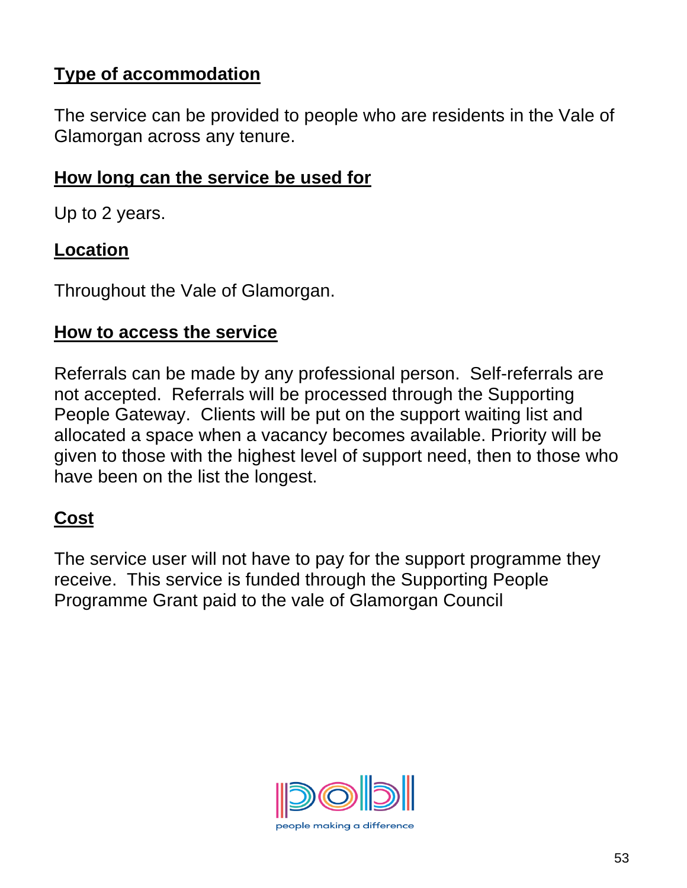## Type of accommodation

The service can be provided to people who are residents in the Vale of Glamorgan across any tenure.

## How long can the service be used for

Up to 2 years.

## Location

Throughout the Vale of Glamorgan.

## How to access the service

Referrals can be made by any professional person. Self-referrals are not accepted. Referrals will be processed through the Supporting People Gateway. Clients will be put on the support waiting list and allocated a space when a vacancy becomes available. Priority will be given to those with the highest level of support need, then to those who have been on the list the longest.

## Cost

The service user will not have to pay for the support programme they receive. This service is funded through the Supporting People Programme Grant paid to the vale of Glamorgan Council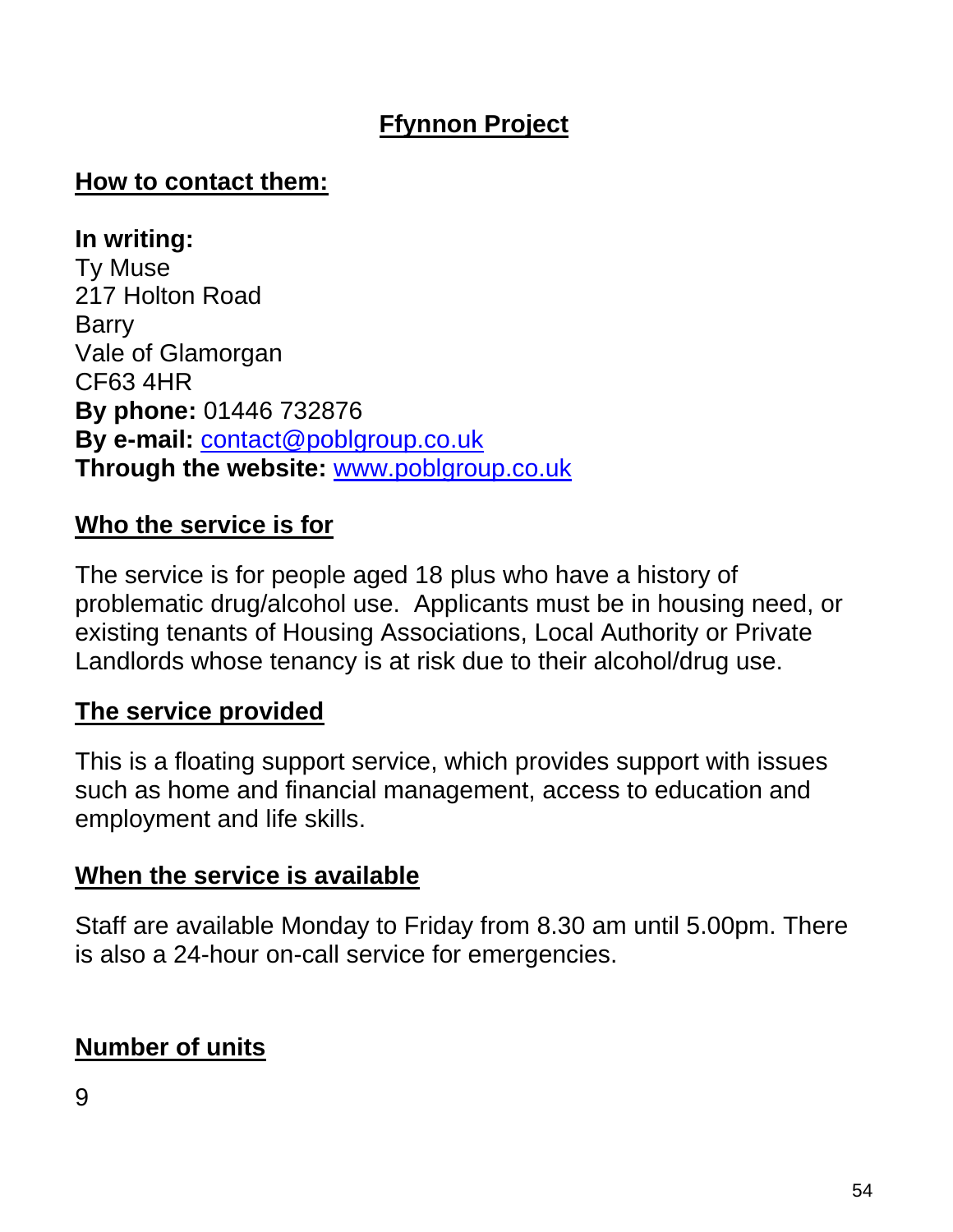## Ffynnon Project

### How to contact them:

**In writing:**
Ty Muse
217 Holton Road
Barry
Vale of Glamorgan
CF63 4HR
**By phone:** 01446 732876
**By e-mail:** contact@poblgroup.co.uk
**Through the website:** www.poblgroup.co.uk

### Who the service is for

The service is for people aged 18 plus who have a history of problematic drug/alcohol use. Applicants must be in housing need, or existing tenants of Housing Associations, Local Authority or Private Landlords whose tenancy is at risk due to their alcohol/drug use.

### The service provided

This is a floating support service, which provides support with issues such as home and financial management, access to education and employment and life skills.

### When the service is available

Staff are available Monday to Friday from 8.30 am until 5.00pm. There is also a 24-hour on-call service for emergencies.

### Number of units

9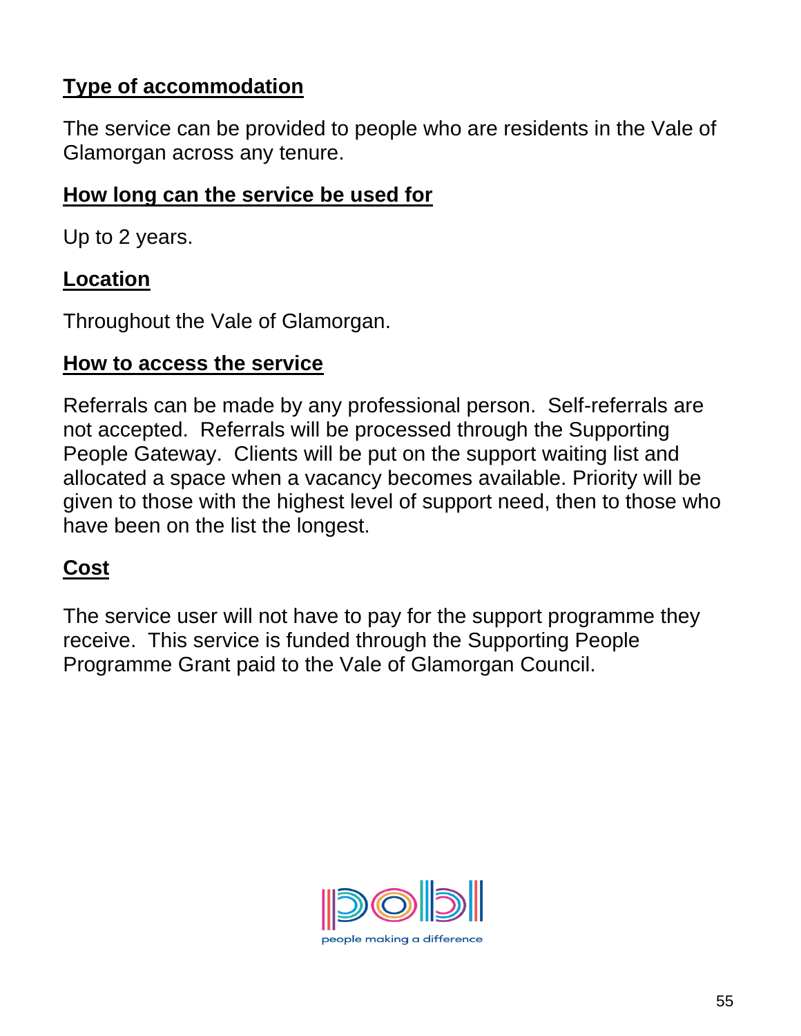**Type of accommodation**

The service can be provided to people who are residents in the Vale of Glamorgan across any tenure.

**How long can the service be used for**

Up to 2 years.

**Location**

Throughout the Vale of Glamorgan.

**How to access the service**

Referrals can be made by any professional person. Self-referrals are not accepted. Referrals will be processed through the Supporting People Gateway. Clients will be put on the support waiting list and allocated a space when a vacancy becomes available. Priority will be given to those with the highest level of support need, then to those who have been on the list the longest.

**Cost**

The service user will not have to pay for the support programme they receive. This service is funded through the Supporting People Programme Grant paid to the Vale of Glamorgan Council.

people making a difference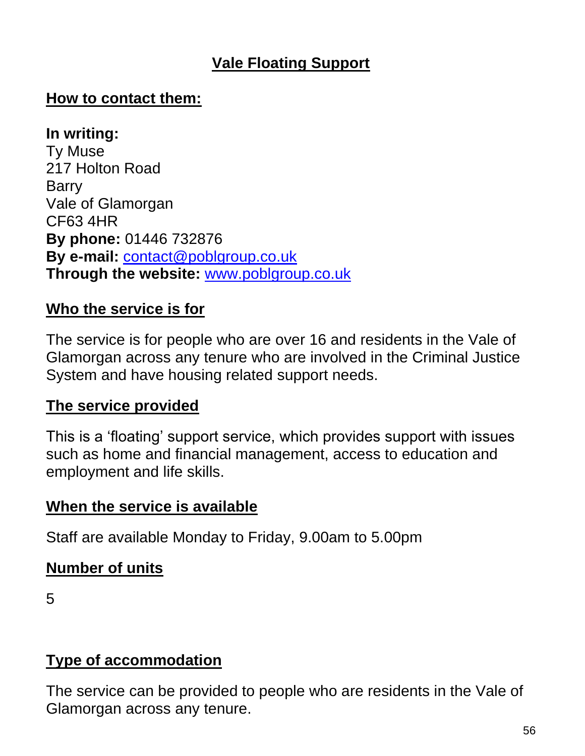## Vale Floating Support

### How to contact them:

**In writing:**
Ty Muse
217 Holton Road
Barry
Vale of Glamorgan
CF63 4HR
**By phone:** 01446 732876
**By e-mail:** contact@poblgroup.co.uk
**Through the website:** www.poblgroup.co.uk

### Who the service is for

The service is for people who are over 16 and residents in the Vale of Glamorgan across any tenure who are involved in the Criminal Justice System and have housing related support needs.

### The service provided

This is a 'floating' support service, which provides support with issues such as home and financial management, access to education and employment and life skills.

### When the service is available

Staff are available Monday to Friday, 9.00am to 5.00pm

### Number of units

5

### Type of accommodation

The service can be provided to people who are residents in the Vale of Glamorgan across any tenure.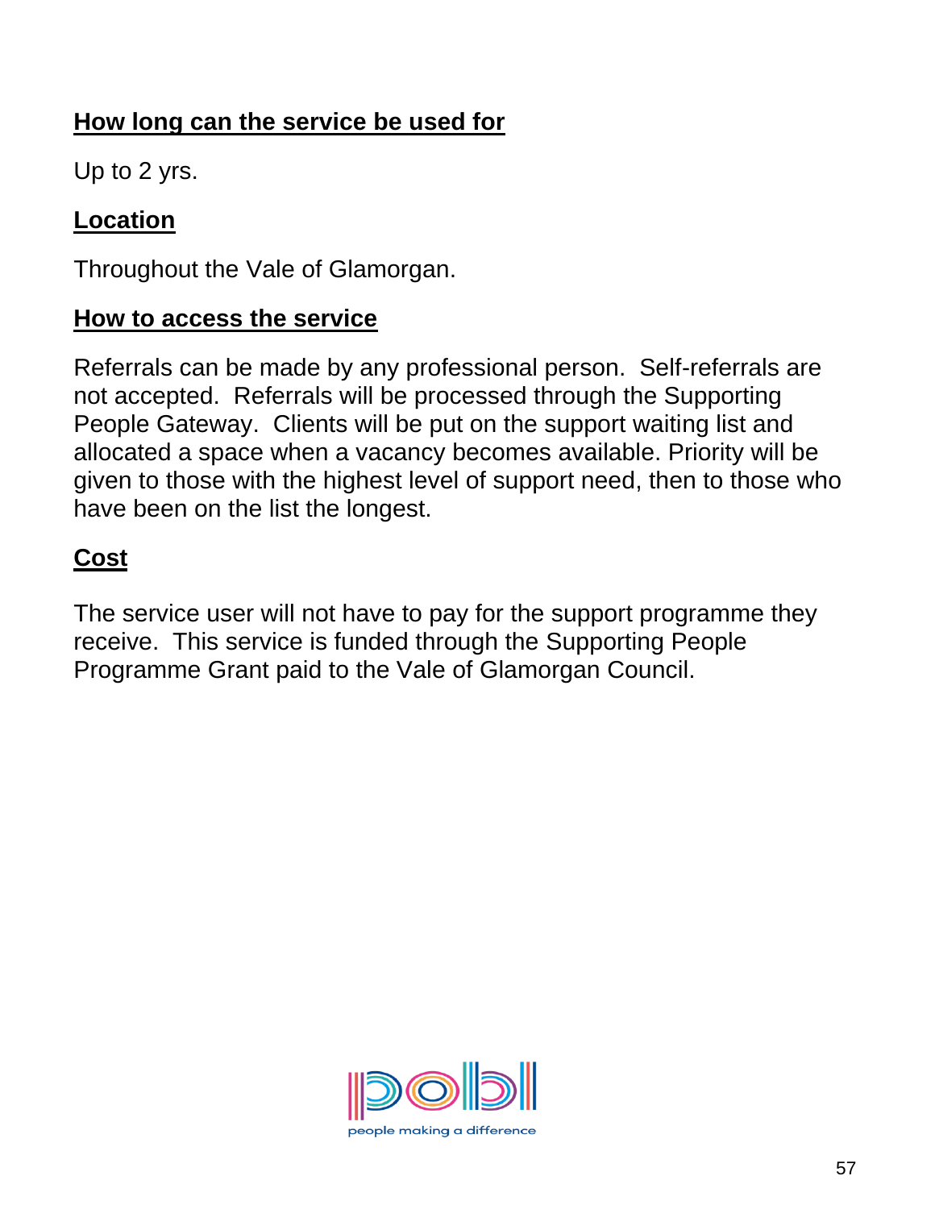**How long can the service be used for**

Up to 2 yrs.

**Location**

Throughout the Vale of Glamorgan.

**How to access the service**

Referrals can be made by any professional person.  Self-referrals are not accepted.  Referrals will be processed through the Supporting People Gateway.  Clients will be put on the support waiting list and allocated a space when a vacancy becomes available. Priority will be given to those with the highest level of support need, then to those who have been on the list the longest.

**Cost**

The service user will not have to pay for the support programme they receive.  This service is funded through the Supporting People Programme Grant paid to the Vale of Glamorgan Council.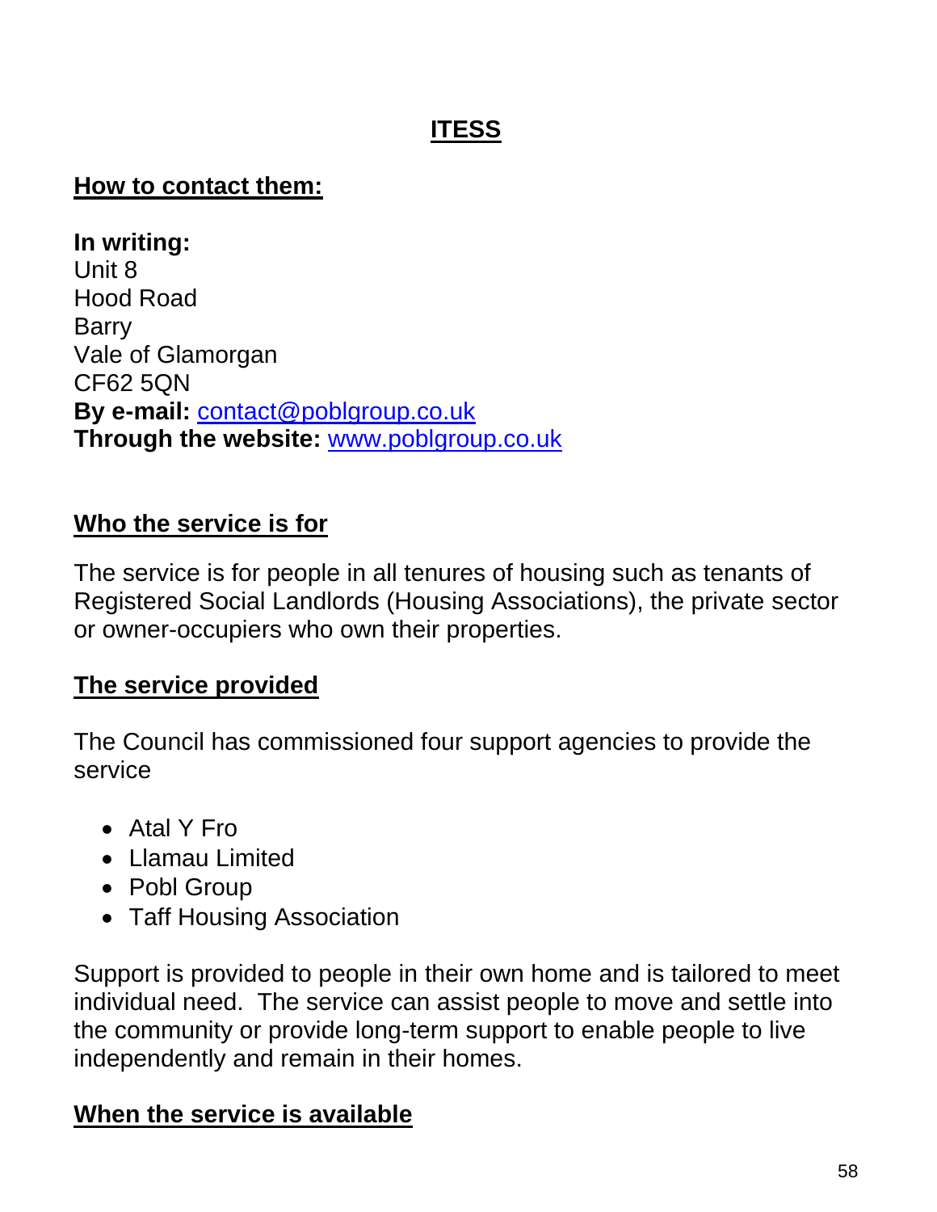## ITESS

### How to contact them:

**In writing:**
Unit 8
Hood Road
Barry
Vale of Glamorgan
CF62 5QN
**By e-mail:** contact@poblgroup.co.uk
**Through the website:** www.poblgroup.co.uk

### Who the service is for

The service is for people in all tenures of housing such as tenants of Registered Social Landlords (Housing Associations), the private sector or owner-occupiers who own their properties.

### The service provided

The Council has commissioned four support agencies to provide the service

- Atal Y Fro
- Llamau Limited
- Pobl Group
- Taff Housing Association

Support is provided to people in their own home and is tailored to meet individual need. The service can assist people to move and settle into the community or provide long-term support to enable people to live independently and remain in their homes.

### When the service is available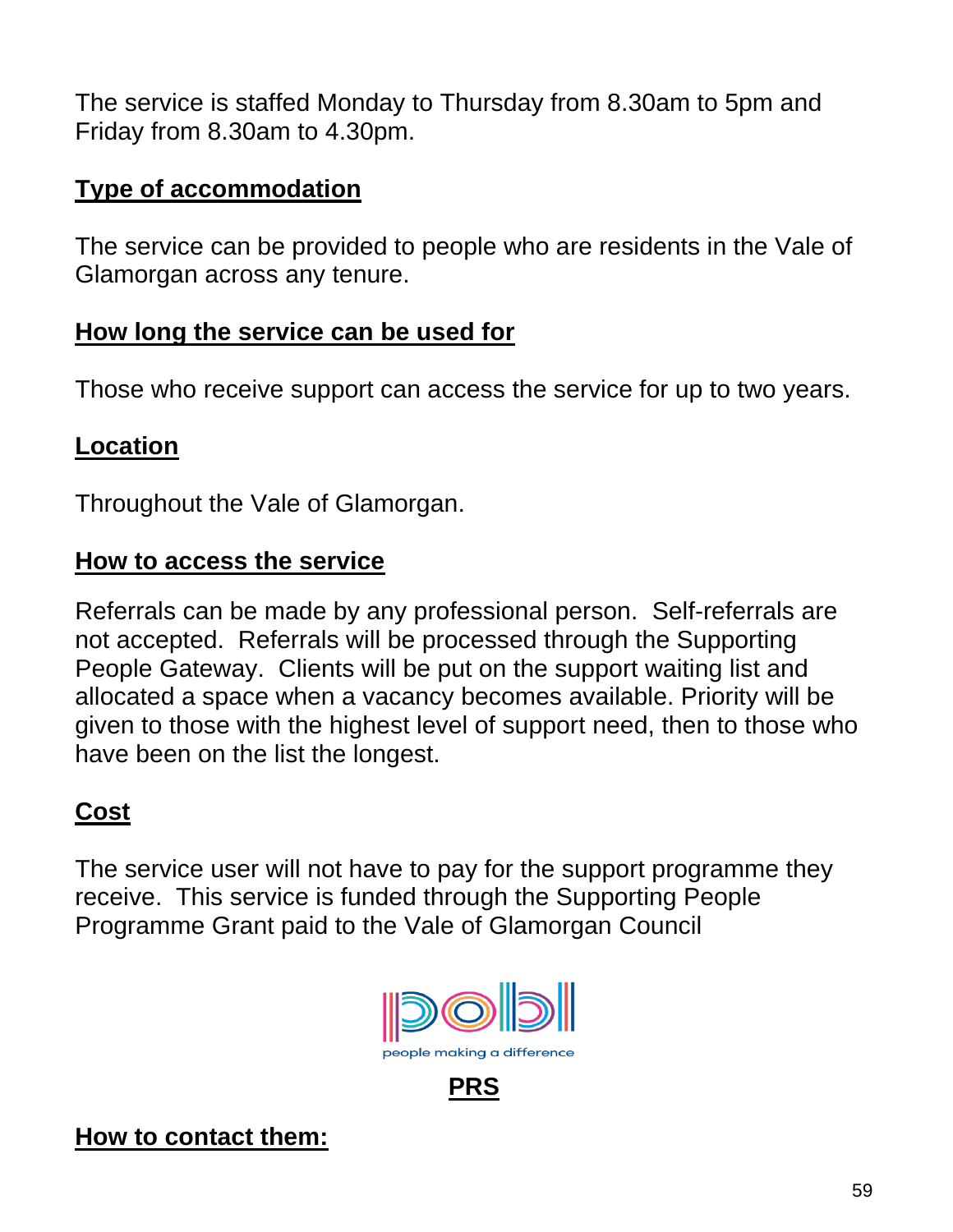The service is staffed Monday to Thursday from 8.30am to 5pm and Friday from 8.30am to 4.30pm.

**Type of accommodation**

The service can be provided to people who are residents in the Vale of Glamorgan across any tenure.

**How long the service can be used for**

Those who receive support can access the service for up to two years.

**Location**

Throughout the Vale of Glamorgan.

**How to access the service**

Referrals can be made by any professional person. Self-referrals are not accepted. Referrals will be processed through the Supporting People Gateway. Clients will be put on the support waiting list and allocated a space when a vacancy becomes available. Priority will be given to those with the highest level of support need, then to those who have been on the list the longest.

**Cost**

The service user will not have to pay for the support programme they receive. This service is funded through the Supporting People Programme Grant paid to the Vale of Glamorgan Council

people making a difference

**PRS**

**How to contact them:**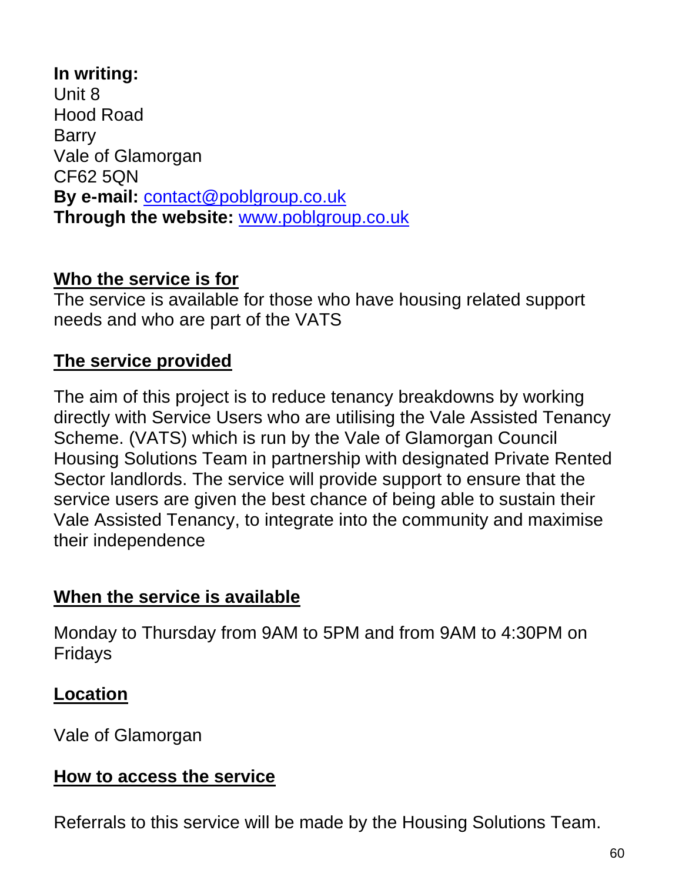**In writing:**
Unit 8
Hood Road
Barry
Vale of Glamorgan
CF62 5QN
**By e-mail:** contact@poblgroup.co.uk
**Through the website:** www.poblgroup.co.uk

## Who the service is for

The service is available for those who have housing related support needs and who are part of the VATS

## The service provided

The aim of this project is to reduce tenancy breakdowns by working directly with Service Users who are utilising the Vale Assisted Tenancy Scheme. (VATS) which is run by the Vale of Glamorgan Council Housing Solutions Team in partnership with designated Private Rented Sector landlords. The service will provide support to ensure that the service users are given the best chance of being able to sustain their Vale Assisted Tenancy, to integrate into the community and maximise their independence

## When the service is available

Monday to Thursday from 9AM to 5PM and from 9AM to 4:30PM on Fridays

## Location

Vale of Glamorgan

## How to access the service

Referrals to this service will be made by the Housing Solutions Team.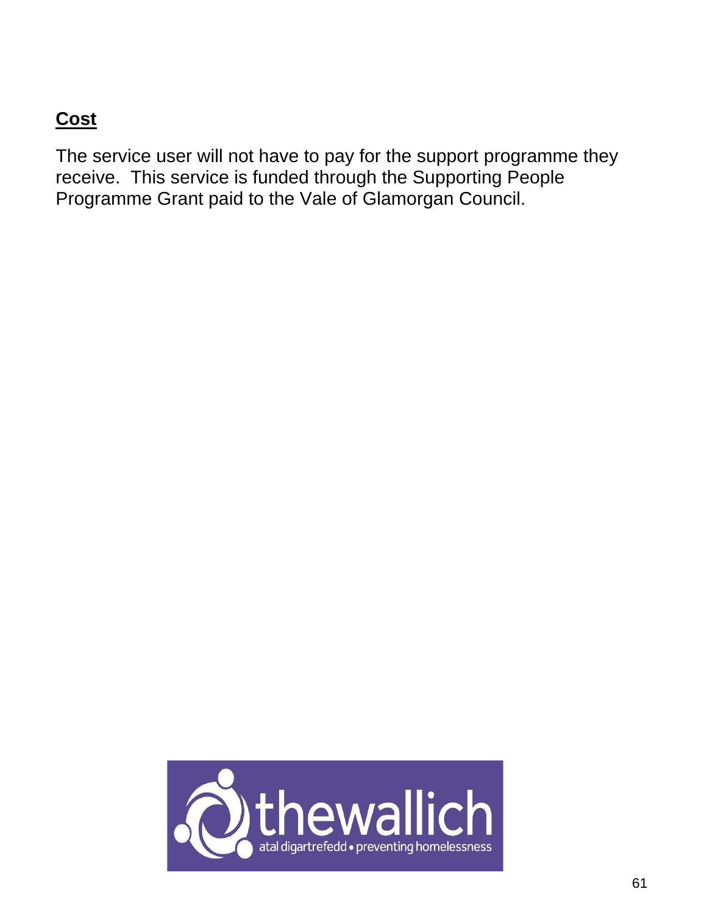## Cost

The service user will not have to pay for the support programme they receive. This service is funded through the Supporting People Programme Grant paid to the Vale of Glamorgan Council.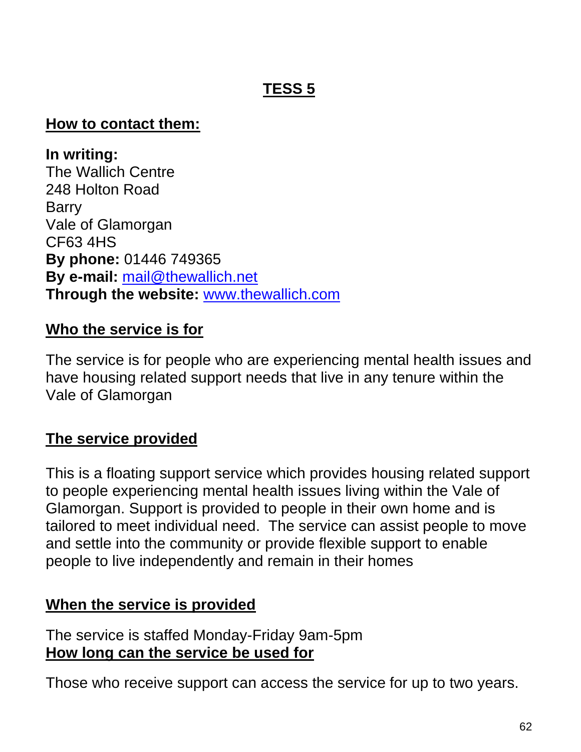# TESS 5

## How to contact them:

**In writing:**
The Wallich Centre
248 Holton Road
Barry
Vale of Glamorgan
CF63 4HS
**By phone:** 01446 749365
**By e-mail:** mail@thewallich.net
**Through the website:** www.thewallich.com

## Who the service is for

The service is for people who are experiencing mental health issues and have housing related support needs that live in any tenure within the Vale of Glamorgan

## The service provided

This is a floating support service which provides housing related support to people experiencing mental health issues living within the Vale of Glamorgan. Support is provided to people in their own home and is tailored to meet individual need. The service can assist people to move and settle into the community or provide flexible support to enable people to live independently and remain in their homes

## When the service is provided

The service is staffed Monday-Friday 9am-5pm

## How long can the service be used for

Those who receive support can access the service for up to two years.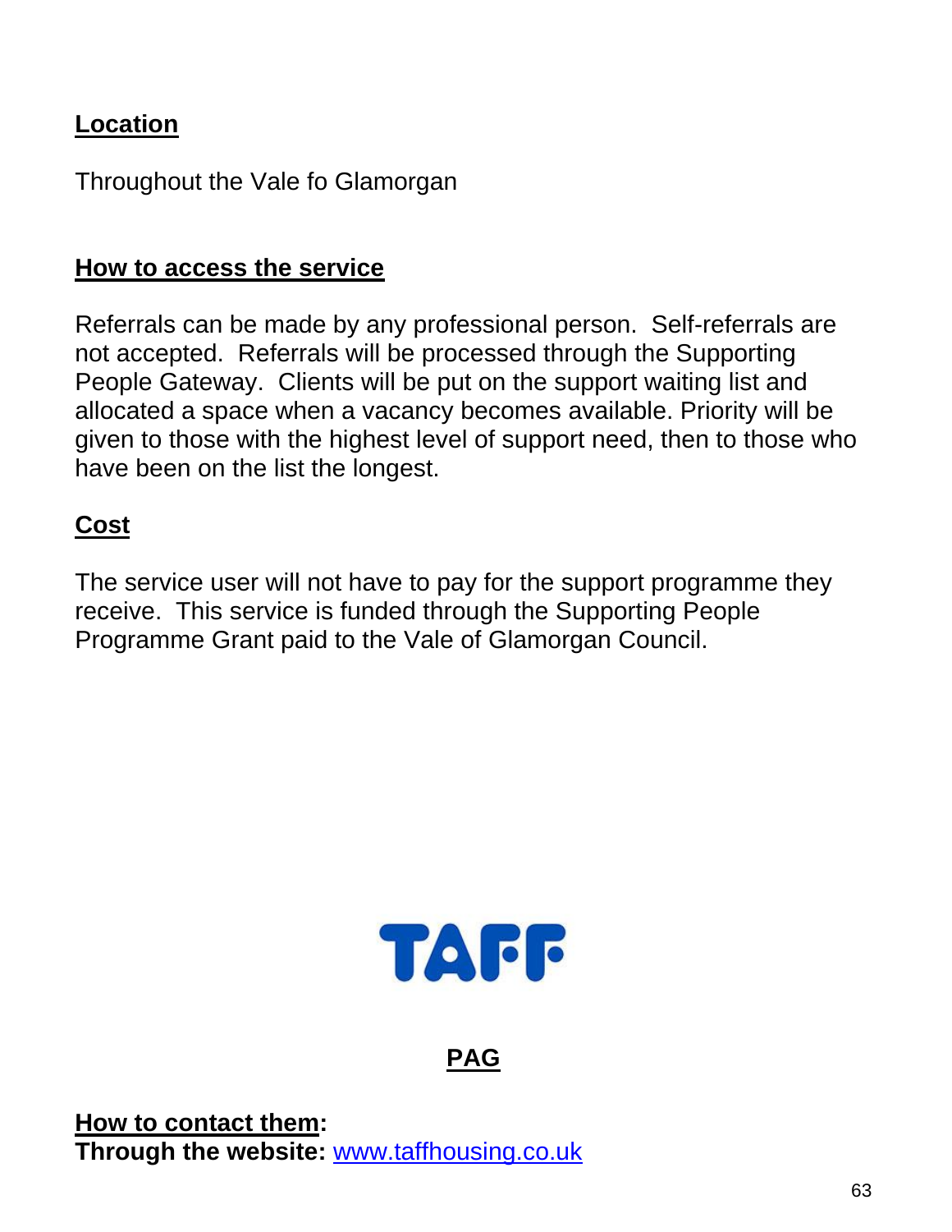**Location**

Throughout the Vale fo Glamorgan

**How to access the service**

Referrals can be made by any professional person. Self-referrals are not accepted. Referrals will be processed through the Supporting People Gateway. Clients will be put on the support waiting list and allocated a space when a vacancy becomes available. Priority will be given to those with the highest level of support need, then to those who have been on the list the longest.

**Cost**

The service user will not have to pay for the support programme they receive. This service is funded through the Supporting People Programme Grant paid to the Vale of Glamorgan Council.

TAFF

**PAG**

**How to contact them:**
**Through the website:** www.taffhousing.co.uk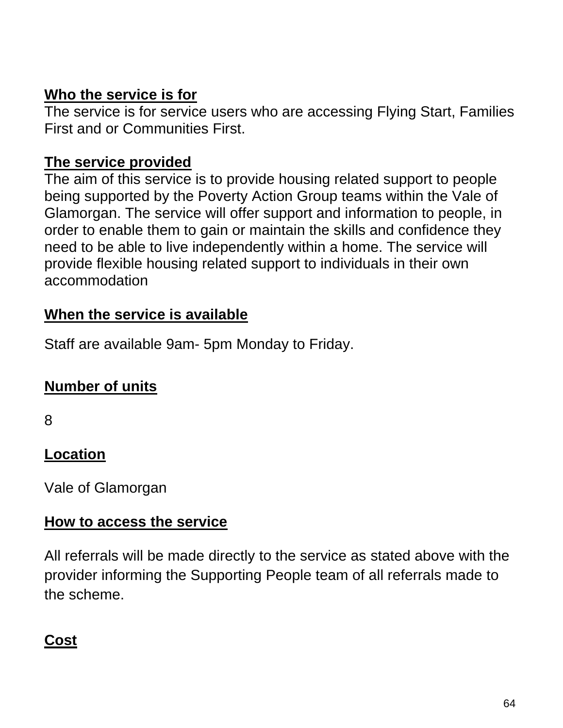**Who the service is for**

The service is for service users who are accessing Flying Start, Families First and or Communities First.

**The service provided**

The aim of this service is to provide housing related support to people being supported by the Poverty Action Group teams within the Vale of Glamorgan. The service will offer support and information to people, in order to enable them to gain or maintain the skills and confidence they need to be able to live independently within a home. The service will provide flexible housing related support to individuals in their own accommodation

**When the service is available**

Staff are available 9am- 5pm Monday to Friday.

**Number of units**

8

**Location**

Vale of Glamorgan

**How to access the service**

All referrals will be made directly to the service as stated above with the provider informing the Supporting People team of all referrals made to the scheme.

**Cost**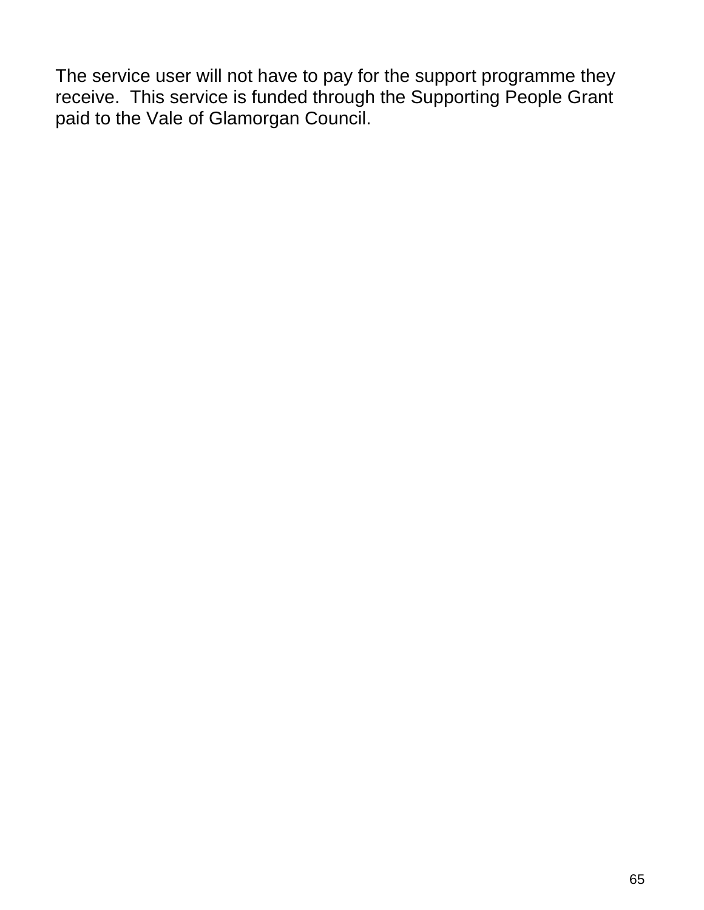The service user will not have to pay for the support programme they receive.  This service is funded through the Supporting People Grant paid to the Vale of Glamorgan Council.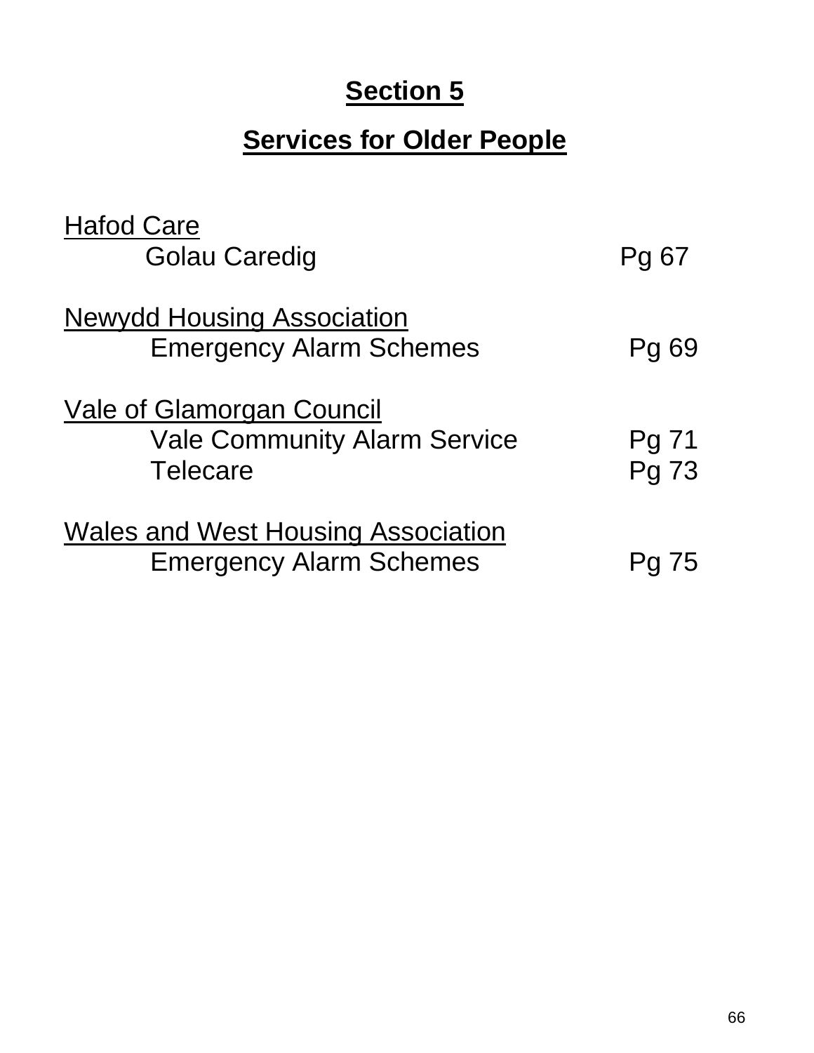# Section 5

## Services for Older People

Hafod Care

- Golau Caredig — Pg 67

Newydd Housing Association

- Emergency Alarm Schemes — Pg 69

Vale of Glamorgan Council

- Vale Community Alarm Service — Pg 71
- Telecare — Pg 73

Wales and West Housing Association

- Emergency Alarm Schemes — Pg 75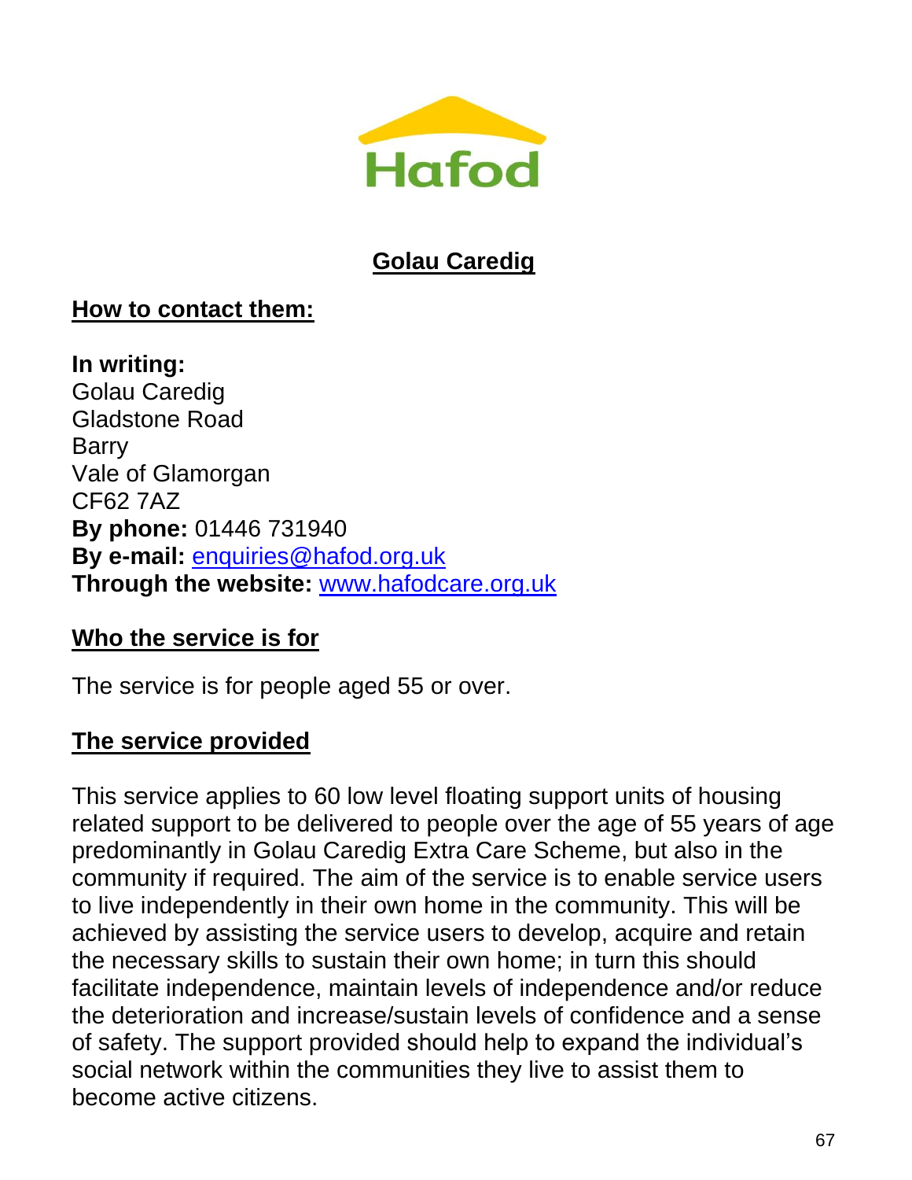Hafod

## Golau Caredig

### How to contact them:

**In writing:**
Golau Caredig
Gladstone Road
Barry
Vale of Glamorgan
CF62 7AZ
**By phone:** 01446 731940
**By e-mail:** enquiries@hafod.org.uk
**Through the website:** www.hafodcare.org.uk

### Who the service is for

The service is for people aged 55 or over.

### The service provided

This service applies to 60 low level floating support units of housing related support to be delivered to people over the age of 55 years of age predominantly in Golau Caredig Extra Care Scheme, but also in the community if required. The aim of the service is to enable service users to live independently in their own home in the community. This will be achieved by assisting the service users to develop, acquire and retain the necessary skills to sustain their own home; in turn this should facilitate independence, maintain levels of independence and/or reduce the deterioration and increase/sustain levels of confidence and a sense of safety. The support provided should help to expand the individual's social network within the communities they live to assist them to become active citizens.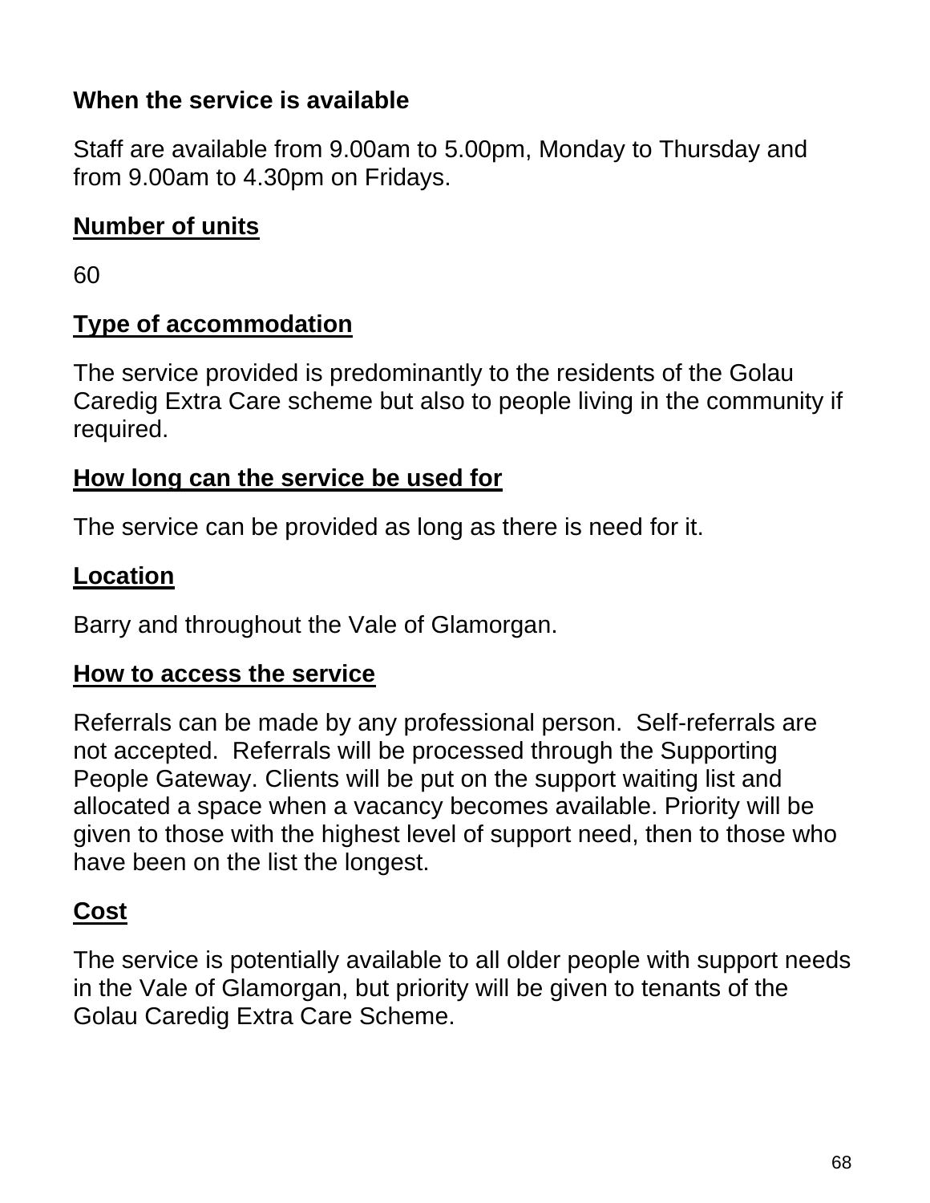**When the service is available**

Staff are available from 9.00am to 5.00pm, Monday to Thursday and from 9.00am to 4.30pm on Fridays.

**Number of units**

60

**Type of accommodation**

The service provided is predominantly to the residents of the Golau Caredig Extra Care scheme but also to people living in the community if required.

**How long can the service be used for**

The service can be provided as long as there is need for it.

**Location**

Barry and throughout the Vale of Glamorgan.

**How to access the service**

Referrals can be made by any professional person. Self-referrals are not accepted. Referrals will be processed through the Supporting People Gateway. Clients will be put on the support waiting list and allocated a space when a vacancy becomes available. Priority will be given to those with the highest level of support need, then to those who have been on the list the longest.

**Cost**

The service is potentially available to all older people with support needs in the Vale of Glamorgan, but priority will be given to tenants of the Golau Caredig Extra Care Scheme.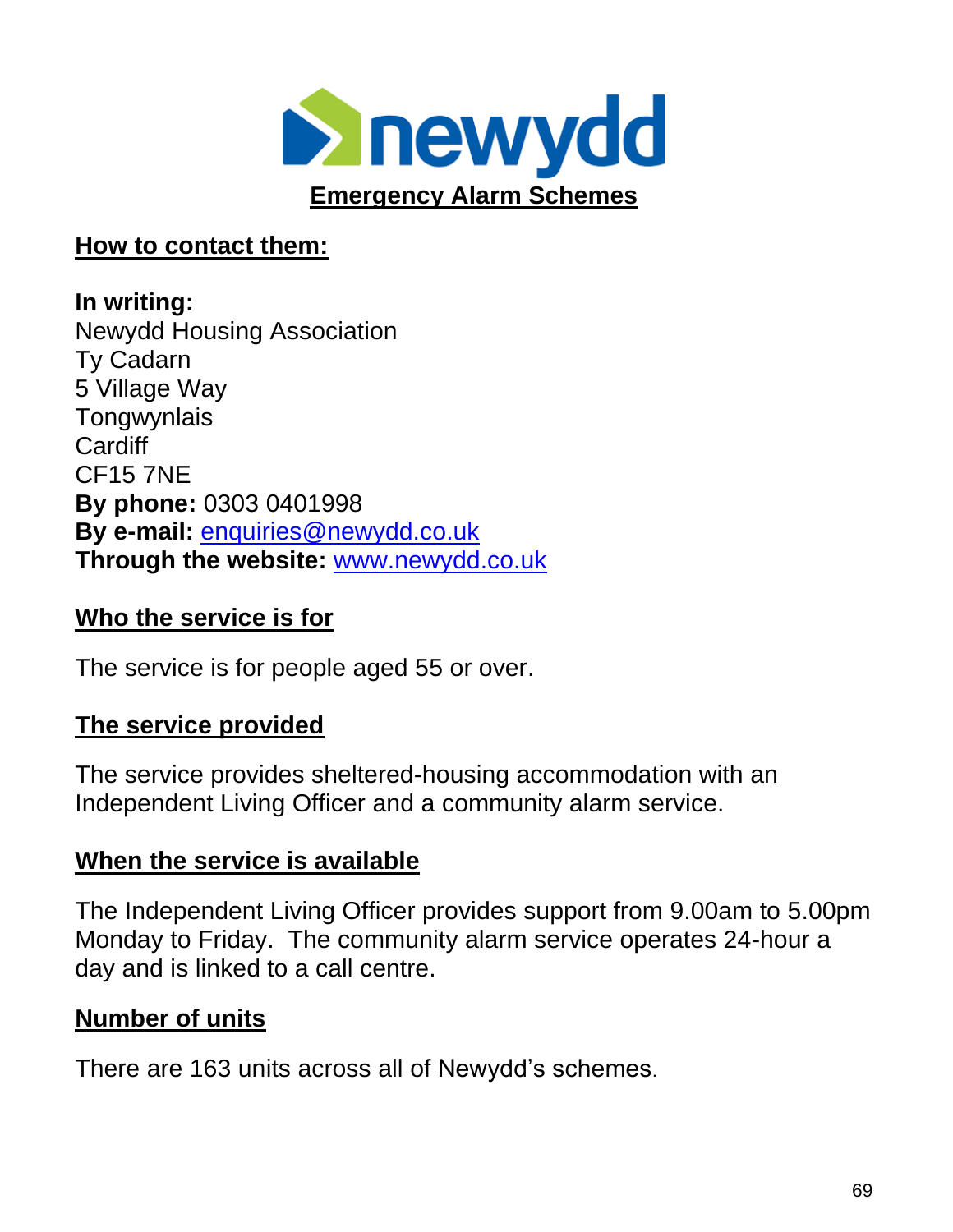# Emergency Alarm Schemes

## How to contact them:

**In writing:**
Newydd Housing Association
Ty Cadarn
5 Village Way
Tongwynlais
Cardiff
CF15 7NE
**By phone:** 0303 0401998
**By e-mail:** enquiries@newydd.co.uk
**Through the website:** www.newydd.co.uk

## Who the service is for

The service is for people aged 55 or over.

## The service provided

The service provides sheltered-housing accommodation with an Independent Living Officer and a community alarm service.

## When the service is available

The Independent Living Officer provides support from 9.00am to 5.00pm Monday to Friday. The community alarm service operates 24-hour a day and is linked to a call centre.

## Number of units

There are 163 units across all of Newydd's schemes.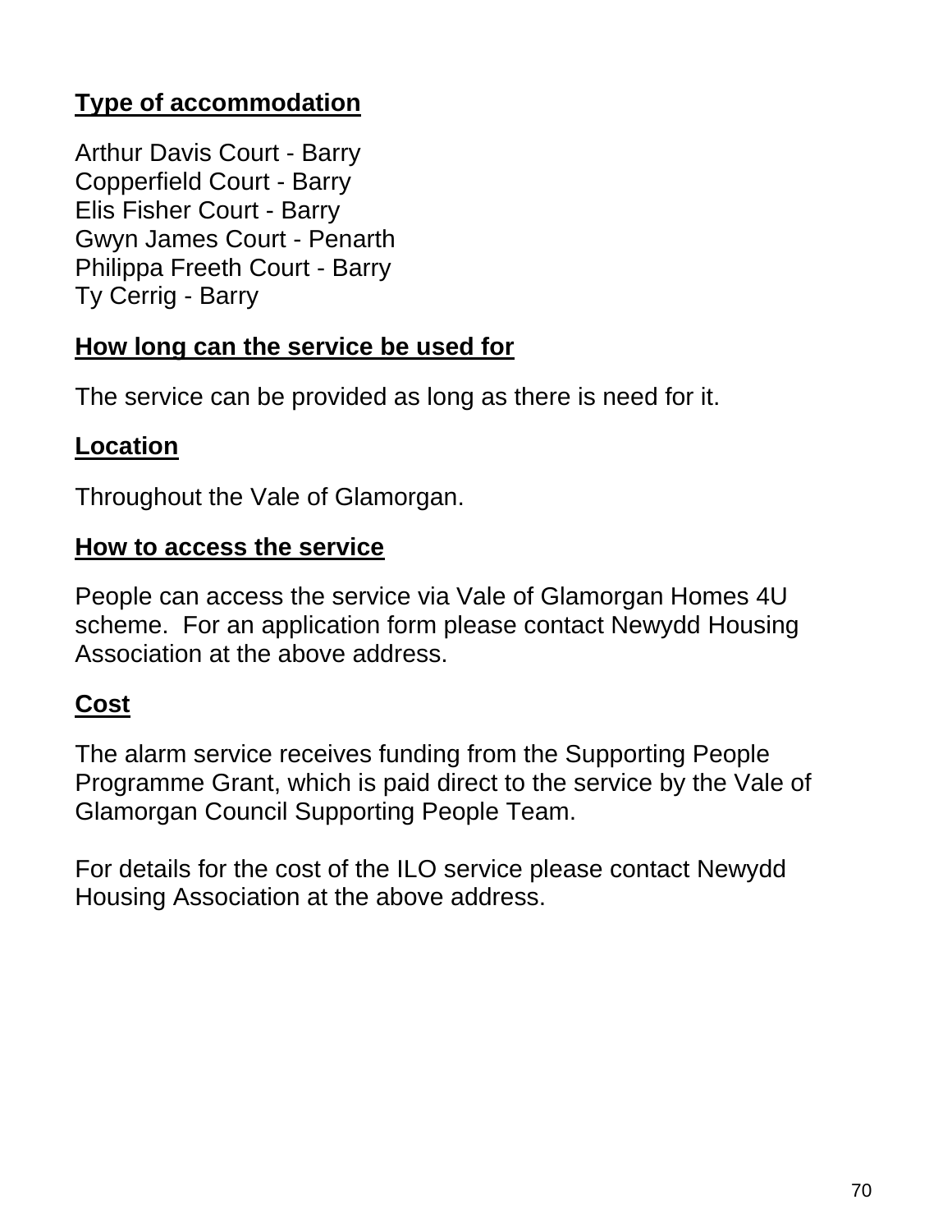**Type of accommodation**

Arthur Davis Court - Barry
Copperfield Court - Barry
Elis Fisher Court - Barry
Gwyn James Court - Penarth
Philippa Freeth Court - Barry
Ty Cerrig - Barry

**How long can the service be used for**

The service can be provided as long as there is need for it.

**Location**

Throughout the Vale of Glamorgan.

**How to access the service**

People can access the service via Vale of Glamorgan Homes 4U scheme.  For an application form please contact Newydd Housing Association at the above address.

**Cost**

The alarm service receives funding from the Supporting People Programme Grant, which is paid direct to the service by the Vale of Glamorgan Council Supporting People Team.

For details for the cost of the ILO service please contact Newydd Housing Association at the above address.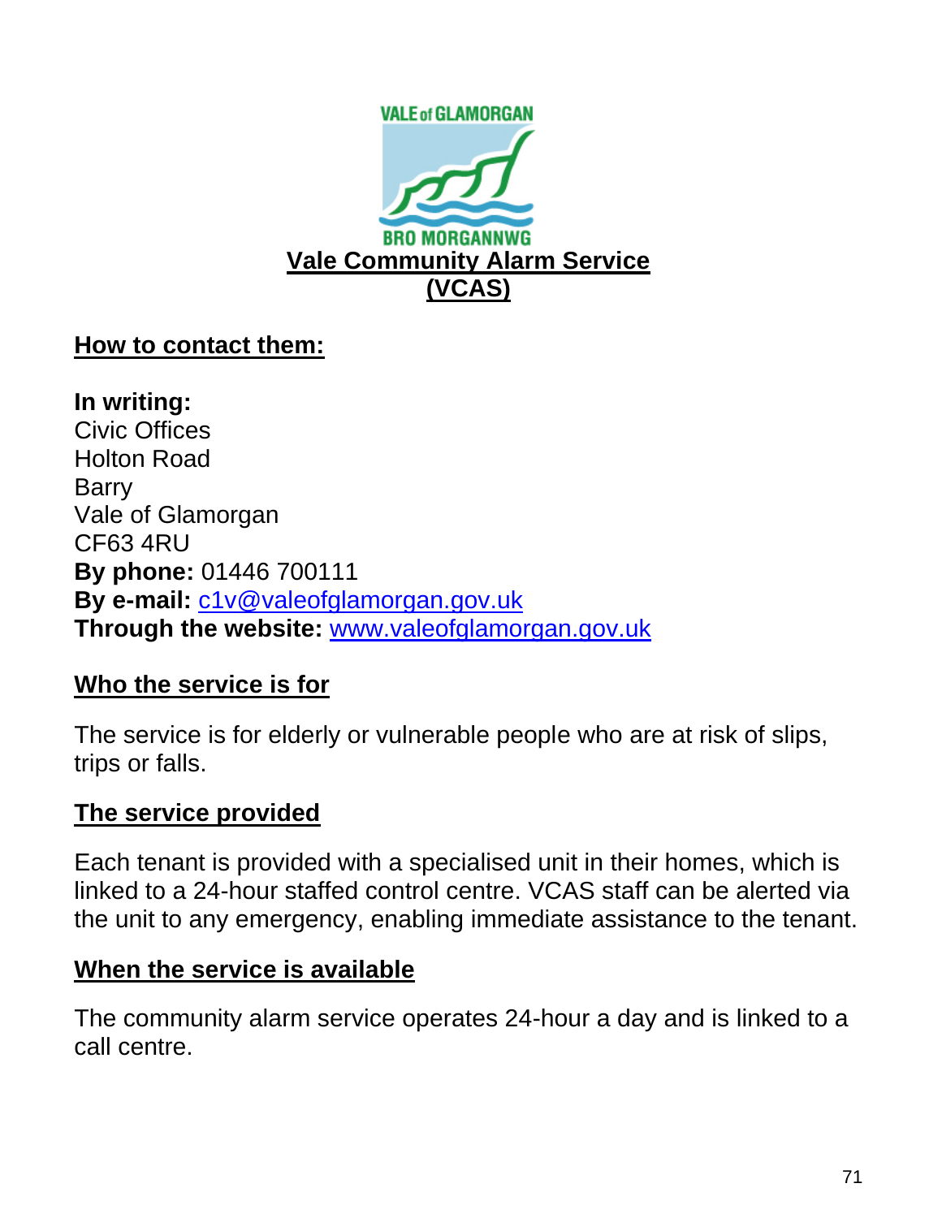# Vale Community Alarm Service (VCAS)

## How to contact them:

**In writing:**
Civic Offices
Holton Road
Barry
Vale of Glamorgan
CF63 4RU
**By phone:** 01446 700111
**By e-mail:** c1v@valeofglamorgan.gov.uk
**Through the website:** www.valeofglamorgan.gov.uk

## Who the service is for

The service is for elderly or vulnerable people who are at risk of slips, trips or falls.

## The service provided

Each tenant is provided with a specialised unit in their homes, which is linked to a 24-hour staffed control centre. VCAS staff can be alerted via the unit to any emergency, enabling immediate assistance to the tenant.

## When the service is available

The community alarm service operates 24-hour a day and is linked to a call centre.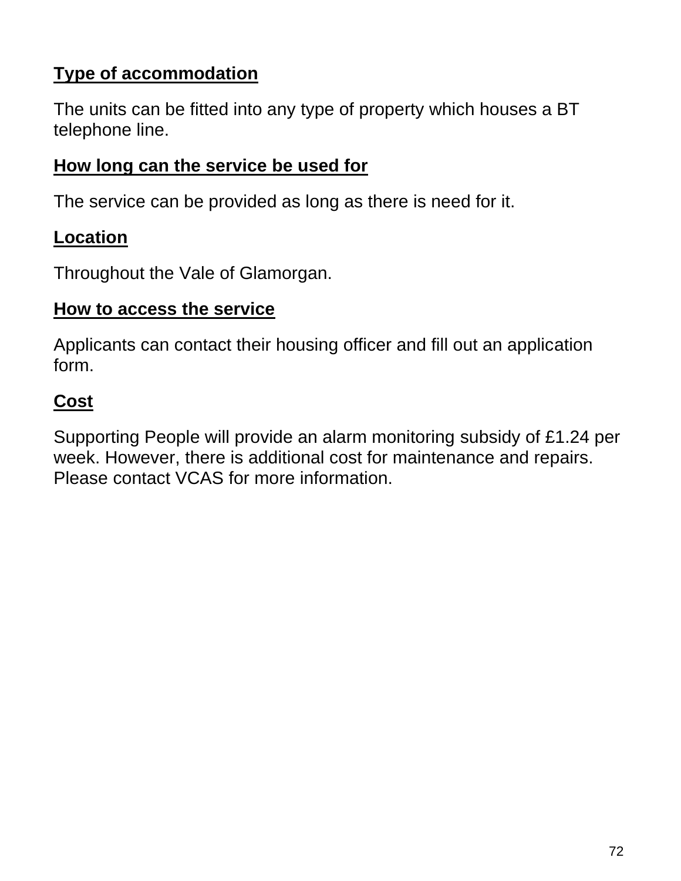**Type of accommodation**

The units can be fitted into any type of property which houses a BT telephone line.

**How long can the service be used for**

The service can be provided as long as there is need for it.

**Location**

Throughout the Vale of Glamorgan.

**How to access the service**

Applicants can contact their housing officer and fill out an application form.

**Cost**

Supporting People will provide an alarm monitoring subsidy of £1.24 per week. However, there is additional cost for maintenance and repairs. Please contact VCAS for more information.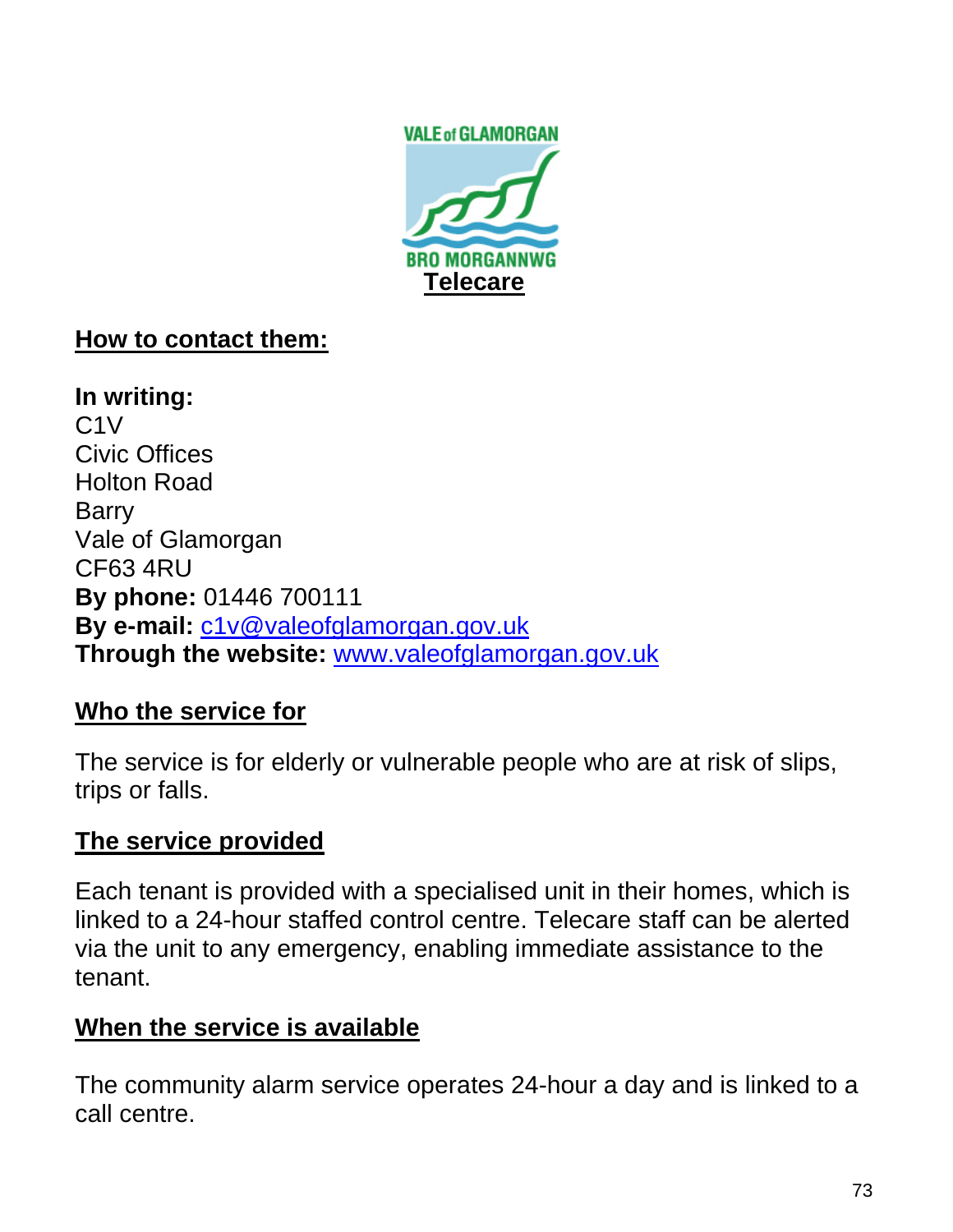# Telecare

## How to contact them:

**In writing:**
C1V
Civic Offices
Holton Road
Barry
Vale of Glamorgan
CF63 4RU
**By phone:** 01446 700111
**By e-mail:** c1v@valeofglamorgan.gov.uk
**Through the website:** www.valeofglamorgan.gov.uk

## Who the service for

The service is for elderly or vulnerable people who are at risk of slips, trips or falls.

## The service provided

Each tenant is provided with a specialised unit in their homes, which is linked to a 24-hour staffed control centre. Telecare staff can be alerted via the unit to any emergency, enabling immediate assistance to the tenant.

## When the service is available

The community alarm service operates 24-hour a day and is linked to a call centre.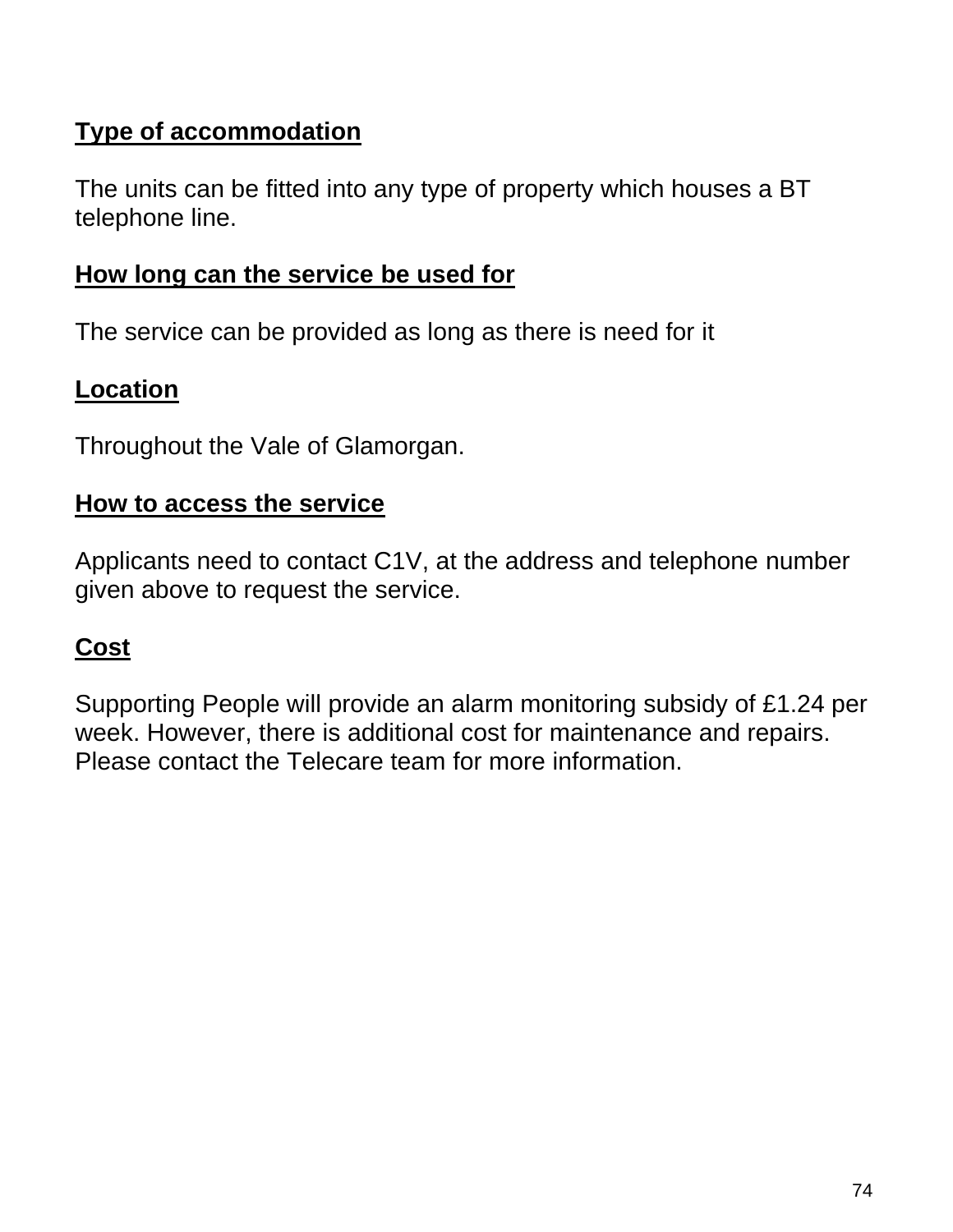**Type of accommodation**

The units can be fitted into any type of property which houses a BT telephone line.

**How long can the service be used for**

The service can be provided as long as there is need for it

**Location**

Throughout the Vale of Glamorgan.

**How to access the service**

Applicants need to contact C1V, at the address and telephone number given above to request the service.

**Cost**

Supporting People will provide an alarm monitoring subsidy of £1.24 per week. However, there is additional cost for maintenance and repairs. Please contact the Telecare team for more information.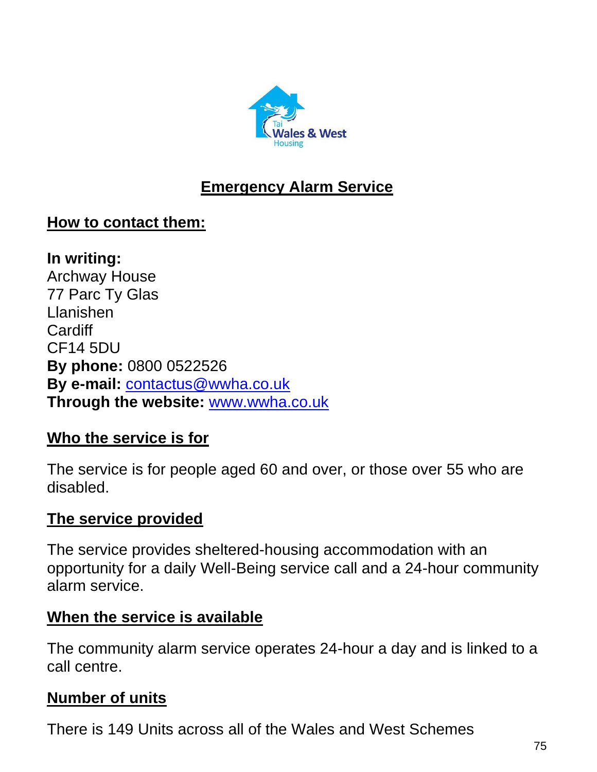# Emergency Alarm Service

## How to contact them:

**In writing:**
Archway House
77 Parc Ty Glas
Llanishen
Cardiff
CF14 5DU
**By phone:** 0800 0522526
**By e-mail:** contactus@wwha.co.uk
**Through the website:** www.wwha.co.uk

## Who the service is for

The service is for people aged 60 and over, or those over 55 who are disabled.

## The service provided

The service provides sheltered-housing accommodation with an opportunity for a daily Well-Being service call and a 24-hour community alarm service.

## When the service is available

The community alarm service operates 24-hour a day and is linked to a call centre.

## Number of units

There is 149 Units across all of the Wales and West Schemes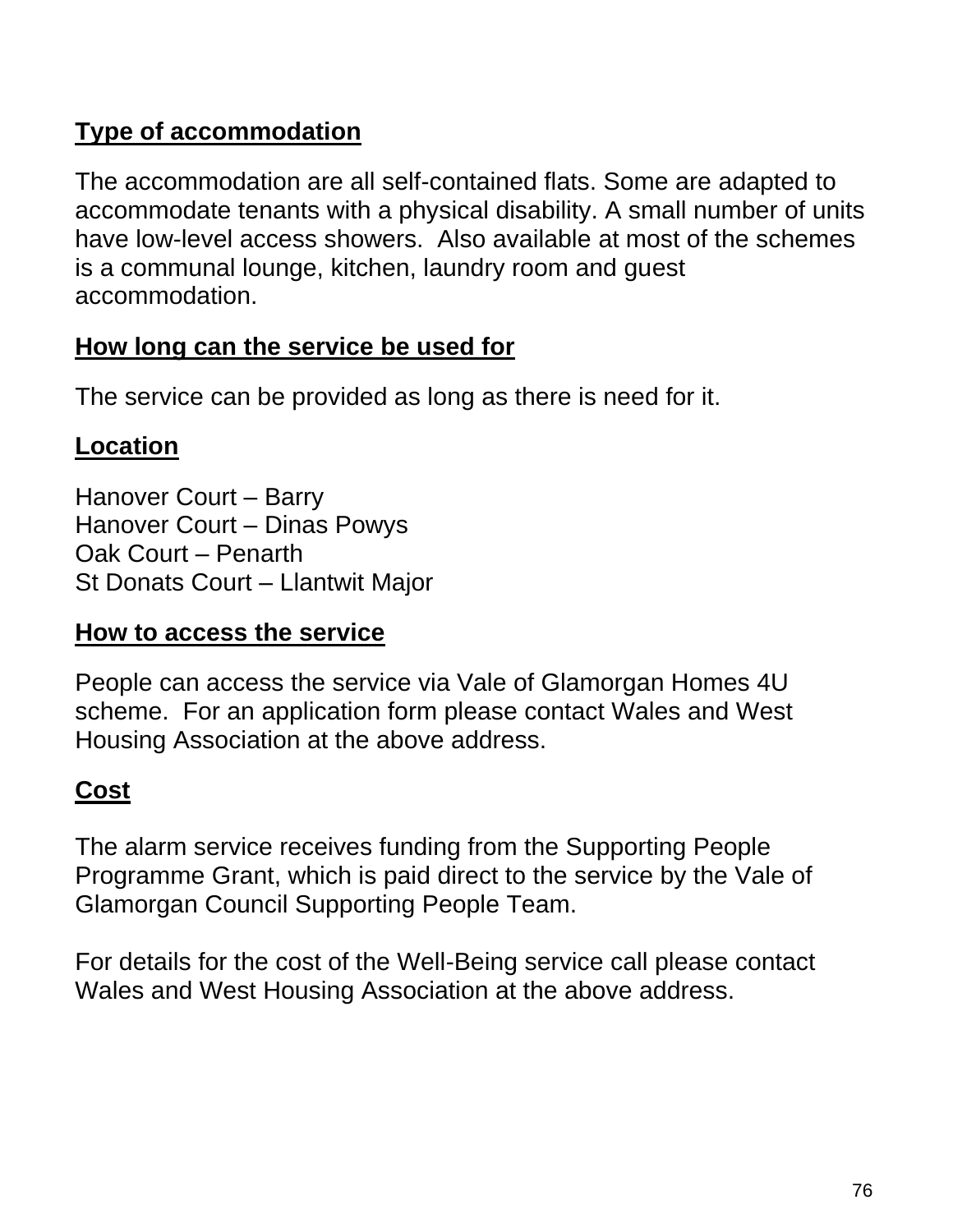**Type of accommodation**

The accommodation are all self-contained flats. Some are adapted to accommodate tenants with a physical disability. A small number of units have low-level access showers.  Also available at most of the schemes is a communal lounge, kitchen, laundry room and guest accommodation.

**How long can the service be used for**

The service can be provided as long as there is need for it.

**Location**

Hanover Court – Barry
Hanover Court – Dinas Powys
Oak Court – Penarth
St Donats Court – Llantwit Major

**How to access the service**

People can access the service via Vale of Glamorgan Homes 4U scheme.  For an application form please contact Wales and West Housing Association at the above address.

**Cost**

The alarm service receives funding from the Supporting People Programme Grant, which is paid direct to the service by the Vale of Glamorgan Council Supporting People Team.

For details for the cost of the Well-Being service call please contact Wales and West Housing Association at the above address.